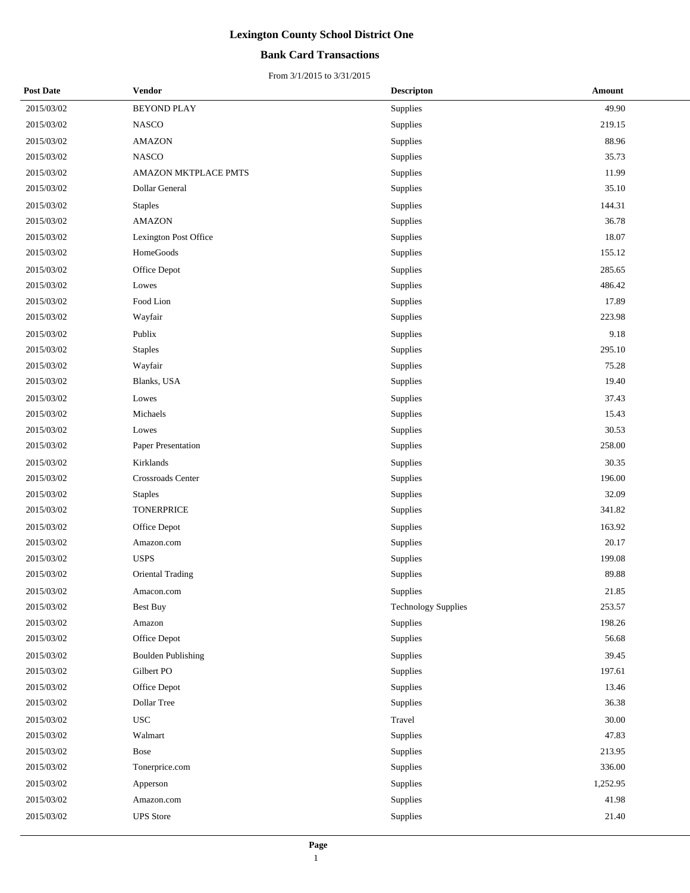# Lexington County School District One

## Bank Card Transactions

From 3/1/2015 to 3/31/2015

| Post Date | Vendor | Descripton | Amount |
|---|---|---|---|
| 2015/03/02 | BEYOND PLAY | Supplies | 49.90 |
| 2015/03/02 | NASCO | Supplies | 219.15 |
| 2015/03/02 | AMAZON | Supplies | 88.96 |
| 2015/03/02 | NASCO | Supplies | 35.73 |
| 2015/03/02 | AMAZON MKTPLACE PMTS | Supplies | 11.99 |
| 2015/03/02 | Dollar General | Supplies | 35.10 |
| 2015/03/02 | Staples | Supplies | 144.31 |
| 2015/03/02 | AMAZON | Supplies | 36.78 |
| 2015/03/02 | Lexington Post Office | Supplies | 18.07 |
| 2015/03/02 | HomeGoods | Supplies | 155.12 |
| 2015/03/02 | Office Depot | Supplies | 285.65 |
| 2015/03/02 | Lowes | Supplies | 486.42 |
| 2015/03/02 | Food Lion | Supplies | 17.89 |
| 2015/03/02 | Wayfair | Supplies | 223.98 |
| 2015/03/02 | Publix | Supplies | 9.18 |
| 2015/03/02 | Staples | Supplies | 295.10 |
| 2015/03/02 | Wayfair | Supplies | 75.28 |
| 2015/03/02 | Blanks, USA | Supplies | 19.40 |
| 2015/03/02 | Lowes | Supplies | 37.43 |
| 2015/03/02 | Michaels | Supplies | 15.43 |
| 2015/03/02 | Lowes | Supplies | 30.53 |
| 2015/03/02 | Paper Presentation | Supplies | 258.00 |
| 2015/03/02 | Kirklands | Supplies | 30.35 |
| 2015/03/02 | Crossroads Center | Supplies | 196.00 |
| 2015/03/02 | Staples | Supplies | 32.09 |
| 2015/03/02 | TONERPRICE | Supplies | 341.82 |
| 2015/03/02 | Office Depot | Supplies | 163.92 |
| 2015/03/02 | Amazon.com | Supplies | 20.17 |
| 2015/03/02 | USPS | Supplies | 199.08 |
| 2015/03/02 | Oriental Trading | Supplies | 89.88 |
| 2015/03/02 | Amacon.com | Supplies | 21.85 |
| 2015/03/02 | Best Buy | Technology Supplies | 253.57 |
| 2015/03/02 | Amazon | Supplies | 198.26 |
| 2015/03/02 | Office Depot | Supplies | 56.68 |
| 2015/03/02 | Boulden Publishing | Supplies | 39.45 |
| 2015/03/02 | Gilbert PO | Supplies | 197.61 |
| 2015/03/02 | Office Depot | Supplies | 13.46 |
| 2015/03/02 | Dollar Tree | Supplies | 36.38 |
| 2015/03/02 | USC | Travel | 30.00 |
| 2015/03/02 | Walmart | Supplies | 47.83 |
| 2015/03/02 | Bose | Supplies | 213.95 |
| 2015/03/02 | Tonerprice.com | Supplies | 336.00 |
| 2015/03/02 | Apperson | Supplies | 1,252.95 |
| 2015/03/02 | Amazon.com | Supplies | 41.98 |
| 2015/03/02 | UPS Store | Supplies | 21.40 |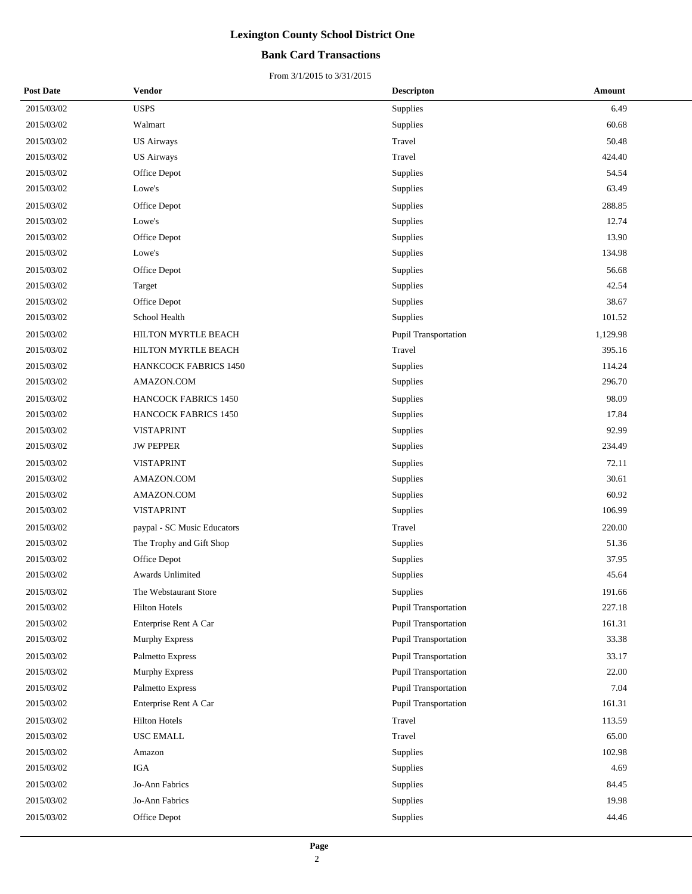# Lexington County School District One

## Bank Card Transactions

From 3/1/2015 to 3/31/2015

| Post Date | Vendor | Descripton | Amount |
|---|---|---|---|
| 2015/03/02 | USPS | Supplies | 6.49 |
| 2015/03/02 | Walmart | Supplies | 60.68 |
| 2015/03/02 | US Airways | Travel | 50.48 |
| 2015/03/02 | US Airways | Travel | 424.40 |
| 2015/03/02 | Office Depot | Supplies | 54.54 |
| 2015/03/02 | Lowe's | Supplies | 63.49 |
| 2015/03/02 | Office Depot | Supplies | 288.85 |
| 2015/03/02 | Lowe's | Supplies | 12.74 |
| 2015/03/02 | Office Depot | Supplies | 13.90 |
| 2015/03/02 | Lowe's | Supplies | 134.98 |
| 2015/03/02 | Office Depot | Supplies | 56.68 |
| 2015/03/02 | Target | Supplies | 42.54 |
| 2015/03/02 | Office Depot | Supplies | 38.67 |
| 2015/03/02 | School Health | Supplies | 101.52 |
| 2015/03/02 | HILTON MYRTLE BEACH | Pupil Transportation | 1,129.98 |
| 2015/03/02 | HILTON MYRTLE BEACH | Travel | 395.16 |
| 2015/03/02 | HANKCOCK FABRICS 1450 | Supplies | 114.24 |
| 2015/03/02 | AMAZON.COM | Supplies | 296.70 |
| 2015/03/02 | HANCOCK FABRICS 1450 | Supplies | 98.09 |
| 2015/03/02 | HANCOCK FABRICS 1450 | Supplies | 17.84 |
| 2015/03/02 | VISTAPRINT | Supplies | 92.99 |
| 2015/03/02 | JW PEPPER | Supplies | 234.49 |
| 2015/03/02 | VISTAPRINT | Supplies | 72.11 |
| 2015/03/02 | AMAZON.COM | Supplies | 30.61 |
| 2015/03/02 | AMAZON.COM | Supplies | 60.92 |
| 2015/03/02 | VISTAPRINT | Supplies | 106.99 |
| 2015/03/02 | paypal - SC Music Educators | Travel | 220.00 |
| 2015/03/02 | The Trophy and Gift Shop | Supplies | 51.36 |
| 2015/03/02 | Office Depot | Supplies | 37.95 |
| 2015/03/02 | Awards Unlimited | Supplies | 45.64 |
| 2015/03/02 | The Webstaurant Store | Supplies | 191.66 |
| 2015/03/02 | Hilton Hotels | Pupil Transportation | 227.18 |
| 2015/03/02 | Enterprise Rent A Car | Pupil Transportation | 161.31 |
| 2015/03/02 | Murphy Express | Pupil Transportation | 33.38 |
| 2015/03/02 | Palmetto Express | Pupil Transportation | 33.17 |
| 2015/03/02 | Murphy Express | Pupil Transportation | 22.00 |
| 2015/03/02 | Palmetto Express | Pupil Transportation | 7.04 |
| 2015/03/02 | Enterprise Rent A Car | Pupil Transportation | 161.31 |
| 2015/03/02 | Hilton Hotels | Travel | 113.59 |
| 2015/03/02 | USC EMALL | Travel | 65.00 |
| 2015/03/02 | Amazon | Supplies | 102.98 |
| 2015/03/02 | IGA | Supplies | 4.69 |
| 2015/03/02 | Jo-Ann Fabrics | Supplies | 84.45 |
| 2015/03/02 | Jo-Ann Fabrics | Supplies | 19.98 |
| 2015/03/02 | Office Depot | Supplies | 44.46 |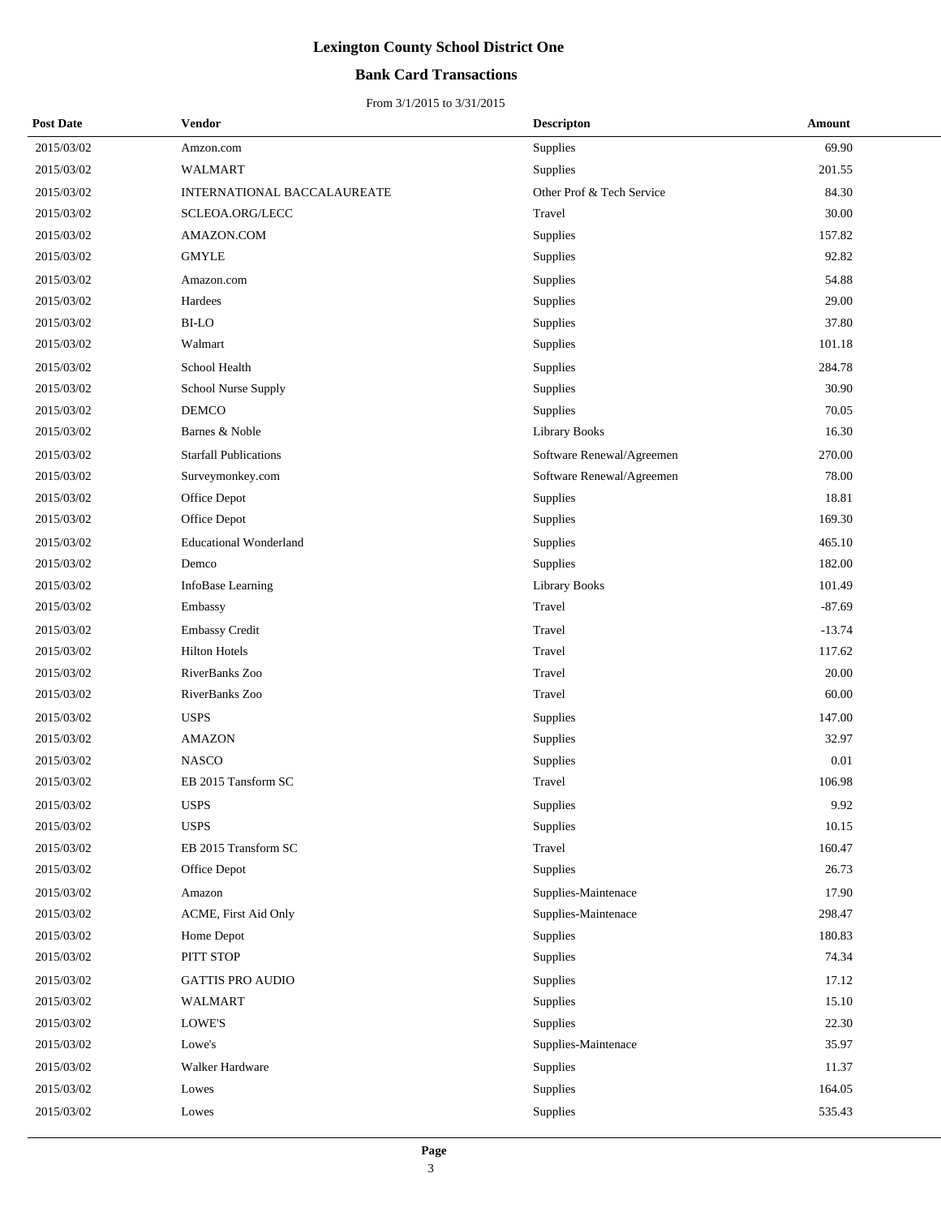# Lexington County School District One

## Bank Card Transactions

From 3/1/2015 to 3/31/2015

| Post Date | Vendor | Descripton | Amount |
|---|---|---|---|
| 2015/03/02 | Amzon.com | Supplies | 69.90 |
| 2015/03/02 | WALMART | Supplies | 201.55 |
| 2015/03/02 | INTERNATIONAL BACCALAUREATE | Other Prof & Tech Service | 84.30 |
| 2015/03/02 | SCLEOA.ORG/LECC | Travel | 30.00 |
| 2015/03/02 | AMAZON.COM | Supplies | 157.82 |
| 2015/03/02 | GMYLE | Supplies | 92.82 |
| 2015/03/02 | Amazon.com | Supplies | 54.88 |
| 2015/03/02 | Hardees | Supplies | 29.00 |
| 2015/03/02 | BI-LO | Supplies | 37.80 |
| 2015/03/02 | Walmart | Supplies | 101.18 |
| 2015/03/02 | School Health | Supplies | 284.78 |
| 2015/03/02 | School Nurse Supply | Supplies | 30.90 |
| 2015/03/02 | DEMCO | Supplies | 70.05 |
| 2015/03/02 | Barnes & Noble | Library Books | 16.30 |
| 2015/03/02 | Starfall Publications | Software Renewal/Agreemen | 270.00 |
| 2015/03/02 | Surveymonkey.com | Software Renewal/Agreemen | 78.00 |
| 2015/03/02 | Office Depot | Supplies | 18.81 |
| 2015/03/02 | Office Depot | Supplies | 169.30 |
| 2015/03/02 | Educational Wonderland | Supplies | 465.10 |
| 2015/03/02 | Demco | Supplies | 182.00 |
| 2015/03/02 | InfoBase Learning | Library Books | 101.49 |
| 2015/03/02 | Embassy | Travel | -87.69 |
| 2015/03/02 | Embassy Credit | Travel | -13.74 |
| 2015/03/02 | Hilton Hotels | Travel | 117.62 |
| 2015/03/02 | RiverBanks Zoo | Travel | 20.00 |
| 2015/03/02 | RiverBanks Zoo | Travel | 60.00 |
| 2015/03/02 | USPS | Supplies | 147.00 |
| 2015/03/02 | AMAZON | Supplies | 32.97 |
| 2015/03/02 | NASCO | Supplies | 0.01 |
| 2015/03/02 | EB 2015 Tansform SC | Travel | 106.98 |
| 2015/03/02 | USPS | Supplies | 9.92 |
| 2015/03/02 | USPS | Supplies | 10.15 |
| 2015/03/02 | EB 2015 Transform SC | Travel | 160.47 |
| 2015/03/02 | Office Depot | Supplies | 26.73 |
| 2015/03/02 | Amazon | Supplies-Maintenace | 17.90 |
| 2015/03/02 | ACME, First Aid Only | Supplies-Maintenace | 298.47 |
| 2015/03/02 | Home Depot | Supplies | 180.83 |
| 2015/03/02 | PITT STOP | Supplies | 74.34 |
| 2015/03/02 | GATTIS PRO AUDIO | Supplies | 17.12 |
| 2015/03/02 | WALMART | Supplies | 15.10 |
| 2015/03/02 | LOWE'S | Supplies | 22.30 |
| 2015/03/02 | Lowe's | Supplies-Maintenace | 35.97 |
| 2015/03/02 | Walker Hardware | Supplies | 11.37 |
| 2015/03/02 | Lowes | Supplies | 164.05 |
| 2015/03/02 | Lowes | Supplies | 535.43 |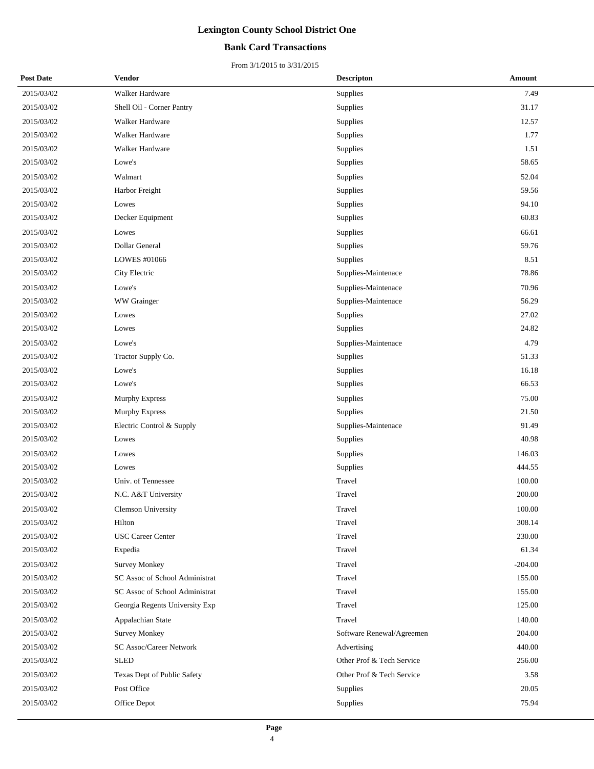# Lexington County School District One

## Bank Card Transactions

From 3/1/2015 to 3/31/2015

| Post Date | Vendor | Descripton | Amount |
|---|---|---|---|
| 2015/03/02 | Walker Hardware | Supplies | 7.49 |
| 2015/03/02 | Shell Oil - Corner Pantry | Supplies | 31.17 |
| 2015/03/02 | Walker Hardware | Supplies | 12.57 |
| 2015/03/02 | Walker Hardware | Supplies | 1.77 |
| 2015/03/02 | Walker Hardware | Supplies | 1.51 |
| 2015/03/02 | Lowe's | Supplies | 58.65 |
| 2015/03/02 | Walmart | Supplies | 52.04 |
| 2015/03/02 | Harbor Freight | Supplies | 59.56 |
| 2015/03/02 | Lowes | Supplies | 94.10 |
| 2015/03/02 | Decker Equipment | Supplies | 60.83 |
| 2015/03/02 | Lowes | Supplies | 66.61 |
| 2015/03/02 | Dollar General | Supplies | 59.76 |
| 2015/03/02 | LOWES #01066 | Supplies | 8.51 |
| 2015/03/02 | City Electric | Supplies-Maintenace | 78.86 |
| 2015/03/02 | Lowe's | Supplies-Maintenace | 70.96 |
| 2015/03/02 | WW Grainger | Supplies-Maintenace | 56.29 |
| 2015/03/02 | Lowes | Supplies | 27.02 |
| 2015/03/02 | Lowes | Supplies | 24.82 |
| 2015/03/02 | Lowe's | Supplies-Maintenace | 4.79 |
| 2015/03/02 | Tractor Supply Co. | Supplies | 51.33 |
| 2015/03/02 | Lowe's | Supplies | 16.18 |
| 2015/03/02 | Lowe's | Supplies | 66.53 |
| 2015/03/02 | Murphy Express | Supplies | 75.00 |
| 2015/03/02 | Murphy Express | Supplies | 21.50 |
| 2015/03/02 | Electric Control & Supply | Supplies-Maintenace | 91.49 |
| 2015/03/02 | Lowes | Supplies | 40.98 |
| 2015/03/02 | Lowes | Supplies | 146.03 |
| 2015/03/02 | Lowes | Supplies | 444.55 |
| 2015/03/02 | Univ. of Tennessee | Travel | 100.00 |
| 2015/03/02 | N.C. A&T University | Travel | 200.00 |
| 2015/03/02 | Clemson University | Travel | 100.00 |
| 2015/03/02 | Hilton | Travel | 308.14 |
| 2015/03/02 | USC Career Center | Travel | 230.00 |
| 2015/03/02 | Expedia | Travel | 61.34 |
| 2015/03/02 | Survey Monkey | Travel | -204.00 |
| 2015/03/02 | SC Assoc of School Administrat | Travel | 155.00 |
| 2015/03/02 | SC Assoc of School Administrat | Travel | 155.00 |
| 2015/03/02 | Georgia Regents University Exp | Travel | 125.00 |
| 2015/03/02 | Appalachian State | Travel | 140.00 |
| 2015/03/02 | Survey Monkey | Software Renewal/Agreemen | 204.00 |
| 2015/03/02 | SC Assoc/Career Network | Advertising | 440.00 |
| 2015/03/02 | SLED | Other Prof & Tech Service | 256.00 |
| 2015/03/02 | Texas Dept of Public Safety | Other Prof & Tech Service | 3.58 |
| 2015/03/02 | Post Office | Supplies | 20.05 |
| 2015/03/02 | Office Depot | Supplies | 75.94 |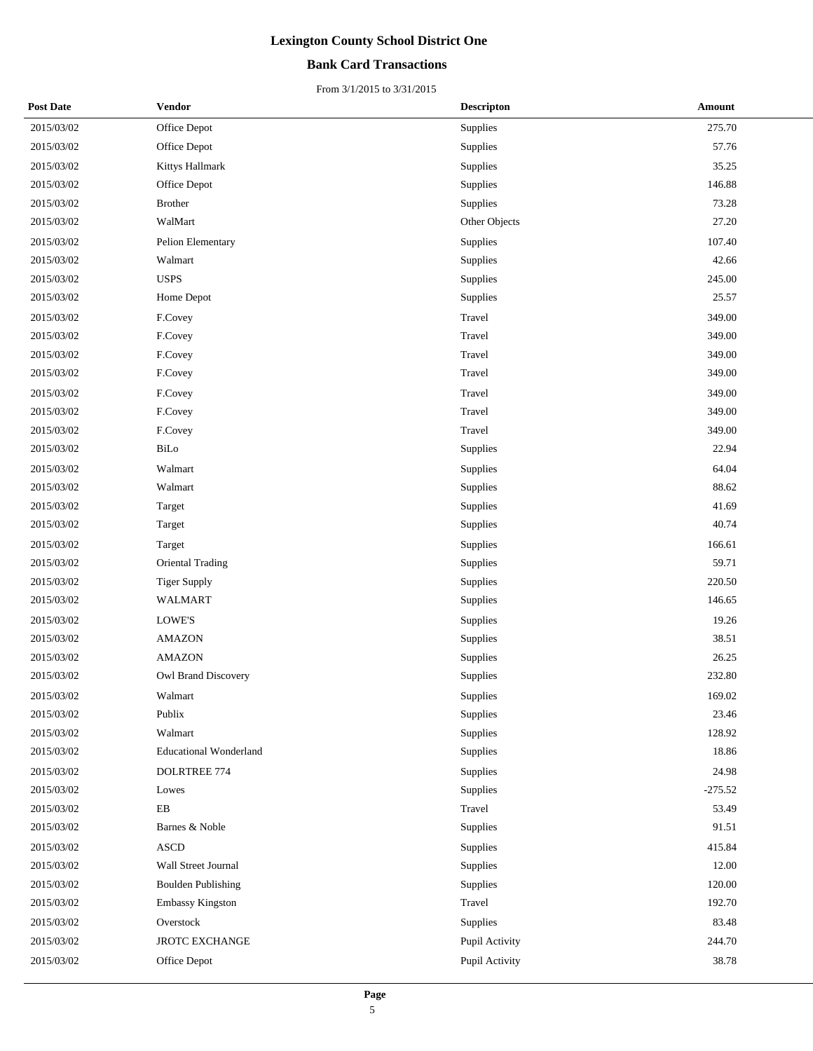# Lexington County School District One

## Bank Card Transactions

From 3/1/2015 to 3/31/2015

| Post Date | Vendor | Descripton | Amount |
|---|---|---|---|
| 2015/03/02 | Office Depot | Supplies | 275.70 |
| 2015/03/02 | Office Depot | Supplies | 57.76 |
| 2015/03/02 | Kittys Hallmark | Supplies | 35.25 |
| 2015/03/02 | Office Depot | Supplies | 146.88 |
| 2015/03/02 | Brother | Supplies | 73.28 |
| 2015/03/02 | WalMart | Other Objects | 27.20 |
| 2015/03/02 | Pelion Elementary | Supplies | 107.40 |
| 2015/03/02 | Walmart | Supplies | 42.66 |
| 2015/03/02 | USPS | Supplies | 245.00 |
| 2015/03/02 | Home Depot | Supplies | 25.57 |
| 2015/03/02 | F.Covey | Travel | 349.00 |
| 2015/03/02 | F.Covey | Travel | 349.00 |
| 2015/03/02 | F.Covey | Travel | 349.00 |
| 2015/03/02 | F.Covey | Travel | 349.00 |
| 2015/03/02 | F.Covey | Travel | 349.00 |
| 2015/03/02 | F.Covey | Travel | 349.00 |
| 2015/03/02 | F.Covey | Travel | 349.00 |
| 2015/03/02 | BiLo | Supplies | 22.94 |
| 2015/03/02 | Walmart | Supplies | 64.04 |
| 2015/03/02 | Walmart | Supplies | 88.62 |
| 2015/03/02 | Target | Supplies | 41.69 |
| 2015/03/02 | Target | Supplies | 40.74 |
| 2015/03/02 | Target | Supplies | 166.61 |
| 2015/03/02 | Oriental Trading | Supplies | 59.71 |
| 2015/03/02 | Tiger Supply | Supplies | 220.50 |
| 2015/03/02 | WALMART | Supplies | 146.65 |
| 2015/03/02 | LOWE'S | Supplies | 19.26 |
| 2015/03/02 | AMAZON | Supplies | 38.51 |
| 2015/03/02 | AMAZON | Supplies | 26.25 |
| 2015/03/02 | Owl Brand Discovery | Supplies | 232.80 |
| 2015/03/02 | Walmart | Supplies | 169.02 |
| 2015/03/02 | Publix | Supplies | 23.46 |
| 2015/03/02 | Walmart | Supplies | 128.92 |
| 2015/03/02 | Educational Wonderland | Supplies | 18.86 |
| 2015/03/02 | DOLRTREE 774 | Supplies | 24.98 |
| 2015/03/02 | Lowes | Supplies | -275.52 |
| 2015/03/02 | EB | Travel | 53.49 |
| 2015/03/02 | Barnes & Noble | Supplies | 91.51 |
| 2015/03/02 | ASCD | Supplies | 415.84 |
| 2015/03/02 | Wall Street Journal | Supplies | 12.00 |
| 2015/03/02 | Boulden Publishing | Supplies | 120.00 |
| 2015/03/02 | Embassy Kingston | Travel | 192.70 |
| 2015/03/02 | Overstock | Supplies | 83.48 |
| 2015/03/02 | JROTC EXCHANGE | Pupil Activity | 244.70 |
| 2015/03/02 | Office Depot | Pupil Activity | 38.78 |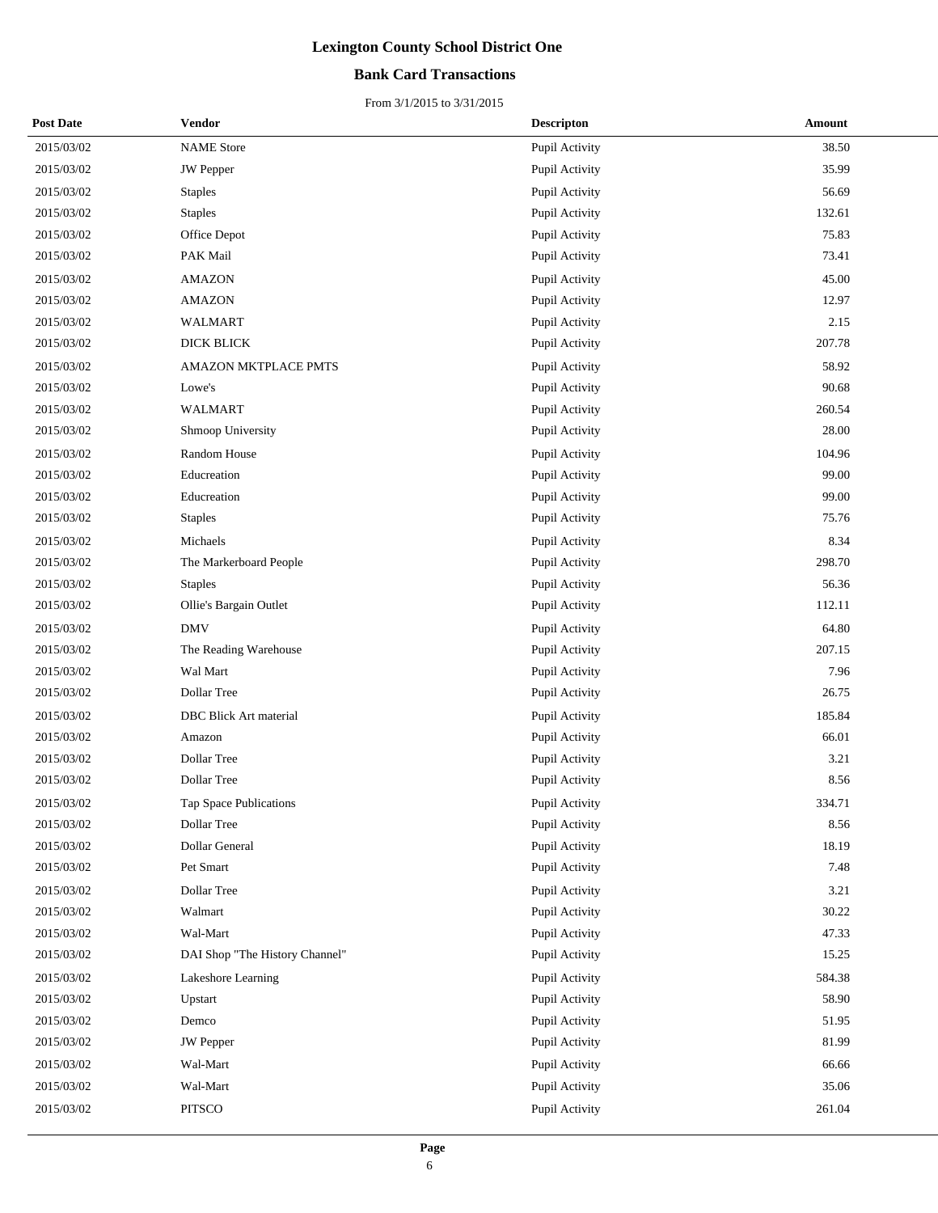# Lexington County School District One

## Bank Card Transactions

From 3/1/2015 to 3/31/2015

| Post Date | Vendor | Descripton | Amount |
|---|---|---|---|
| 2015/03/02 | NAME Store | Pupil Activity | 38.50 |
| 2015/03/02 | JW Pepper | Pupil Activity | 35.99 |
| 2015/03/02 | Staples | Pupil Activity | 56.69 |
| 2015/03/02 | Staples | Pupil Activity | 132.61 |
| 2015/03/02 | Office Depot | Pupil Activity | 75.83 |
| 2015/03/02 | PAK Mail | Pupil Activity | 73.41 |
| 2015/03/02 | AMAZON | Pupil Activity | 45.00 |
| 2015/03/02 | AMAZON | Pupil Activity | 12.97 |
| 2015/03/02 | WALMART | Pupil Activity | 2.15 |
| 2015/03/02 | DICK BLICK | Pupil Activity | 207.78 |
| 2015/03/02 | AMAZON MKTPLACE PMTS | Pupil Activity | 58.92 |
| 2015/03/02 | Lowe's | Pupil Activity | 90.68 |
| 2015/03/02 | WALMART | Pupil Activity | 260.54 |
| 2015/03/02 | Shmoop University | Pupil Activity | 28.00 |
| 2015/03/02 | Random House | Pupil Activity | 104.96 |
| 2015/03/02 | Educreation | Pupil Activity | 99.00 |
| 2015/03/02 | Educreation | Pupil Activity | 99.00 |
| 2015/03/02 | Staples | Pupil Activity | 75.76 |
| 2015/03/02 | Michaels | Pupil Activity | 8.34 |
| 2015/03/02 | The Markerboard People | Pupil Activity | 298.70 |
| 2015/03/02 | Staples | Pupil Activity | 56.36 |
| 2015/03/02 | Ollie's Bargain Outlet | Pupil Activity | 112.11 |
| 2015/03/02 | DMV | Pupil Activity | 64.80 |
| 2015/03/02 | The Reading Warehouse | Pupil Activity | 207.15 |
| 2015/03/02 | Wal Mart | Pupil Activity | 7.96 |
| 2015/03/02 | Dollar Tree | Pupil Activity | 26.75 |
| 2015/03/02 | DBC Blick Art material | Pupil Activity | 185.84 |
| 2015/03/02 | Amazon | Pupil Activity | 66.01 |
| 2015/03/02 | Dollar Tree | Pupil Activity | 3.21 |
| 2015/03/02 | Dollar Tree | Pupil Activity | 8.56 |
| 2015/03/02 | Tap Space Publications | Pupil Activity | 334.71 |
| 2015/03/02 | Dollar Tree | Pupil Activity | 8.56 |
| 2015/03/02 | Dollar General | Pupil Activity | 18.19 |
| 2015/03/02 | Pet Smart | Pupil Activity | 7.48 |
| 2015/03/02 | Dollar Tree | Pupil Activity | 3.21 |
| 2015/03/02 | Walmart | Pupil Activity | 30.22 |
| 2015/03/02 | Wal-Mart | Pupil Activity | 47.33 |
| 2015/03/02 | DAI Shop "The History Channel" | Pupil Activity | 15.25 |
| 2015/03/02 | Lakeshore Learning | Pupil Activity | 584.38 |
| 2015/03/02 | Upstart | Pupil Activity | 58.90 |
| 2015/03/02 | Demco | Pupil Activity | 51.95 |
| 2015/03/02 | JW Pepper | Pupil Activity | 81.99 |
| 2015/03/02 | Wal-Mart | Pupil Activity | 66.66 |
| 2015/03/02 | Wal-Mart | Pupil Activity | 35.06 |
| 2015/03/02 | PITSCO | Pupil Activity | 261.04 |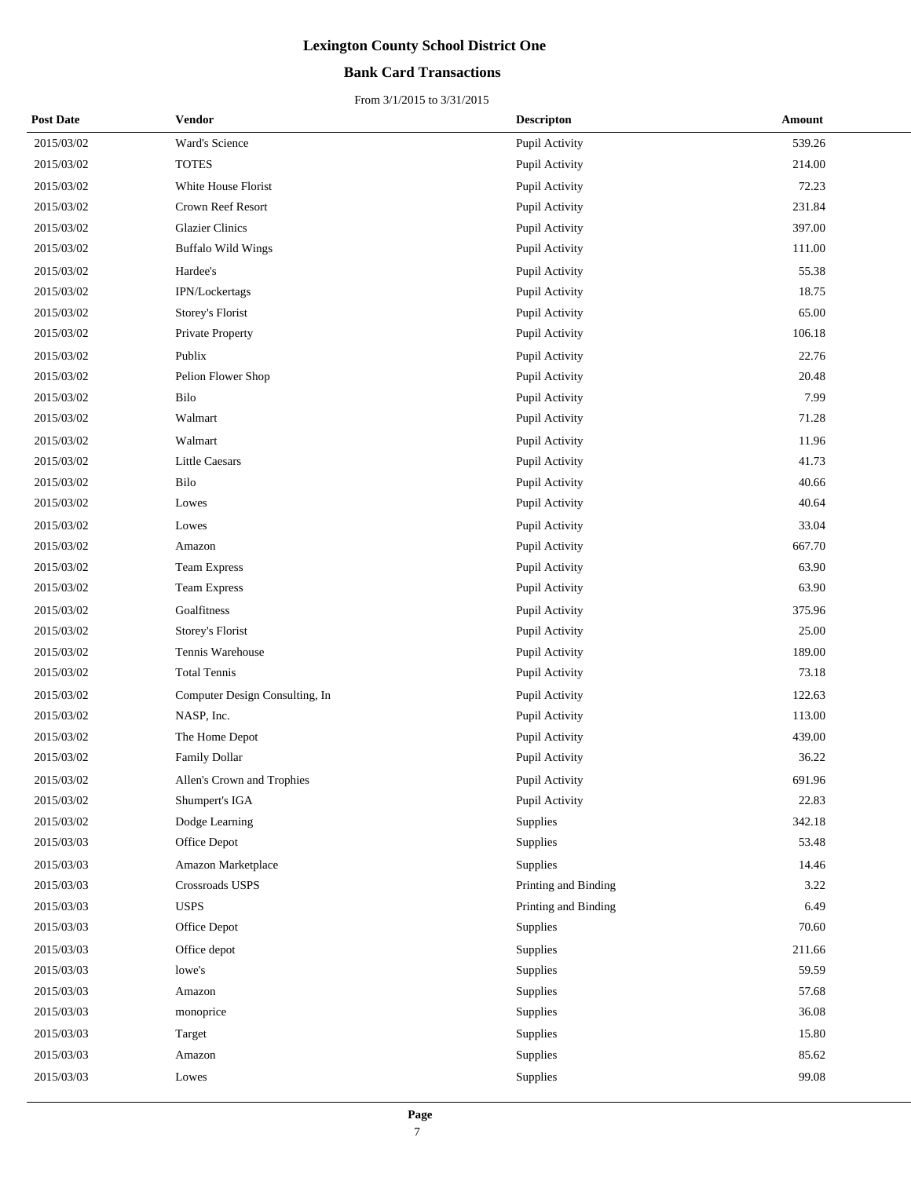# Lexington County School District One

## Bank Card Transactions

From 3/1/2015 to 3/31/2015

| Post Date | Vendor | Descripton | Amount |
|---|---|---|---|
| 2015/03/02 | Ward's Science | Pupil Activity | 539.26 |
| 2015/03/02 | TOTES | Pupil Activity | 214.00 |
| 2015/03/02 | White House Florist | Pupil Activity | 72.23 |
| 2015/03/02 | Crown Reef Resort | Pupil Activity | 231.84 |
| 2015/03/02 | Glazier Clinics | Pupil Activity | 397.00 |
| 2015/03/02 | Buffalo Wild Wings | Pupil Activity | 111.00 |
| 2015/03/02 | Hardee's | Pupil Activity | 55.38 |
| 2015/03/02 | IPN/Lockertags | Pupil Activity | 18.75 |
| 2015/03/02 | Storey's Florist | Pupil Activity | 65.00 |
| 2015/03/02 | Private Property | Pupil Activity | 106.18 |
| 2015/03/02 | Publix | Pupil Activity | 22.76 |
| 2015/03/02 | Pelion Flower Shop | Pupil Activity | 20.48 |
| 2015/03/02 | Bilo | Pupil Activity | 7.99 |
| 2015/03/02 | Walmart | Pupil Activity | 71.28 |
| 2015/03/02 | Walmart | Pupil Activity | 11.96 |
| 2015/03/02 | Little Caesars | Pupil Activity | 41.73 |
| 2015/03/02 | Bilo | Pupil Activity | 40.66 |
| 2015/03/02 | Lowes | Pupil Activity | 40.64 |
| 2015/03/02 | Lowes | Pupil Activity | 33.04 |
| 2015/03/02 | Amazon | Pupil Activity | 667.70 |
| 2015/03/02 | Team Express | Pupil Activity | 63.90 |
| 2015/03/02 | Team Express | Pupil Activity | 63.90 |
| 2015/03/02 | Goalfitness | Pupil Activity | 375.96 |
| 2015/03/02 | Storey's Florist | Pupil Activity | 25.00 |
| 2015/03/02 | Tennis Warehouse | Pupil Activity | 189.00 |
| 2015/03/02 | Total Tennis | Pupil Activity | 73.18 |
| 2015/03/02 | Computer Design Consulting, In | Pupil Activity | 122.63 |
| 2015/03/02 | NASP, Inc. | Pupil Activity | 113.00 |
| 2015/03/02 | The Home Depot | Pupil Activity | 439.00 |
| 2015/03/02 | Family Dollar | Pupil Activity | 36.22 |
| 2015/03/02 | Allen's Crown and Trophies | Pupil Activity | 691.96 |
| 2015/03/02 | Shumpert's IGA | Pupil Activity | 22.83 |
| 2015/03/02 | Dodge Learning | Supplies | 342.18 |
| 2015/03/03 | Office Depot | Supplies | 53.48 |
| 2015/03/03 | Amazon Marketplace | Supplies | 14.46 |
| 2015/03/03 | Crossroads USPS | Printing and Binding | 3.22 |
| 2015/03/03 | USPS | Printing and Binding | 6.49 |
| 2015/03/03 | Office Depot | Supplies | 70.60 |
| 2015/03/03 | Office depot | Supplies | 211.66 |
| 2015/03/03 | lowe's | Supplies | 59.59 |
| 2015/03/03 | Amazon | Supplies | 57.68 |
| 2015/03/03 | monoprice | Supplies | 36.08 |
| 2015/03/03 | Target | Supplies | 15.80 |
| 2015/03/03 | Amazon | Supplies | 85.62 |
| 2015/03/03 | Lowes | Supplies | 99.08 |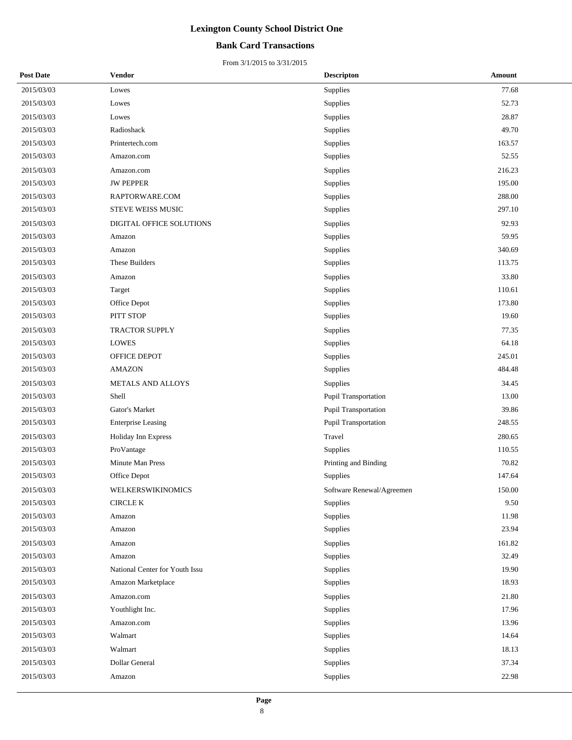# Lexington County School District One

## Bank Card Transactions

From 3/1/2015 to 3/31/2015

| Post Date | Vendor | Descripton | Amount |
|---|---|---|---|
| 2015/03/03 | Lowes | Supplies | 77.68 |
| 2015/03/03 | Lowes | Supplies | 52.73 |
| 2015/03/03 | Lowes | Supplies | 28.87 |
| 2015/03/03 | Radioshack | Supplies | 49.70 |
| 2015/03/03 | Printertech.com | Supplies | 163.57 |
| 2015/03/03 | Amazon.com | Supplies | 52.55 |
| 2015/03/03 | Amazon.com | Supplies | 216.23 |
| 2015/03/03 | JW PEPPER | Supplies | 195.00 |
| 2015/03/03 | RAPTORWARE.COM | Supplies | 288.00 |
| 2015/03/03 | STEVE WEISS MUSIC | Supplies | 297.10 |
| 2015/03/03 | DIGITAL OFFICE SOLUTIONS | Supplies | 92.93 |
| 2015/03/03 | Amazon | Supplies | 59.95 |
| 2015/03/03 | Amazon | Supplies | 340.69 |
| 2015/03/03 | These Builders | Supplies | 113.75 |
| 2015/03/03 | Amazon | Supplies | 33.80 |
| 2015/03/03 | Target | Supplies | 110.61 |
| 2015/03/03 | Office Depot | Supplies | 173.80 |
| 2015/03/03 | PITT STOP | Supplies | 19.60 |
| 2015/03/03 | TRACTOR SUPPLY | Supplies | 77.35 |
| 2015/03/03 | LOWES | Supplies | 64.18 |
| 2015/03/03 | OFFICE DEPOT | Supplies | 245.01 |
| 2015/03/03 | AMAZON | Supplies | 484.48 |
| 2015/03/03 | METALS AND ALLOYS | Supplies | 34.45 |
| 2015/03/03 | Shell | Pupil Transportation | 13.00 |
| 2015/03/03 | Gator's Market | Pupil Transportation | 39.86 |
| 2015/03/03 | Enterprise Leasing | Pupil Transportation | 248.55 |
| 2015/03/03 | Holiday Inn Express | Travel | 280.65 |
| 2015/03/03 | ProVantage | Supplies | 110.55 |
| 2015/03/03 | Minute Man Press | Printing and Binding | 70.82 |
| 2015/03/03 | Office Depot | Supplies | 147.64 |
| 2015/03/03 | WELKERSWIKINOMICS | Software Renewal/Agreemen | 150.00 |
| 2015/03/03 | CIRCLE K | Supplies | 9.50 |
| 2015/03/03 | Amazon | Supplies | 11.98 |
| 2015/03/03 | Amazon | Supplies | 23.94 |
| 2015/03/03 | Amazon | Supplies | 161.82 |
| 2015/03/03 | Amazon | Supplies | 32.49 |
| 2015/03/03 | National Center for Youth Issu | Supplies | 19.90 |
| 2015/03/03 | Amazon Marketplace | Supplies | 18.93 |
| 2015/03/03 | Amazon.com | Supplies | 21.80 |
| 2015/03/03 | Youthlight Inc. | Supplies | 17.96 |
| 2015/03/03 | Amazon.com | Supplies | 13.96 |
| 2015/03/03 | Walmart | Supplies | 14.64 |
| 2015/03/03 | Walmart | Supplies | 18.13 |
| 2015/03/03 | Dollar General | Supplies | 37.34 |
| 2015/03/03 | Amazon | Supplies | 22.98 |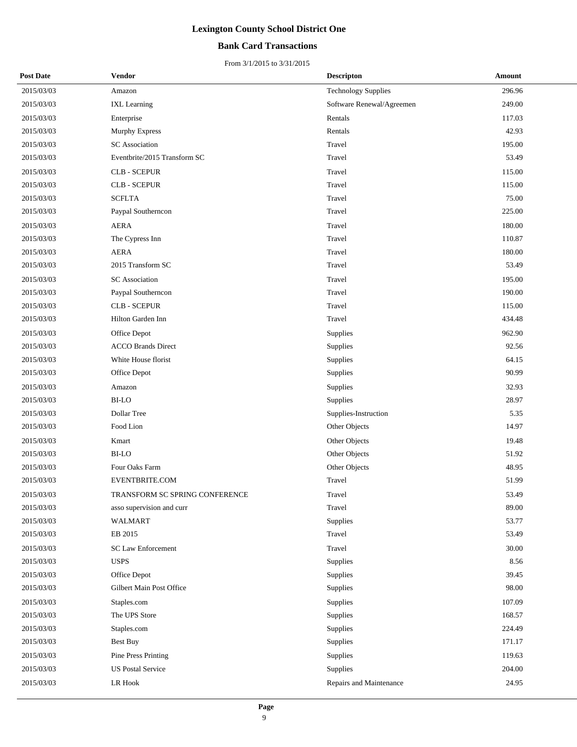# Lexington County School District One

## Bank Card Transactions

From 3/1/2015 to 3/31/2015

| Post Date | Vendor | Descripton | Amount |
|---|---|---|---|
| 2015/03/03 | Amazon | Technology Supplies | 296.96 |
| 2015/03/03 | IXL Learning | Software Renewal/Agreemen | 249.00 |
| 2015/03/03 | Enterprise | Rentals | 117.03 |
| 2015/03/03 | Murphy Express | Rentals | 42.93 |
| 2015/03/03 | SC Association | Travel | 195.00 |
| 2015/03/03 | Eventbrite/2015 Transform SC | Travel | 53.49 |
| 2015/03/03 | CLB - SCEPUR | Travel | 115.00 |
| 2015/03/03 | CLB - SCEPUR | Travel | 115.00 |
| 2015/03/03 | SCFLTA | Travel | 75.00 |
| 2015/03/03 | Paypal Southerncon | Travel | 225.00 |
| 2015/03/03 | AERA | Travel | 180.00 |
| 2015/03/03 | The Cypress Inn | Travel | 110.87 |
| 2015/03/03 | AERA | Travel | 180.00 |
| 2015/03/03 | 2015 Transform SC | Travel | 53.49 |
| 2015/03/03 | SC Association | Travel | 195.00 |
| 2015/03/03 | Paypal Southerncon | Travel | 190.00 |
| 2015/03/03 | CLB - SCEPUR | Travel | 115.00 |
| 2015/03/03 | Hilton Garden Inn | Travel | 434.48 |
| 2015/03/03 | Office Depot | Supplies | 962.90 |
| 2015/03/03 | ACCO Brands Direct | Supplies | 92.56 |
| 2015/03/03 | White House florist | Supplies | 64.15 |
| 2015/03/03 | Office Depot | Supplies | 90.99 |
| 2015/03/03 | Amazon | Supplies | 32.93 |
| 2015/03/03 | BI-LO | Supplies | 28.97 |
| 2015/03/03 | Dollar Tree | Supplies-Instruction | 5.35 |
| 2015/03/03 | Food Lion | Other Objects | 14.97 |
| 2015/03/03 | Kmart | Other Objects | 19.48 |
| 2015/03/03 | BI-LO | Other Objects | 51.92 |
| 2015/03/03 | Four Oaks Farm | Other Objects | 48.95 |
| 2015/03/03 | EVENTBRITE.COM | Travel | 51.99 |
| 2015/03/03 | TRANSFORM SC SPRING CONFERENCE | Travel | 53.49 |
| 2015/03/03 | asso supervision and curr | Travel | 89.00 |
| 2015/03/03 | WALMART | Supplies | 53.77 |
| 2015/03/03 | EB 2015 | Travel | 53.49 |
| 2015/03/03 | SC Law Enforcement | Travel | 30.00 |
| 2015/03/03 | USPS | Supplies | 8.56 |
| 2015/03/03 | Office Depot | Supplies | 39.45 |
| 2015/03/03 | Gilbert Main Post Office | Supplies | 98.00 |
| 2015/03/03 | Staples.com | Supplies | 107.09 |
| 2015/03/03 | The UPS Store | Supplies | 168.57 |
| 2015/03/03 | Staples.com | Supplies | 224.49 |
| 2015/03/03 | Best Buy | Supplies | 171.17 |
| 2015/03/03 | Pine Press Printing | Supplies | 119.63 |
| 2015/03/03 | US Postal Service | Supplies | 204.00 |
| 2015/03/03 | LR Hook | Repairs and Maintenance | 24.95 |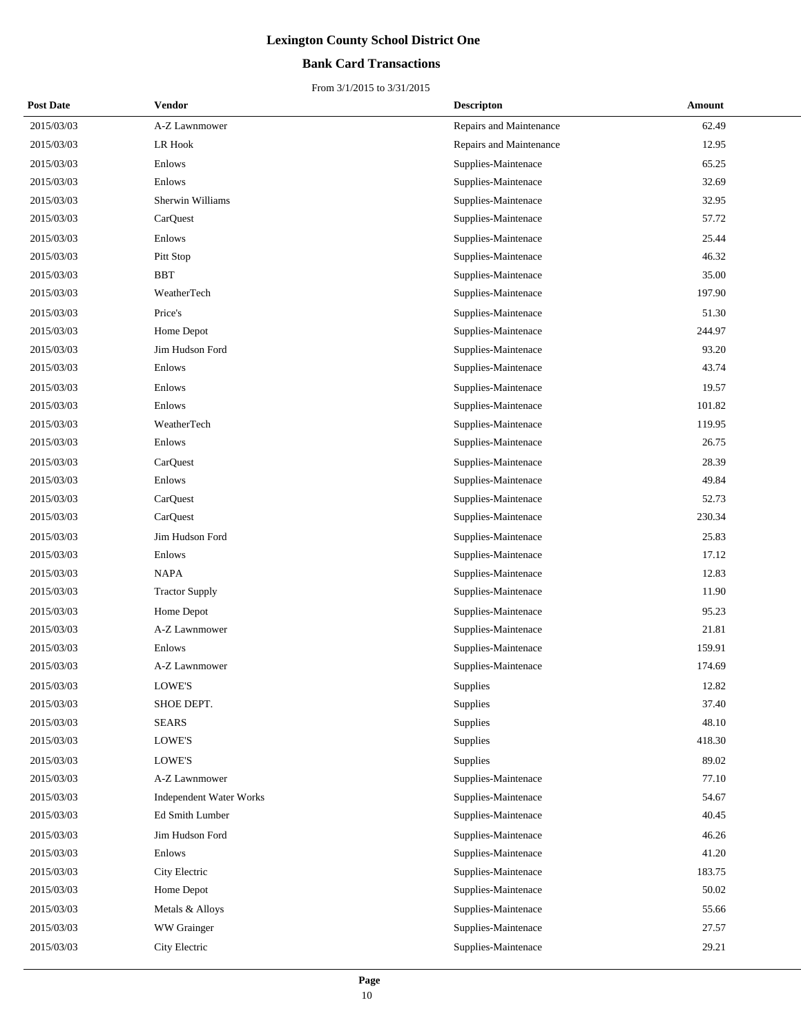# Lexington County School District One

## Bank Card Transactions

From 3/1/2015 to 3/31/2015

| Post Date | Vendor | Descripton | Amount |
|---|---|---|---|
| 2015/03/03 | A-Z Lawnmower | Repairs and Maintenance | 62.49 |
| 2015/03/03 | LR Hook | Repairs and Maintenance | 12.95 |
| 2015/03/03 | Enlows | Supplies-Maintenace | 65.25 |
| 2015/03/03 | Enlows | Supplies-Maintenace | 32.69 |
| 2015/03/03 | Sherwin Williams | Supplies-Maintenace | 32.95 |
| 2015/03/03 | CarQuest | Supplies-Maintenace | 57.72 |
| 2015/03/03 | Enlows | Supplies-Maintenace | 25.44 |
| 2015/03/03 | Pitt Stop | Supplies-Maintenace | 46.32 |
| 2015/03/03 | BBT | Supplies-Maintenace | 35.00 |
| 2015/03/03 | WeatherTech | Supplies-Maintenace | 197.90 |
| 2015/03/03 | Price's | Supplies-Maintenace | 51.30 |
| 2015/03/03 | Home Depot | Supplies-Maintenace | 244.97 |
| 2015/03/03 | Jim Hudson Ford | Supplies-Maintenace | 93.20 |
| 2015/03/03 | Enlows | Supplies-Maintenace | 43.74 |
| 2015/03/03 | Enlows | Supplies-Maintenace | 19.57 |
| 2015/03/03 | Enlows | Supplies-Maintenace | 101.82 |
| 2015/03/03 | WeatherTech | Supplies-Maintenace | 119.95 |
| 2015/03/03 | Enlows | Supplies-Maintenace | 26.75 |
| 2015/03/03 | CarQuest | Supplies-Maintenace | 28.39 |
| 2015/03/03 | Enlows | Supplies-Maintenace | 49.84 |
| 2015/03/03 | CarQuest | Supplies-Maintenace | 52.73 |
| 2015/03/03 | CarQuest | Supplies-Maintenace | 230.34 |
| 2015/03/03 | Jim Hudson Ford | Supplies-Maintenace | 25.83 |
| 2015/03/03 | Enlows | Supplies-Maintenace | 17.12 |
| 2015/03/03 | NAPA | Supplies-Maintenace | 12.83 |
| 2015/03/03 | Tractor Supply | Supplies-Maintenace | 11.90 |
| 2015/03/03 | Home Depot | Supplies-Maintenace | 95.23 |
| 2015/03/03 | A-Z Lawnmower | Supplies-Maintenace | 21.81 |
| 2015/03/03 | Enlows | Supplies-Maintenace | 159.91 |
| 2015/03/03 | A-Z Lawnmower | Supplies-Maintenace | 174.69 |
| 2015/03/03 | LOWE'S | Supplies | 12.82 |
| 2015/03/03 | SHOE DEPT. | Supplies | 37.40 |
| 2015/03/03 | SEARS | Supplies | 48.10 |
| 2015/03/03 | LOWE'S | Supplies | 418.30 |
| 2015/03/03 | LOWE'S | Supplies | 89.02 |
| 2015/03/03 | A-Z Lawnmower | Supplies-Maintenace | 77.10 |
| 2015/03/03 | Independent Water Works | Supplies-Maintenace | 54.67 |
| 2015/03/03 | Ed Smith Lumber | Supplies-Maintenace | 40.45 |
| 2015/03/03 | Jim Hudson Ford | Supplies-Maintenace | 46.26 |
| 2015/03/03 | Enlows | Supplies-Maintenace | 41.20 |
| 2015/03/03 | City Electric | Supplies-Maintenace | 183.75 |
| 2015/03/03 | Home Depot | Supplies-Maintenace | 50.02 |
| 2015/03/03 | Metals & Alloys | Supplies-Maintenace | 55.66 |
| 2015/03/03 | WW Grainger | Supplies-Maintenace | 27.57 |
| 2015/03/03 | City Electric | Supplies-Maintenace | 29.21 |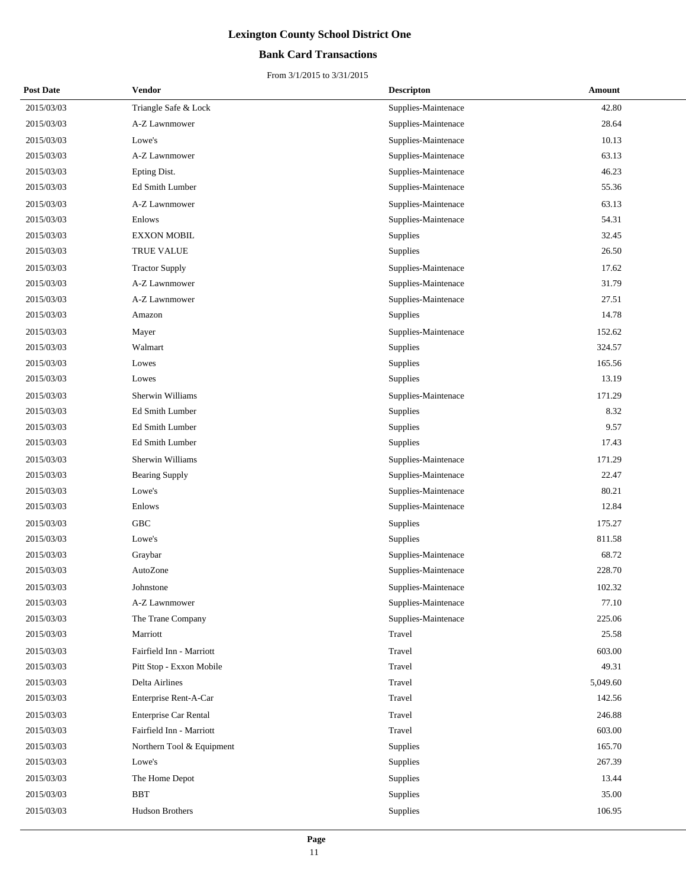# Lexington County School District One

## Bank Card Transactions

From 3/1/2015 to 3/31/2015

| Post Date | Vendor | Descripton | Amount |
|---|---|---|---|
| 2015/03/03 | Triangle Safe & Lock | Supplies-Maintenace | 42.80 |
| 2015/03/03 | A-Z Lawnmower | Supplies-Maintenace | 28.64 |
| 2015/03/03 | Lowe's | Supplies-Maintenace | 10.13 |
| 2015/03/03 | A-Z Lawnmower | Supplies-Maintenace | 63.13 |
| 2015/03/03 | Epting Dist. | Supplies-Maintenace | 46.23 |
| 2015/03/03 | Ed Smith Lumber | Supplies-Maintenace | 55.36 |
| 2015/03/03 | A-Z Lawnmower | Supplies-Maintenace | 63.13 |
| 2015/03/03 | Enlows | Supplies-Maintenace | 54.31 |
| 2015/03/03 | EXXON MOBIL | Supplies | 32.45 |
| 2015/03/03 | TRUE VALUE | Supplies | 26.50 |
| 2015/03/03 | Tractor Supply | Supplies-Maintenace | 17.62 |
| 2015/03/03 | A-Z Lawnmower | Supplies-Maintenace | 31.79 |
| 2015/03/03 | A-Z Lawnmower | Supplies-Maintenace | 27.51 |
| 2015/03/03 | Amazon | Supplies | 14.78 |
| 2015/03/03 | Mayer | Supplies-Maintenace | 152.62 |
| 2015/03/03 | Walmart | Supplies | 324.57 |
| 2015/03/03 | Lowes | Supplies | 165.56 |
| 2015/03/03 | Lowes | Supplies | 13.19 |
| 2015/03/03 | Sherwin Williams | Supplies-Maintenace | 171.29 |
| 2015/03/03 | Ed Smith Lumber | Supplies | 8.32 |
| 2015/03/03 | Ed Smith Lumber | Supplies | 9.57 |
| 2015/03/03 | Ed Smith Lumber | Supplies | 17.43 |
| 2015/03/03 | Sherwin Williams | Supplies-Maintenace | 171.29 |
| 2015/03/03 | Bearing Supply | Supplies-Maintenace | 22.47 |
| 2015/03/03 | Lowe's | Supplies-Maintenace | 80.21 |
| 2015/03/03 | Enlows | Supplies-Maintenace | 12.84 |
| 2015/03/03 | GBC | Supplies | 175.27 |
| 2015/03/03 | Lowe's | Supplies | 811.58 |
| 2015/03/03 | Graybar | Supplies-Maintenace | 68.72 |
| 2015/03/03 | AutoZone | Supplies-Maintenace | 228.70 |
| 2015/03/03 | Johnstone | Supplies-Maintenace | 102.32 |
| 2015/03/03 | A-Z Lawnmower | Supplies-Maintenace | 77.10 |
| 2015/03/03 | The Trane Company | Supplies-Maintenace | 225.06 |
| 2015/03/03 | Marriott | Travel | 25.58 |
| 2015/03/03 | Fairfield Inn - Marriott | Travel | 603.00 |
| 2015/03/03 | Pitt Stop - Exxon Mobile | Travel | 49.31 |
| 2015/03/03 | Delta Airlines | Travel | 5,049.60 |
| 2015/03/03 | Enterprise Rent-A-Car | Travel | 142.56 |
| 2015/03/03 | Enterprise Car Rental | Travel | 246.88 |
| 2015/03/03 | Fairfield Inn - Marriott | Travel | 603.00 |
| 2015/03/03 | Northern Tool & Equipment | Supplies | 165.70 |
| 2015/03/03 | Lowe's | Supplies | 267.39 |
| 2015/03/03 | The Home Depot | Supplies | 13.44 |
| 2015/03/03 | BBT | Supplies | 35.00 |
| 2015/03/03 | Hudson Brothers | Supplies | 106.95 |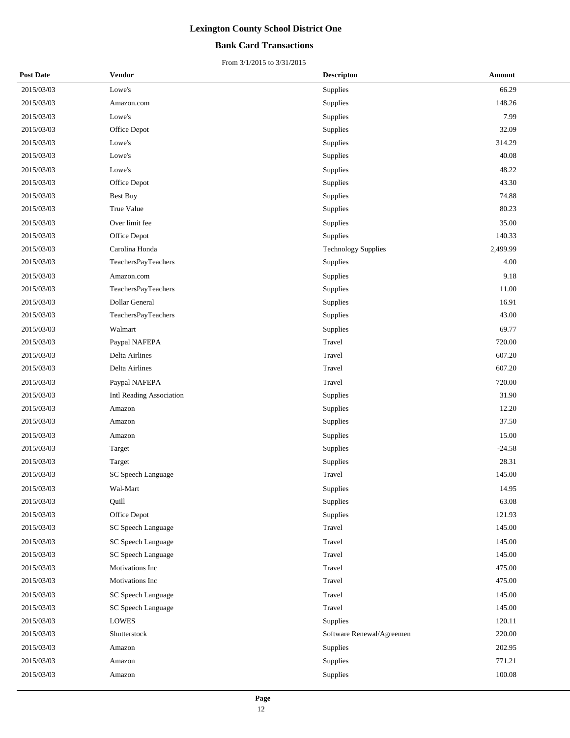# Lexington County School District One

## Bank Card Transactions

From 3/1/2015 to 3/31/2015

| Post Date | Vendor | Descripton | Amount |
|---|---|---|---|
| 2015/03/03 | Lowe's | Supplies | 66.29 |
| 2015/03/03 | Amazon.com | Supplies | 148.26 |
| 2015/03/03 | Lowe's | Supplies | 7.99 |
| 2015/03/03 | Office Depot | Supplies | 32.09 |
| 2015/03/03 | Lowe's | Supplies | 314.29 |
| 2015/03/03 | Lowe's | Supplies | 40.08 |
| 2015/03/03 | Lowe's | Supplies | 48.22 |
| 2015/03/03 | Office Depot | Supplies | 43.30 |
| 2015/03/03 | Best Buy | Supplies | 74.88 |
| 2015/03/03 | True Value | Supplies | 80.23 |
| 2015/03/03 | Over limit fee | Supplies | 35.00 |
| 2015/03/03 | Office Depot | Supplies | 140.33 |
| 2015/03/03 | Carolina Honda | Technology Supplies | 2,499.99 |
| 2015/03/03 | TeachersPayTeachers | Supplies | 4.00 |
| 2015/03/03 | Amazon.com | Supplies | 9.18 |
| 2015/03/03 | TeachersPayTeachers | Supplies | 11.00 |
| 2015/03/03 | Dollar General | Supplies | 16.91 |
| 2015/03/03 | TeachersPayTeachers | Supplies | 43.00 |
| 2015/03/03 | Walmart | Supplies | 69.77 |
| 2015/03/03 | Paypal NAFEPA | Travel | 720.00 |
| 2015/03/03 | Delta Airlines | Travel | 607.20 |
| 2015/03/03 | Delta Airlines | Travel | 607.20 |
| 2015/03/03 | Paypal NAFEPA | Travel | 720.00 |
| 2015/03/03 | Intl Reading Association | Supplies | 31.90 |
| 2015/03/03 | Amazon | Supplies | 12.20 |
| 2015/03/03 | Amazon | Supplies | 37.50 |
| 2015/03/03 | Amazon | Supplies | 15.00 |
| 2015/03/03 | Target | Supplies | -24.58 |
| 2015/03/03 | Target | Supplies | 28.31 |
| 2015/03/03 | SC Speech Language | Travel | 145.00 |
| 2015/03/03 | Wal-Mart | Supplies | 14.95 |
| 2015/03/03 | Quill | Supplies | 63.08 |
| 2015/03/03 | Office Depot | Supplies | 121.93 |
| 2015/03/03 | SC Speech Language | Travel | 145.00 |
| 2015/03/03 | SC Speech Language | Travel | 145.00 |
| 2015/03/03 | SC Speech Language | Travel | 145.00 |
| 2015/03/03 | Motivations Inc | Travel | 475.00 |
| 2015/03/03 | Motivations Inc | Travel | 475.00 |
| 2015/03/03 | SC Speech Language | Travel | 145.00 |
| 2015/03/03 | SC Speech Language | Travel | 145.00 |
| 2015/03/03 | LOWES | Supplies | 120.11 |
| 2015/03/03 | Shutterstock | Software Renewal/Agreemen | 220.00 |
| 2015/03/03 | Amazon | Supplies | 202.95 |
| 2015/03/03 | Amazon | Supplies | 771.21 |
| 2015/03/03 | Amazon | Supplies | 100.08 |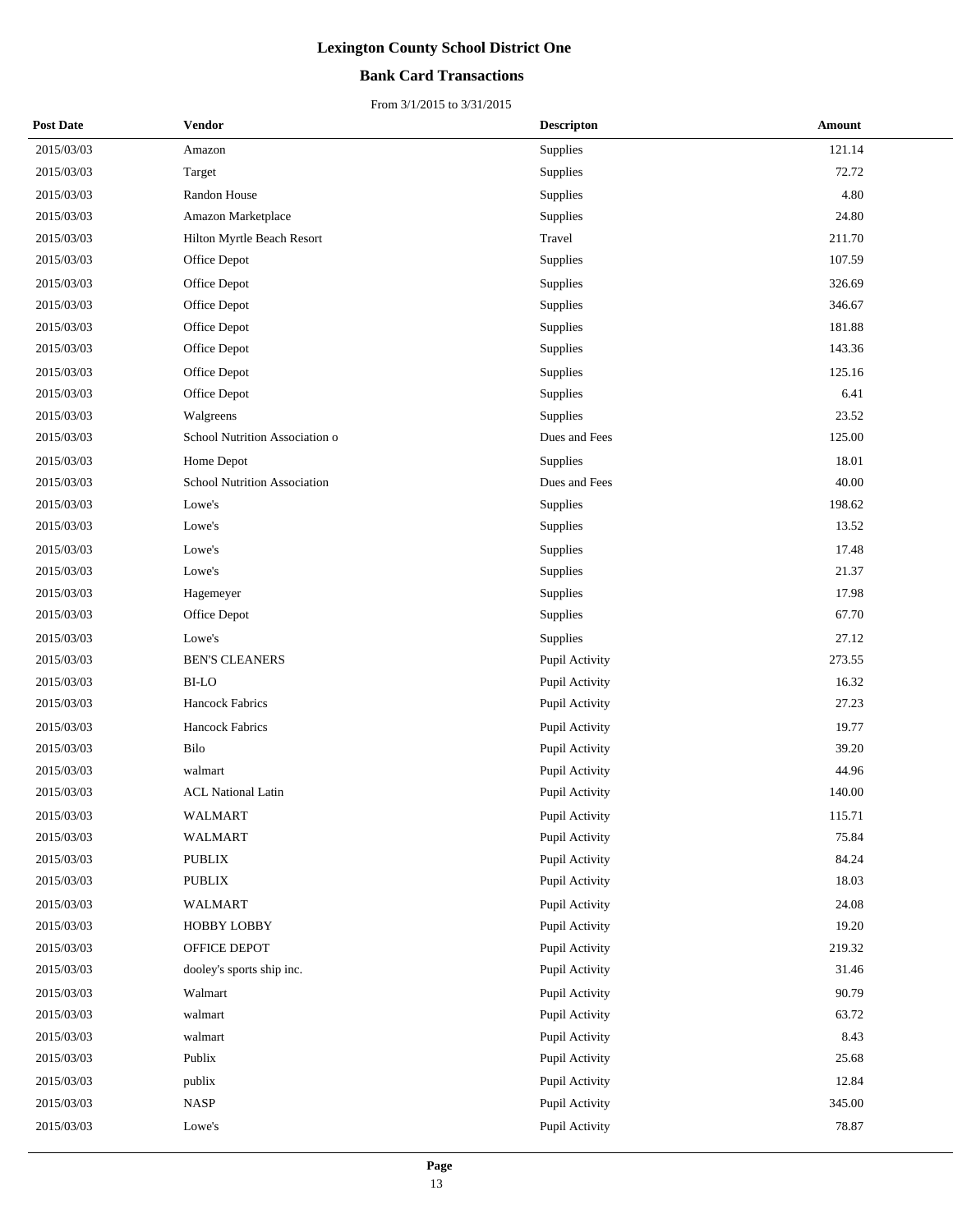# Lexington County School District One

## Bank Card Transactions

From 3/1/2015 to 3/31/2015

| Post Date | Vendor | Descripton | Amount |
|---|---|---|---|
| 2015/03/03 | Amazon | Supplies | 121.14 |
| 2015/03/03 | Target | Supplies | 72.72 |
| 2015/03/03 | Randon House | Supplies | 4.80 |
| 2015/03/03 | Amazon Marketplace | Supplies | 24.80 |
| 2015/03/03 | Hilton Myrtle Beach Resort | Travel | 211.70 |
| 2015/03/03 | Office Depot | Supplies | 107.59 |
| 2015/03/03 | Office Depot | Supplies | 326.69 |
| 2015/03/03 | Office Depot | Supplies | 346.67 |
| 2015/03/03 | Office Depot | Supplies | 181.88 |
| 2015/03/03 | Office Depot | Supplies | 143.36 |
| 2015/03/03 | Office Depot | Supplies | 125.16 |
| 2015/03/03 | Office Depot | Supplies | 6.41 |
| 2015/03/03 | Walgreens | Supplies | 23.52 |
| 2015/03/03 | School Nutrition Association o | Dues and Fees | 125.00 |
| 2015/03/03 | Home Depot | Supplies | 18.01 |
| 2015/03/03 | School Nutrition Association | Dues and Fees | 40.00 |
| 2015/03/03 | Lowe's | Supplies | 198.62 |
| 2015/03/03 | Lowe's | Supplies | 13.52 |
| 2015/03/03 | Lowe's | Supplies | 17.48 |
| 2015/03/03 | Lowe's | Supplies | 21.37 |
| 2015/03/03 | Hagemeyer | Supplies | 17.98 |
| 2015/03/03 | Office Depot | Supplies | 67.70 |
| 2015/03/03 | Lowe's | Supplies | 27.12 |
| 2015/03/03 | BEN'S CLEANERS | Pupil Activity | 273.55 |
| 2015/03/03 | BI-LO | Pupil Activity | 16.32 |
| 2015/03/03 | Hancock Fabrics | Pupil Activity | 27.23 |
| 2015/03/03 | Hancock Fabrics | Pupil Activity | 19.77 |
| 2015/03/03 | Bilo | Pupil Activity | 39.20 |
| 2015/03/03 | walmart | Pupil Activity | 44.96 |
| 2015/03/03 | ACL National Latin | Pupil Activity | 140.00 |
| 2015/03/03 | WALMART | Pupil Activity | 115.71 |
| 2015/03/03 | WALMART | Pupil Activity | 75.84 |
| 2015/03/03 | PUBLIX | Pupil Activity | 84.24 |
| 2015/03/03 | PUBLIX | Pupil Activity | 18.03 |
| 2015/03/03 | WALMART | Pupil Activity | 24.08 |
| 2015/03/03 | HOBBY LOBBY | Pupil Activity | 19.20 |
| 2015/03/03 | OFFICE DEPOT | Pupil Activity | 219.32 |
| 2015/03/03 | dooley's sports ship inc. | Pupil Activity | 31.46 |
| 2015/03/03 | Walmart | Pupil Activity | 90.79 |
| 2015/03/03 | walmart | Pupil Activity | 63.72 |
| 2015/03/03 | walmart | Pupil Activity | 8.43 |
| 2015/03/03 | Publix | Pupil Activity | 25.68 |
| 2015/03/03 | publix | Pupil Activity | 12.84 |
| 2015/03/03 | NASP | Pupil Activity | 345.00 |
| 2015/03/03 | Lowe's | Pupil Activity | 78.87 |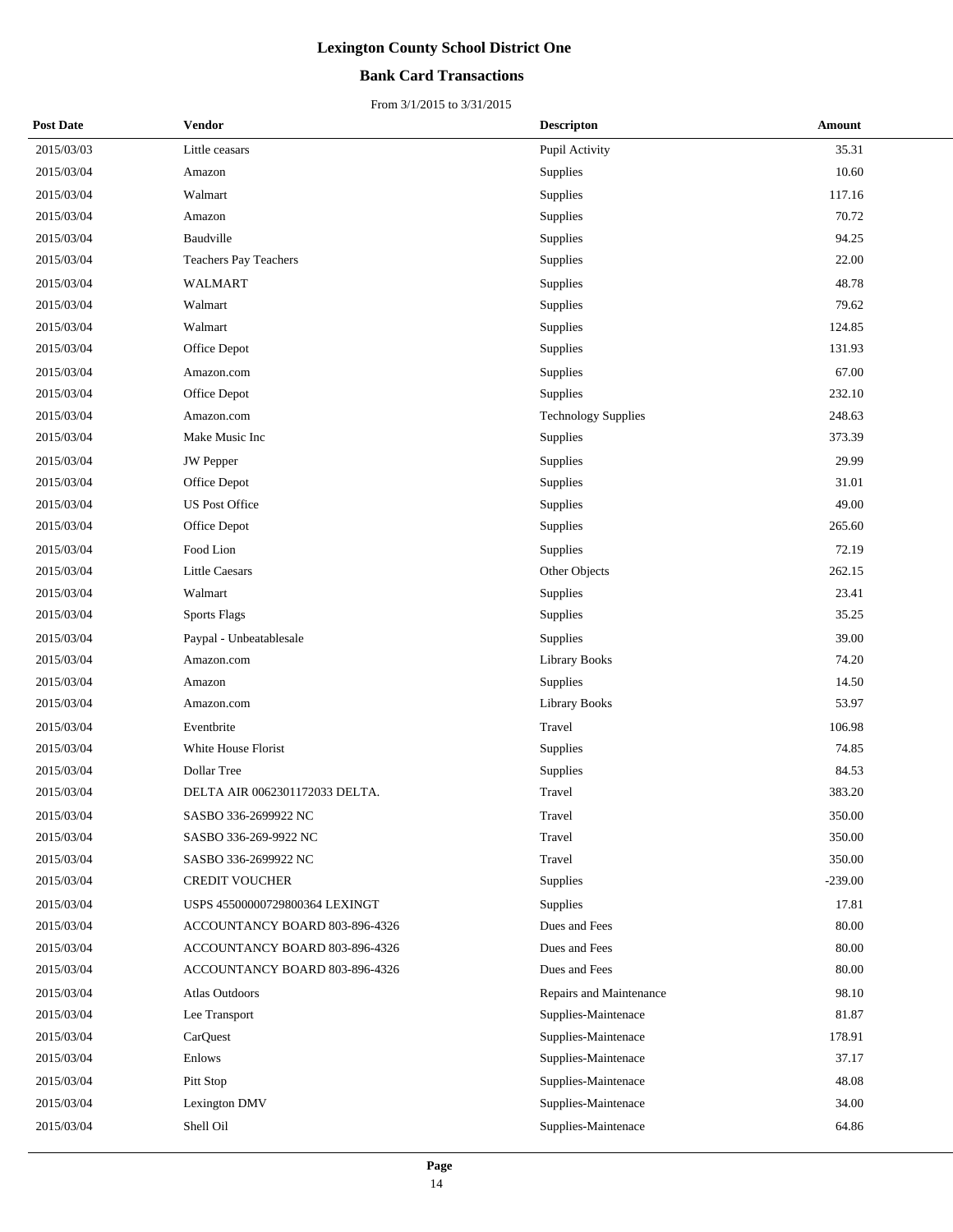# Lexington County School District One

## Bank Card Transactions

From 3/1/2015 to 3/31/2015

| Post Date | Vendor | Descripton | Amount |
|---|---|---|---|
| 2015/03/03 | Little ceasars | Pupil Activity | 35.31 |
| 2015/03/04 | Amazon | Supplies | 10.60 |
| 2015/03/04 | Walmart | Supplies | 117.16 |
| 2015/03/04 | Amazon | Supplies | 70.72 |
| 2015/03/04 | Baudville | Supplies | 94.25 |
| 2015/03/04 | Teachers Pay Teachers | Supplies | 22.00 |
| 2015/03/04 | WALMART | Supplies | 48.78 |
| 2015/03/04 | Walmart | Supplies | 79.62 |
| 2015/03/04 | Walmart | Supplies | 124.85 |
| 2015/03/04 | Office Depot | Supplies | 131.93 |
| 2015/03/04 | Amazon.com | Supplies | 67.00 |
| 2015/03/04 | Office Depot | Supplies | 232.10 |
| 2015/03/04 | Amazon.com | Technology Supplies | 248.63 |
| 2015/03/04 | Make Music Inc | Supplies | 373.39 |
| 2015/03/04 | JW Pepper | Supplies | 29.99 |
| 2015/03/04 | Office Depot | Supplies | 31.01 |
| 2015/03/04 | US Post Office | Supplies | 49.00 |
| 2015/03/04 | Office Depot | Supplies | 265.60 |
| 2015/03/04 | Food Lion | Supplies | 72.19 |
| 2015/03/04 | Little Caesars | Other Objects | 262.15 |
| 2015/03/04 | Walmart | Supplies | 23.41 |
| 2015/03/04 | Sports Flags | Supplies | 35.25 |
| 2015/03/04 | Paypal - Unbeatablesale | Supplies | 39.00 |
| 2015/03/04 | Amazon.com | Library Books | 74.20 |
| 2015/03/04 | Amazon | Supplies | 14.50 |
| 2015/03/04 | Amazon.com | Library Books | 53.97 |
| 2015/03/04 | Eventbrite | Travel | 106.98 |
| 2015/03/04 | White House Florist | Supplies | 74.85 |
| 2015/03/04 | Dollar Tree | Supplies | 84.53 |
| 2015/03/04 | DELTA AIR 0062301172033 DELTA. | Travel | 383.20 |
| 2015/03/04 | SASBO 336-2699922 NC | Travel | 350.00 |
| 2015/03/04 | SASBO 336-269-9922 NC | Travel | 350.00 |
| 2015/03/04 | SASBO 336-2699922 NC | Travel | 350.00 |
| 2015/03/04 | CREDIT VOUCHER | Supplies | -239.00 |
| 2015/03/04 | USPS 45500000729800364 LEXINGT | Supplies | 17.81 |
| 2015/03/04 | ACCOUNTANCY BOARD 803-896-4326 | Dues and Fees | 80.00 |
| 2015/03/04 | ACCOUNTANCY BOARD 803-896-4326 | Dues and Fees | 80.00 |
| 2015/03/04 | ACCOUNTANCY BOARD 803-896-4326 | Dues and Fees | 80.00 |
| 2015/03/04 | Atlas Outdoors | Repairs and Maintenance | 98.10 |
| 2015/03/04 | Lee Transport | Supplies-Maintenace | 81.87 |
| 2015/03/04 | CarQuest | Supplies-Maintenace | 178.91 |
| 2015/03/04 | Enlows | Supplies-Maintenace | 37.17 |
| 2015/03/04 | Pitt Stop | Supplies-Maintenace | 48.08 |
| 2015/03/04 | Lexington DMV | Supplies-Maintenace | 34.00 |
| 2015/03/04 | Shell Oil | Supplies-Maintenace | 64.86 |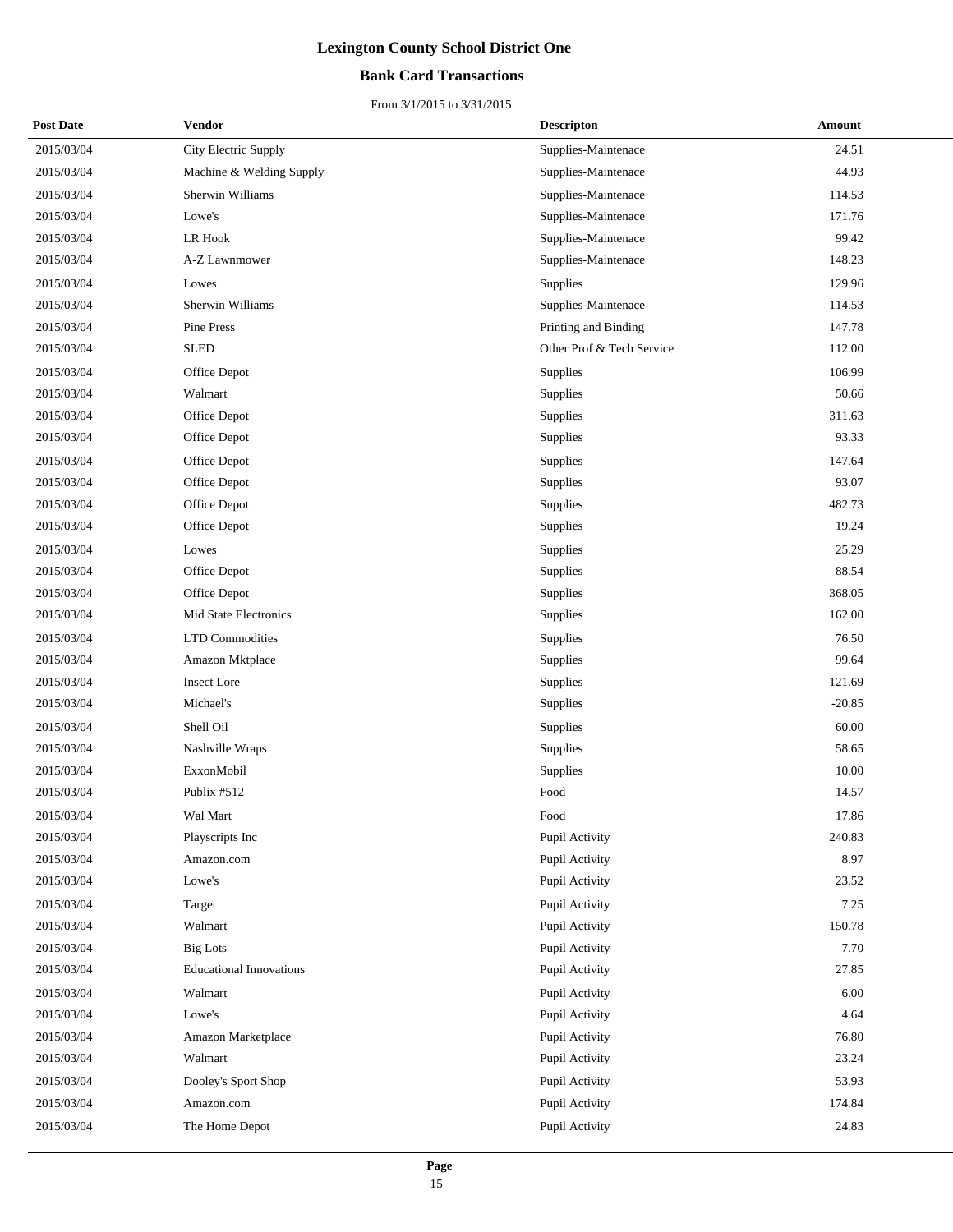# Lexington County School District One

## Bank Card Transactions

From 3/1/2015 to 3/31/2015

| Post Date | Vendor | Descripton | Amount |
|---|---|---|---|
| 2015/03/04 | City Electric Supply | Supplies-Maintenace | 24.51 |
| 2015/03/04 | Machine & Welding Supply | Supplies-Maintenace | 44.93 |
| 2015/03/04 | Sherwin Williams | Supplies-Maintenace | 114.53 |
| 2015/03/04 | Lowe's | Supplies-Maintenace | 171.76 |
| 2015/03/04 | LR Hook | Supplies-Maintenace | 99.42 |
| 2015/03/04 | A-Z Lawnmower | Supplies-Maintenace | 148.23 |
| 2015/03/04 | Lowes | Supplies | 129.96 |
| 2015/03/04 | Sherwin Williams | Supplies-Maintenace | 114.53 |
| 2015/03/04 | Pine Press | Printing and Binding | 147.78 |
| 2015/03/04 | SLED | Other Prof & Tech Service | 112.00 |
| 2015/03/04 | Office Depot | Supplies | 106.99 |
| 2015/03/04 | Walmart | Supplies | 50.66 |
| 2015/03/04 | Office Depot | Supplies | 311.63 |
| 2015/03/04 | Office Depot | Supplies | 93.33 |
| 2015/03/04 | Office Depot | Supplies | 147.64 |
| 2015/03/04 | Office Depot | Supplies | 93.07 |
| 2015/03/04 | Office Depot | Supplies | 482.73 |
| 2015/03/04 | Office Depot | Supplies | 19.24 |
| 2015/03/04 | Lowes | Supplies | 25.29 |
| 2015/03/04 | Office Depot | Supplies | 88.54 |
| 2015/03/04 | Office Depot | Supplies | 368.05 |
| 2015/03/04 | Mid State Electronics | Supplies | 162.00 |
| 2015/03/04 | LTD Commodities | Supplies | 76.50 |
| 2015/03/04 | Amazon Mktplace | Supplies | 99.64 |
| 2015/03/04 | Insect Lore | Supplies | 121.69 |
| 2015/03/04 | Michael's | Supplies | -20.85 |
| 2015/03/04 | Shell Oil | Supplies | 60.00 |
| 2015/03/04 | Nashville Wraps | Supplies | 58.65 |
| 2015/03/04 | ExxonMobil | Supplies | 10.00 |
| 2015/03/04 | Publix #512 | Food | 14.57 |
| 2015/03/04 | Wal Mart | Food | 17.86 |
| 2015/03/04 | Playscripts Inc | Pupil Activity | 240.83 |
| 2015/03/04 | Amazon.com | Pupil Activity | 8.97 |
| 2015/03/04 | Lowe's | Pupil Activity | 23.52 |
| 2015/03/04 | Target | Pupil Activity | 7.25 |
| 2015/03/04 | Walmart | Pupil Activity | 150.78 |
| 2015/03/04 | Big Lots | Pupil Activity | 7.70 |
| 2015/03/04 | Educational Innovations | Pupil Activity | 27.85 |
| 2015/03/04 | Walmart | Pupil Activity | 6.00 |
| 2015/03/04 | Lowe's | Pupil Activity | 4.64 |
| 2015/03/04 | Amazon Marketplace | Pupil Activity | 76.80 |
| 2015/03/04 | Walmart | Pupil Activity | 23.24 |
| 2015/03/04 | Dooley's Sport Shop | Pupil Activity | 53.93 |
| 2015/03/04 | Amazon.com | Pupil Activity | 174.84 |
| 2015/03/04 | The Home Depot | Pupil Activity | 24.83 |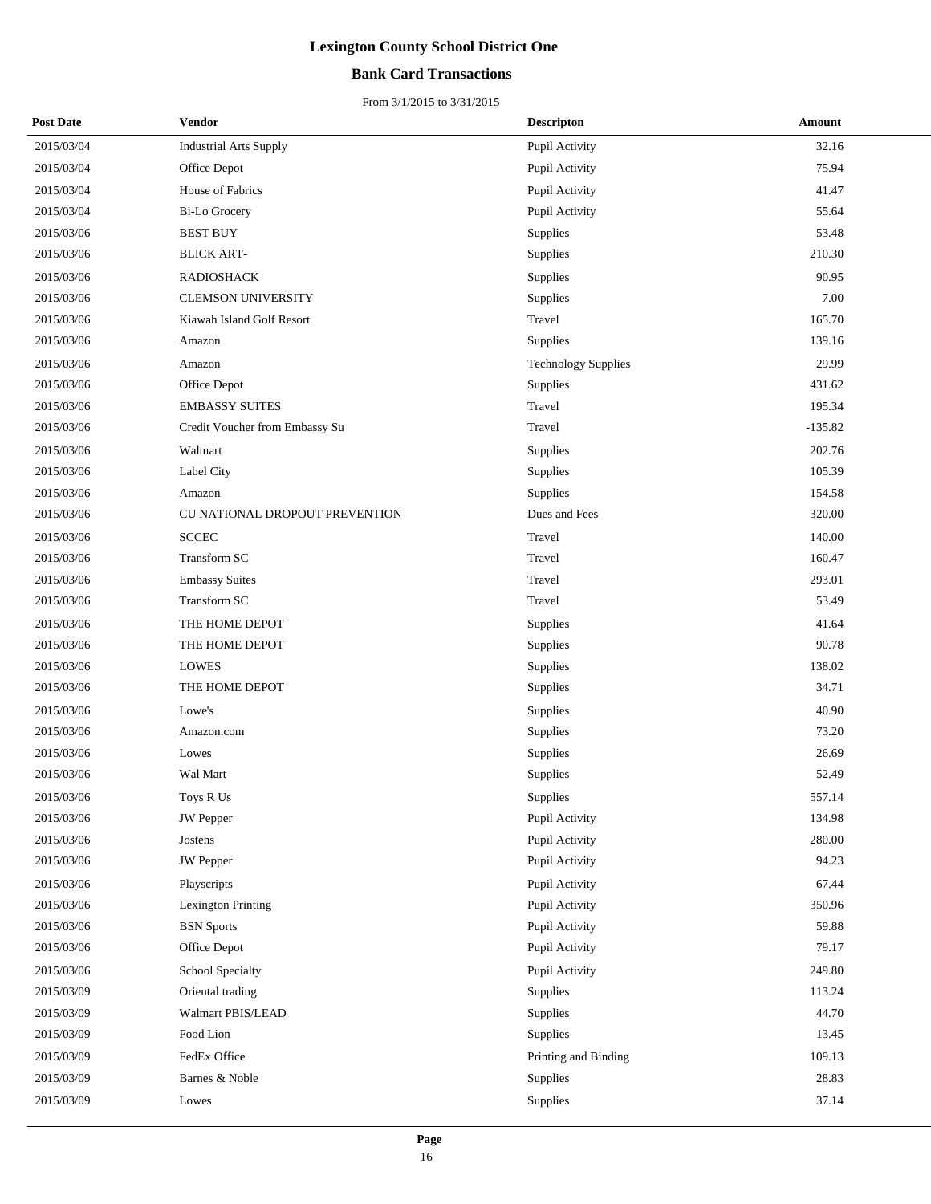# Lexington County School District One

## Bank Card Transactions

From 3/1/2015 to 3/31/2015

| Post Date | Vendor | Descripton | Amount |
|---|---|---|---|
| 2015/03/04 | Industrial Arts Supply | Pupil Activity | 32.16 |
| 2015/03/04 | Office Depot | Pupil Activity | 75.94 |
| 2015/03/04 | House of Fabrics | Pupil Activity | 41.47 |
| 2015/03/04 | Bi-Lo Grocery | Pupil Activity | 55.64 |
| 2015/03/06 | BEST BUY | Supplies | 53.48 |
| 2015/03/06 | BLICK ART- | Supplies | 210.30 |
| 2015/03/06 | RADIOSHACK | Supplies | 90.95 |
| 2015/03/06 | CLEMSON UNIVERSITY | Supplies | 7.00 |
| 2015/03/06 | Kiawah Island Golf Resort | Travel | 165.70 |
| 2015/03/06 | Amazon | Supplies | 139.16 |
| 2015/03/06 | Amazon | Technology Supplies | 29.99 |
| 2015/03/06 | Office Depot | Supplies | 431.62 |
| 2015/03/06 | EMBASSY SUITES | Travel | 195.34 |
| 2015/03/06 | Credit Voucher from Embassy Su | Travel | -135.82 |
| 2015/03/06 | Walmart | Supplies | 202.76 |
| 2015/03/06 | Label City | Supplies | 105.39 |
| 2015/03/06 | Amazon | Supplies | 154.58 |
| 2015/03/06 | CU NATIONAL DROPOUT PREVENTION | Dues and Fees | 320.00 |
| 2015/03/06 | SCCEC | Travel | 140.00 |
| 2015/03/06 | Transform SC | Travel | 160.47 |
| 2015/03/06 | Embassy Suites | Travel | 293.01 |
| 2015/03/06 | Transform SC | Travel | 53.49 |
| 2015/03/06 | THE HOME DEPOT | Supplies | 41.64 |
| 2015/03/06 | THE HOME DEPOT | Supplies | 90.78 |
| 2015/03/06 | LOWES | Supplies | 138.02 |
| 2015/03/06 | THE HOME DEPOT | Supplies | 34.71 |
| 2015/03/06 | Lowe's | Supplies | 40.90 |
| 2015/03/06 | Amazon.com | Supplies | 73.20 |
| 2015/03/06 | Lowes | Supplies | 26.69 |
| 2015/03/06 | Wal Mart | Supplies | 52.49 |
| 2015/03/06 | Toys R Us | Supplies | 557.14 |
| 2015/03/06 | JW Pepper | Pupil Activity | 134.98 |
| 2015/03/06 | Jostens | Pupil Activity | 280.00 |
| 2015/03/06 | JW Pepper | Pupil Activity | 94.23 |
| 2015/03/06 | Playscripts | Pupil Activity | 67.44 |
| 2015/03/06 | Lexington Printing | Pupil Activity | 350.96 |
| 2015/03/06 | BSN Sports | Pupil Activity | 59.88 |
| 2015/03/06 | Office Depot | Pupil Activity | 79.17 |
| 2015/03/06 | School Specialty | Pupil Activity | 249.80 |
| 2015/03/09 | Oriental trading | Supplies | 113.24 |
| 2015/03/09 | Walmart PBIS/LEAD | Supplies | 44.70 |
| 2015/03/09 | Food Lion | Supplies | 13.45 |
| 2015/03/09 | FedEx Office | Printing and Binding | 109.13 |
| 2015/03/09 | Barnes & Noble | Supplies | 28.83 |
| 2015/03/09 | Lowes | Supplies | 37.14 |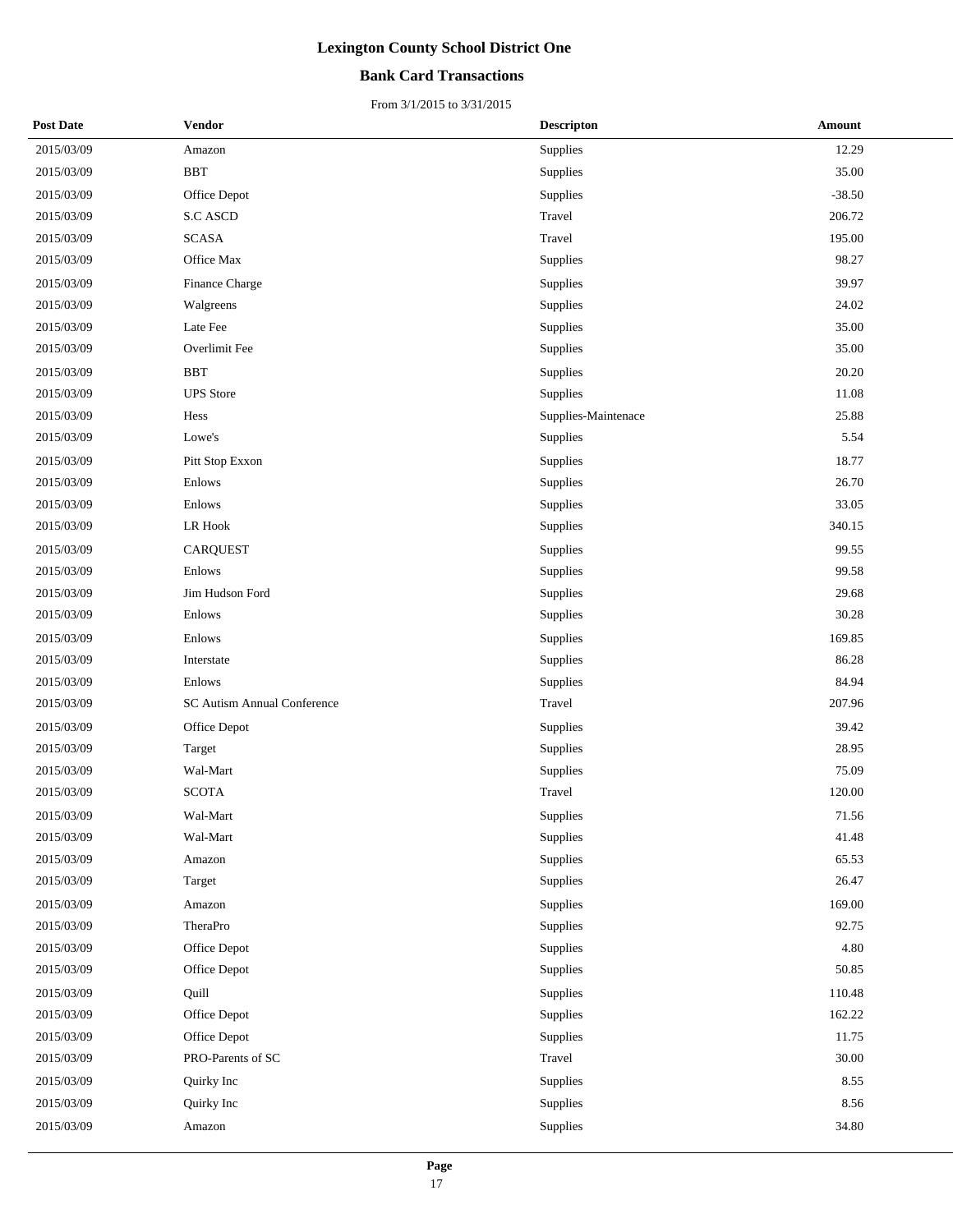# Lexington County School District One

## Bank Card Transactions

From 3/1/2015 to 3/31/2015

| Post Date | Vendor | Descripton | Amount |
|---|---|---|---|
| 2015/03/09 | Amazon | Supplies | 12.29 |
| 2015/03/09 | BBT | Supplies | 35.00 |
| 2015/03/09 | Office Depot | Supplies | -38.50 |
| 2015/03/09 | S.C ASCD | Travel | 206.72 |
| 2015/03/09 | SCASA | Travel | 195.00 |
| 2015/03/09 | Office Max | Supplies | 98.27 |
| 2015/03/09 | Finance Charge | Supplies | 39.97 |
| 2015/03/09 | Walgreens | Supplies | 24.02 |
| 2015/03/09 | Late Fee | Supplies | 35.00 |
| 2015/03/09 | Overlimit Fee | Supplies | 35.00 |
| 2015/03/09 | BBT | Supplies | 20.20 |
| 2015/03/09 | UPS Store | Supplies | 11.08 |
| 2015/03/09 | Hess | Supplies-Maintenace | 25.88 |
| 2015/03/09 | Lowe's | Supplies | 5.54 |
| 2015/03/09 | Pitt Stop Exxon | Supplies | 18.77 |
| 2015/03/09 | Enlows | Supplies | 26.70 |
| 2015/03/09 | Enlows | Supplies | 33.05 |
| 2015/03/09 | LR Hook | Supplies | 340.15 |
| 2015/03/09 | CARQUEST | Supplies | 99.55 |
| 2015/03/09 | Enlows | Supplies | 99.58 |
| 2015/03/09 | Jim Hudson Ford | Supplies | 29.68 |
| 2015/03/09 | Enlows | Supplies | 30.28 |
| 2015/03/09 | Enlows | Supplies | 169.85 |
| 2015/03/09 | Interstate | Supplies | 86.28 |
| 2015/03/09 | Enlows | Supplies | 84.94 |
| 2015/03/09 | SC Autism Annual Conference | Travel | 207.96 |
| 2015/03/09 | Office Depot | Supplies | 39.42 |
| 2015/03/09 | Target | Supplies | 28.95 |
| 2015/03/09 | Wal-Mart | Supplies | 75.09 |
| 2015/03/09 | SCOTA | Travel | 120.00 |
| 2015/03/09 | Wal-Mart | Supplies | 71.56 |
| 2015/03/09 | Wal-Mart | Supplies | 41.48 |
| 2015/03/09 | Amazon | Supplies | 65.53 |
| 2015/03/09 | Target | Supplies | 26.47 |
| 2015/03/09 | Amazon | Supplies | 169.00 |
| 2015/03/09 | TheraPro | Supplies | 92.75 |
| 2015/03/09 | Office Depot | Supplies | 4.80 |
| 2015/03/09 | Office Depot | Supplies | 50.85 |
| 2015/03/09 | Quill | Supplies | 110.48 |
| 2015/03/09 | Office Depot | Supplies | 162.22 |
| 2015/03/09 | Office Depot | Supplies | 11.75 |
| 2015/03/09 | PRO-Parents of SC | Travel | 30.00 |
| 2015/03/09 | Quirky Inc | Supplies | 8.55 |
| 2015/03/09 | Quirky Inc | Supplies | 8.56 |
| 2015/03/09 | Amazon | Supplies | 34.80 |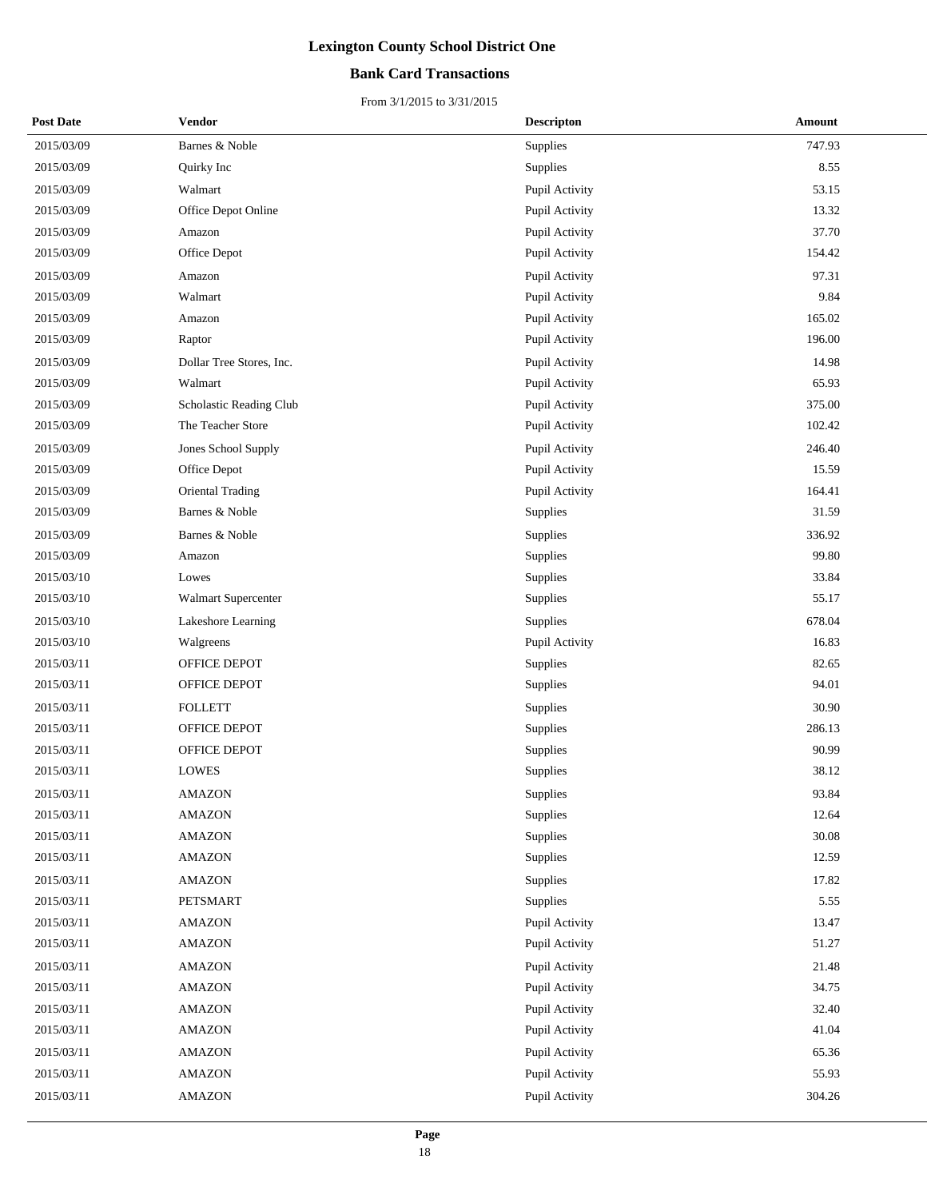# Lexington County School District One

## Bank Card Transactions

From 3/1/2015 to 3/31/2015

| Post Date | Vendor | Descripton | Amount |
|---|---|---|---|
| 2015/03/09 | Barnes & Noble | Supplies | 747.93 |
| 2015/03/09 | Quirky Inc | Supplies | 8.55 |
| 2015/03/09 | Walmart | Pupil Activity | 53.15 |
| 2015/03/09 | Office Depot Online | Pupil Activity | 13.32 |
| 2015/03/09 | Amazon | Pupil Activity | 37.70 |
| 2015/03/09 | Office Depot | Pupil Activity | 154.42 |
| 2015/03/09 | Amazon | Pupil Activity | 97.31 |
| 2015/03/09 | Walmart | Pupil Activity | 9.84 |
| 2015/03/09 | Amazon | Pupil Activity | 165.02 |
| 2015/03/09 | Raptor | Pupil Activity | 196.00 |
| 2015/03/09 | Dollar Tree Stores, Inc. | Pupil Activity | 14.98 |
| 2015/03/09 | Walmart | Pupil Activity | 65.93 |
| 2015/03/09 | Scholastic Reading Club | Pupil Activity | 375.00 |
| 2015/03/09 | The Teacher Store | Pupil Activity | 102.42 |
| 2015/03/09 | Jones School Supply | Pupil Activity | 246.40 |
| 2015/03/09 | Office Depot | Pupil Activity | 15.59 |
| 2015/03/09 | Oriental Trading | Pupil Activity | 164.41 |
| 2015/03/09 | Barnes & Noble | Supplies | 31.59 |
| 2015/03/09 | Barnes & Noble | Supplies | 336.92 |
| 2015/03/09 | Amazon | Supplies | 99.80 |
| 2015/03/10 | Lowes | Supplies | 33.84 |
| 2015/03/10 | Walmart Supercenter | Supplies | 55.17 |
| 2015/03/10 | Lakeshore Learning | Supplies | 678.04 |
| 2015/03/10 | Walgreens | Pupil Activity | 16.83 |
| 2015/03/11 | OFFICE DEPOT | Supplies | 82.65 |
| 2015/03/11 | OFFICE DEPOT | Supplies | 94.01 |
| 2015/03/11 | FOLLETT | Supplies | 30.90 |
| 2015/03/11 | OFFICE DEPOT | Supplies | 286.13 |
| 2015/03/11 | OFFICE DEPOT | Supplies | 90.99 |
| 2015/03/11 | LOWES | Supplies | 38.12 |
| 2015/03/11 | AMAZON | Supplies | 93.84 |
| 2015/03/11 | AMAZON | Supplies | 12.64 |
| 2015/03/11 | AMAZON | Supplies | 30.08 |
| 2015/03/11 | AMAZON | Supplies | 12.59 |
| 2015/03/11 | AMAZON | Supplies | 17.82 |
| 2015/03/11 | PETSMART | Supplies | 5.55 |
| 2015/03/11 | AMAZON | Pupil Activity | 13.47 |
| 2015/03/11 | AMAZON | Pupil Activity | 51.27 |
| 2015/03/11 | AMAZON | Pupil Activity | 21.48 |
| 2015/03/11 | AMAZON | Pupil Activity | 34.75 |
| 2015/03/11 | AMAZON | Pupil Activity | 32.40 |
| 2015/03/11 | AMAZON | Pupil Activity | 41.04 |
| 2015/03/11 | AMAZON | Pupil Activity | 65.36 |
| 2015/03/11 | AMAZON | Pupil Activity | 55.93 |
| 2015/03/11 | AMAZON | Pupil Activity | 304.26 |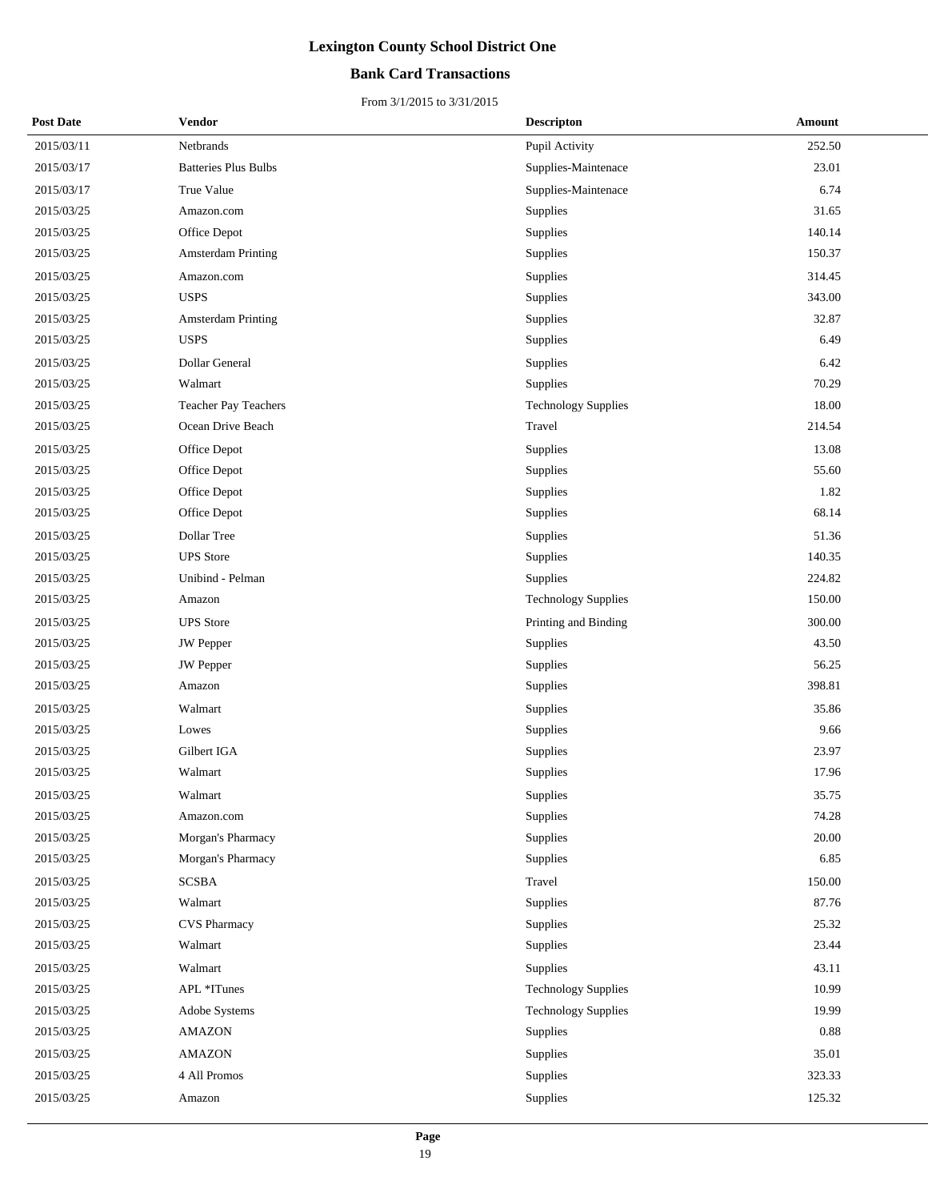# Lexington County School District One

## Bank Card Transactions

From 3/1/2015 to 3/31/2015

| Post Date | Vendor | Descripton | Amount |
|---|---|---|---|
| 2015/03/11 | Netbrands | Pupil Activity | 252.50 |
| 2015/03/17 | Batteries Plus Bulbs | Supplies-Maintenace | 23.01 |
| 2015/03/17 | True Value | Supplies-Maintenace | 6.74 |
| 2015/03/25 | Amazon.com | Supplies | 31.65 |
| 2015/03/25 | Office Depot | Supplies | 140.14 |
| 2015/03/25 | Amsterdam Printing | Supplies | 150.37 |
| 2015/03/25 | Amazon.com | Supplies | 314.45 |
| 2015/03/25 | USPS | Supplies | 343.00 |
| 2015/03/25 | Amsterdam Printing | Supplies | 32.87 |
| 2015/03/25 | USPS | Supplies | 6.49 |
| 2015/03/25 | Dollar General | Supplies | 6.42 |
| 2015/03/25 | Walmart | Supplies | 70.29 |
| 2015/03/25 | Teacher Pay Teachers | Technology Supplies | 18.00 |
| 2015/03/25 | Ocean Drive Beach | Travel | 214.54 |
| 2015/03/25 | Office Depot | Supplies | 13.08 |
| 2015/03/25 | Office Depot | Supplies | 55.60 |
| 2015/03/25 | Office Depot | Supplies | 1.82 |
| 2015/03/25 | Office Depot | Supplies | 68.14 |
| 2015/03/25 | Dollar Tree | Supplies | 51.36 |
| 2015/03/25 | UPS Store | Supplies | 140.35 |
| 2015/03/25 | Unibind - Pelman | Supplies | 224.82 |
| 2015/03/25 | Amazon | Technology Supplies | 150.00 |
| 2015/03/25 | UPS Store | Printing and Binding | 300.00 |
| 2015/03/25 | JW Pepper | Supplies | 43.50 |
| 2015/03/25 | JW Pepper | Supplies | 56.25 |
| 2015/03/25 | Amazon | Supplies | 398.81 |
| 2015/03/25 | Walmart | Supplies | 35.86 |
| 2015/03/25 | Lowes | Supplies | 9.66 |
| 2015/03/25 | Gilbert IGA | Supplies | 23.97 |
| 2015/03/25 | Walmart | Supplies | 17.96 |
| 2015/03/25 | Walmart | Supplies | 35.75 |
| 2015/03/25 | Amazon.com | Supplies | 74.28 |
| 2015/03/25 | Morgan's Pharmacy | Supplies | 20.00 |
| 2015/03/25 | Morgan's Pharmacy | Supplies | 6.85 |
| 2015/03/25 | SCSBA | Travel | 150.00 |
| 2015/03/25 | Walmart | Supplies | 87.76 |
| 2015/03/25 | CVS Pharmacy | Supplies | 25.32 |
| 2015/03/25 | Walmart | Supplies | 23.44 |
| 2015/03/25 | Walmart | Supplies | 43.11 |
| 2015/03/25 | APL *ITunes | Technology Supplies | 10.99 |
| 2015/03/25 | Adobe Systems | Technology Supplies | 19.99 |
| 2015/03/25 | AMAZON | Supplies | 0.88 |
| 2015/03/25 | AMAZON | Supplies | 35.01 |
| 2015/03/25 | 4 All Promos | Supplies | 323.33 |
| 2015/03/25 | Amazon | Supplies | 125.32 |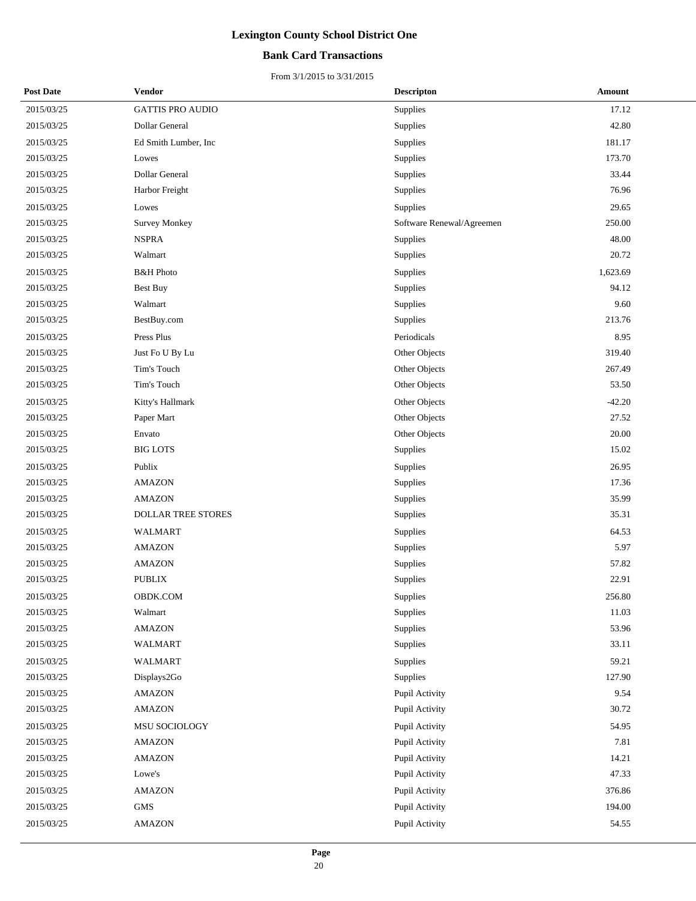# Lexington County School District One

## Bank Card Transactions

From 3/1/2015 to 3/31/2015

| Post Date | Vendor | Descripton | Amount |
|---|---|---|---|
| 2015/03/25 | GATTIS PRO AUDIO | Supplies | 17.12 |
| 2015/03/25 | Dollar General | Supplies | 42.80 |
| 2015/03/25 | Ed Smith Lumber, Inc | Supplies | 181.17 |
| 2015/03/25 | Lowes | Supplies | 173.70 |
| 2015/03/25 | Dollar General | Supplies | 33.44 |
| 2015/03/25 | Harbor Freight | Supplies | 76.96 |
| 2015/03/25 | Lowes | Supplies | 29.65 |
| 2015/03/25 | Survey Monkey | Software Renewal/Agreemen | 250.00 |
| 2015/03/25 | NSPRA | Supplies | 48.00 |
| 2015/03/25 | Walmart | Supplies | 20.72 |
| 2015/03/25 | B&H Photo | Supplies | 1,623.69 |
| 2015/03/25 | Best Buy | Supplies | 94.12 |
| 2015/03/25 | Walmart | Supplies | 9.60 |
| 2015/03/25 | BestBuy.com | Supplies | 213.76 |
| 2015/03/25 | Press Plus | Periodicals | 8.95 |
| 2015/03/25 | Just Fo U By Lu | Other Objects | 319.40 |
| 2015/03/25 | Tim's Touch | Other Objects | 267.49 |
| 2015/03/25 | Tim's Touch | Other Objects | 53.50 |
| 2015/03/25 | Kitty's Hallmark | Other Objects | -42.20 |
| 2015/03/25 | Paper Mart | Other Objects | 27.52 |
| 2015/03/25 | Envato | Other Objects | 20.00 |
| 2015/03/25 | BIG LOTS | Supplies | 15.02 |
| 2015/03/25 | Publix | Supplies | 26.95 |
| 2015/03/25 | AMAZON | Supplies | 17.36 |
| 2015/03/25 | AMAZON | Supplies | 35.99 |
| 2015/03/25 | DOLLAR TREE STORES | Supplies | 35.31 |
| 2015/03/25 | WALMART | Supplies | 64.53 |
| 2015/03/25 | AMAZON | Supplies | 5.97 |
| 2015/03/25 | AMAZON | Supplies | 57.82 |
| 2015/03/25 | PUBLIX | Supplies | 22.91 |
| 2015/03/25 | OBDK.COM | Supplies | 256.80 |
| 2015/03/25 | Walmart | Supplies | 11.03 |
| 2015/03/25 | AMAZON | Supplies | 53.96 |
| 2015/03/25 | WALMART | Supplies | 33.11 |
| 2015/03/25 | WALMART | Supplies | 59.21 |
| 2015/03/25 | Displays2Go | Supplies | 127.90 |
| 2015/03/25 | AMAZON | Pupil Activity | 9.54 |
| 2015/03/25 | AMAZON | Pupil Activity | 30.72 |
| 2015/03/25 | MSU SOCIOLOGY | Pupil Activity | 54.95 |
| 2015/03/25 | AMAZON | Pupil Activity | 7.81 |
| 2015/03/25 | AMAZON | Pupil Activity | 14.21 |
| 2015/03/25 | Lowe's | Pupil Activity | 47.33 |
| 2015/03/25 | AMAZON | Pupil Activity | 376.86 |
| 2015/03/25 | GMS | Pupil Activity | 194.00 |
| 2015/03/25 | AMAZON | Pupil Activity | 54.55 |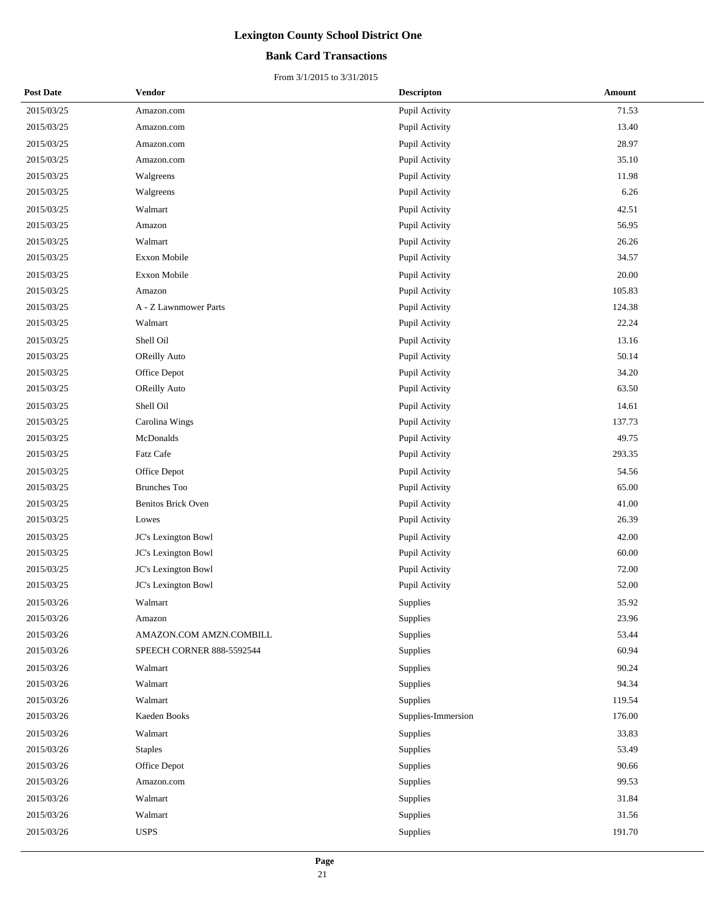# Lexington County School District One

## Bank Card Transactions

From 3/1/2015 to 3/31/2015

| Post Date | Vendor | Descripton | Amount |
|---|---|---|---|
| 2015/03/25 | Amazon.com | Pupil Activity | 71.53 |
| 2015/03/25 | Amazon.com | Pupil Activity | 13.40 |
| 2015/03/25 | Amazon.com | Pupil Activity | 28.97 |
| 2015/03/25 | Amazon.com | Pupil Activity | 35.10 |
| 2015/03/25 | Walgreens | Pupil Activity | 11.98 |
| 2015/03/25 | Walgreens | Pupil Activity | 6.26 |
| 2015/03/25 | Walmart | Pupil Activity | 42.51 |
| 2015/03/25 | Amazon | Pupil Activity | 56.95 |
| 2015/03/25 | Walmart | Pupil Activity | 26.26 |
| 2015/03/25 | Exxon Mobile | Pupil Activity | 34.57 |
| 2015/03/25 | Exxon Mobile | Pupil Activity | 20.00 |
| 2015/03/25 | Amazon | Pupil Activity | 105.83 |
| 2015/03/25 | A - Z Lawnmower Parts | Pupil Activity | 124.38 |
| 2015/03/25 | Walmart | Pupil Activity | 22.24 |
| 2015/03/25 | Shell Oil | Pupil Activity | 13.16 |
| 2015/03/25 | OReilly Auto | Pupil Activity | 50.14 |
| 2015/03/25 | Office Depot | Pupil Activity | 34.20 |
| 2015/03/25 | OReilly Auto | Pupil Activity | 63.50 |
| 2015/03/25 | Shell Oil | Pupil Activity | 14.61 |
| 2015/03/25 | Carolina Wings | Pupil Activity | 137.73 |
| 2015/03/25 | McDonalds | Pupil Activity | 49.75 |
| 2015/03/25 | Fatz Cafe | Pupil Activity | 293.35 |
| 2015/03/25 | Office Depot | Pupil Activity | 54.56 |
| 2015/03/25 | Brunches Too | Pupil Activity | 65.00 |
| 2015/03/25 | Benitos Brick Oven | Pupil Activity | 41.00 |
| 2015/03/25 | Lowes | Pupil Activity | 26.39 |
| 2015/03/25 | JC's Lexington Bowl | Pupil Activity | 42.00 |
| 2015/03/25 | JC's Lexington Bowl | Pupil Activity | 60.00 |
| 2015/03/25 | JC's Lexington Bowl | Pupil Activity | 72.00 |
| 2015/03/25 | JC's Lexington Bowl | Pupil Activity | 52.00 |
| 2015/03/26 | Walmart | Supplies | 35.92 |
| 2015/03/26 | Amazon | Supplies | 23.96 |
| 2015/03/26 | AMAZON.COM AMZN.COMBILL | Supplies | 53.44 |
| 2015/03/26 | SPEECH CORNER 888-5592544 | Supplies | 60.94 |
| 2015/03/26 | Walmart | Supplies | 90.24 |
| 2015/03/26 | Walmart | Supplies | 94.34 |
| 2015/03/26 | Walmart | Supplies | 119.54 |
| 2015/03/26 | Kaeden Books | Supplies-Immersion | 176.00 |
| 2015/03/26 | Walmart | Supplies | 33.83 |
| 2015/03/26 | Staples | Supplies | 53.49 |
| 2015/03/26 | Office Depot | Supplies | 90.66 |
| 2015/03/26 | Amazon.com | Supplies | 99.53 |
| 2015/03/26 | Walmart | Supplies | 31.84 |
| 2015/03/26 | Walmart | Supplies | 31.56 |
| 2015/03/26 | USPS | Supplies | 191.70 |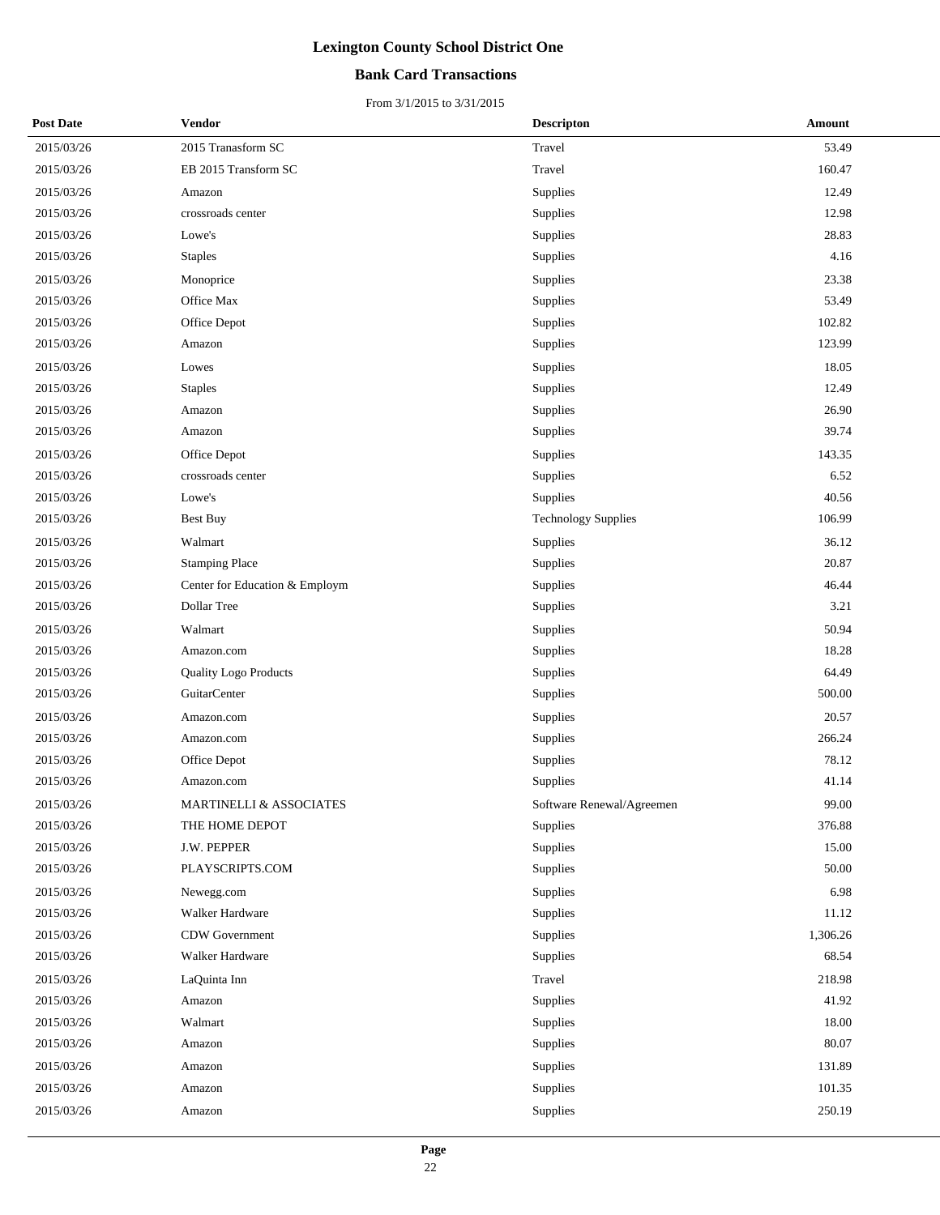# Lexington County School District One

## Bank Card Transactions

From 3/1/2015 to 3/31/2015

| Post Date | Vendor | Descripton | Amount |
|---|---|---|---|
| 2015/03/26 | 2015 Transaform SC | Travel | 53.49 |
| 2015/03/26 | EB 2015 Transform SC | Travel | 160.47 |
| 2015/03/26 | Amazon | Supplies | 12.49 |
| 2015/03/26 | crossroads center | Supplies | 12.98 |
| 2015/03/26 | Lowe's | Supplies | 28.83 |
| 2015/03/26 | Staples | Supplies | 4.16 |
| 2015/03/26 | Monoprice | Supplies | 23.38 |
| 2015/03/26 | Office Max | Supplies | 53.49 |
| 2015/03/26 | Office Depot | Supplies | 102.82 |
| 2015/03/26 | Amazon | Supplies | 123.99 |
| 2015/03/26 | Lowes | Supplies | 18.05 |
| 2015/03/26 | Staples | Supplies | 12.49 |
| 2015/03/26 | Amazon | Supplies | 26.90 |
| 2015/03/26 | Amazon | Supplies | 39.74 |
| 2015/03/26 | Office Depot | Supplies | 143.35 |
| 2015/03/26 | crossroads center | Supplies | 6.52 |
| 2015/03/26 | Lowe's | Supplies | 40.56 |
| 2015/03/26 | Best Buy | Technology Supplies | 106.99 |
| 2015/03/26 | Walmart | Supplies | 36.12 |
| 2015/03/26 | Stamping Place | Supplies | 20.87 |
| 2015/03/26 | Center for Education & Employm | Supplies | 46.44 |
| 2015/03/26 | Dollar Tree | Supplies | 3.21 |
| 2015/03/26 | Walmart | Supplies | 50.94 |
| 2015/03/26 | Amazon.com | Supplies | 18.28 |
| 2015/03/26 | Quality Logo Products | Supplies | 64.49 |
| 2015/03/26 | GuitarCenter | Supplies | 500.00 |
| 2015/03/26 | Amazon.com | Supplies | 20.57 |
| 2015/03/26 | Amazon.com | Supplies | 266.24 |
| 2015/03/26 | Office Depot | Supplies | 78.12 |
| 2015/03/26 | Amazon.com | Supplies | 41.14 |
| 2015/03/26 | MARTINELLI & ASSOCIATES | Software Renewal/Agreemen | 99.00 |
| 2015/03/26 | THE HOME DEPOT | Supplies | 376.88 |
| 2015/03/26 | J.W. PEPPER | Supplies | 15.00 |
| 2015/03/26 | PLAYSCRIPTS.COM | Supplies | 50.00 |
| 2015/03/26 | Newegg.com | Supplies | 6.98 |
| 2015/03/26 | Walker Hardware | Supplies | 11.12 |
| 2015/03/26 | CDW Government | Supplies | 1,306.26 |
| 2015/03/26 | Walker Hardware | Supplies | 68.54 |
| 2015/03/26 | LaQuinta Inn | Travel | 218.98 |
| 2015/03/26 | Amazon | Supplies | 41.92 |
| 2015/03/26 | Walmart | Supplies | 18.00 |
| 2015/03/26 | Amazon | Supplies | 80.07 |
| 2015/03/26 | Amazon | Supplies | 131.89 |
| 2015/03/26 | Amazon | Supplies | 101.35 |
| 2015/03/26 | Amazon | Supplies | 250.19 |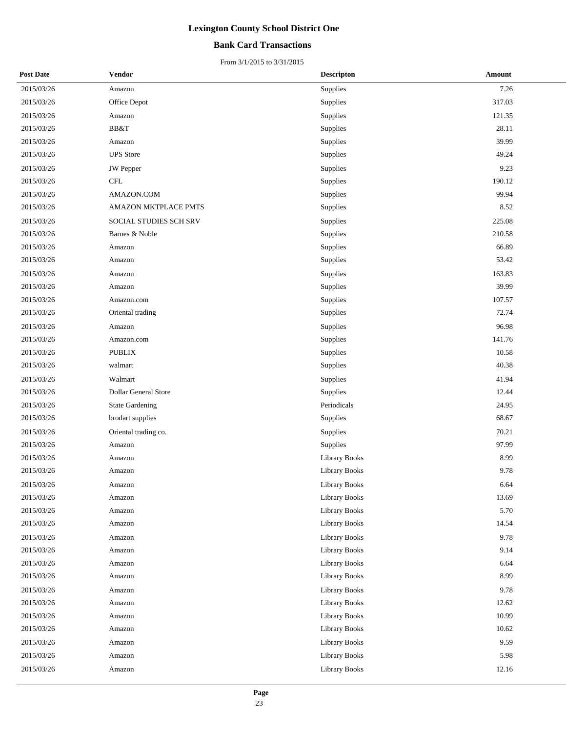# Lexington County School District One

## Bank Card Transactions

From 3/1/2015 to 3/31/2015

| Post Date | Vendor | Descripton | Amount |
|---|---|---|---|
| 2015/03/26 | Amazon | Supplies | 7.26 |
| 2015/03/26 | Office Depot | Supplies | 317.03 |
| 2015/03/26 | Amazon | Supplies | 121.35 |
| 2015/03/26 | BB&T | Supplies | 28.11 |
| 2015/03/26 | Amazon | Supplies | 39.99 |
| 2015/03/26 | UPS Store | Supplies | 49.24 |
| 2015/03/26 | JW Pepper | Supplies | 9.23 |
| 2015/03/26 | CFL | Supplies | 190.12 |
| 2015/03/26 | AMAZON.COM | Supplies | 99.94 |
| 2015/03/26 | AMAZON MKTPLACE PMTS | Supplies | 8.52 |
| 2015/03/26 | SOCIAL STUDIES SCH SRV | Supplies | 225.08 |
| 2015/03/26 | Barnes & Noble | Supplies | 210.58 |
| 2015/03/26 | Amazon | Supplies | 66.89 |
| 2015/03/26 | Amazon | Supplies | 53.42 |
| 2015/03/26 | Amazon | Supplies | 163.83 |
| 2015/03/26 | Amazon | Supplies | 39.99 |
| 2015/03/26 | Amazon.com | Supplies | 107.57 |
| 2015/03/26 | Oriental trading | Supplies | 72.74 |
| 2015/03/26 | Amazon | Supplies | 96.98 |
| 2015/03/26 | Amazon.com | Supplies | 141.76 |
| 2015/03/26 | PUBLIX | Supplies | 10.58 |
| 2015/03/26 | walmart | Supplies | 40.38 |
| 2015/03/26 | Walmart | Supplies | 41.94 |
| 2015/03/26 | Dollar General Store | Supplies | 12.44 |
| 2015/03/26 | State Gardening | Periodicals | 24.95 |
| 2015/03/26 | brodart supplies | Supplies | 68.67 |
| 2015/03/26 | Oriental trading co. | Supplies | 70.21 |
| 2015/03/26 | Amazon | Supplies | 97.99 |
| 2015/03/26 | Amazon | Library Books | 8.99 |
| 2015/03/26 | Amazon | Library Books | 9.78 |
| 2015/03/26 | Amazon | Library Books | 6.64 |
| 2015/03/26 | Amazon | Library Books | 13.69 |
| 2015/03/26 | Amazon | Library Books | 5.70 |
| 2015/03/26 | Amazon | Library Books | 14.54 |
| 2015/03/26 | Amazon | Library Books | 9.78 |
| 2015/03/26 | Amazon | Library Books | 9.14 |
| 2015/03/26 | Amazon | Library Books | 6.64 |
| 2015/03/26 | Amazon | Library Books | 8.99 |
| 2015/03/26 | Amazon | Library Books | 9.78 |
| 2015/03/26 | Amazon | Library Books | 12.62 |
| 2015/03/26 | Amazon | Library Books | 10.99 |
| 2015/03/26 | Amazon | Library Books | 10.62 |
| 2015/03/26 | Amazon | Library Books | 9.59 |
| 2015/03/26 | Amazon | Library Books | 5.98 |
| 2015/03/26 | Amazon | Library Books | 12.16 |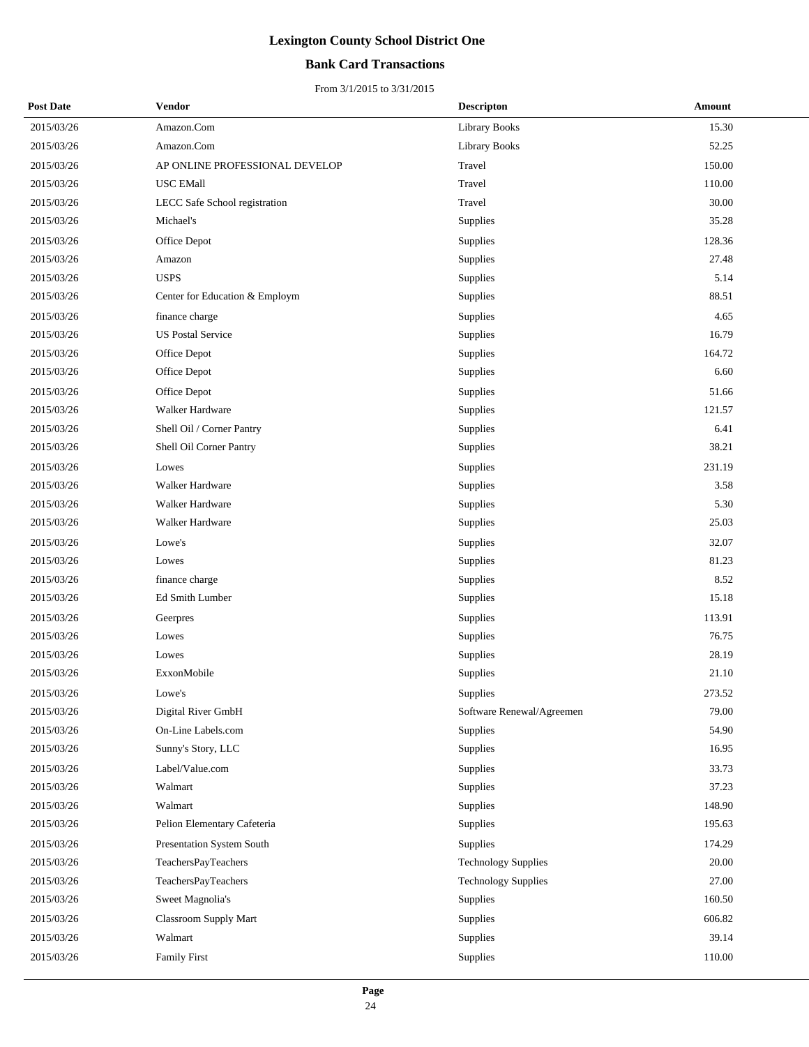# Lexington County School District One

## Bank Card Transactions

From 3/1/2015 to 3/31/2015

| Post Date | Vendor | Descripton | Amount |
|---|---|---|---|
| 2015/03/26 | Amazon.Com | Library Books | 15.30 |
| 2015/03/26 | Amazon.Com | Library Books | 52.25 |
| 2015/03/26 | AP ONLINE PROFESSIONAL DEVELOP | Travel | 150.00 |
| 2015/03/26 | USC EMall | Travel | 110.00 |
| 2015/03/26 | LECC Safe School registration | Travel | 30.00 |
| 2015/03/26 | Michael's | Supplies | 35.28 |
| 2015/03/26 | Office Depot | Supplies | 128.36 |
| 2015/03/26 | Amazon | Supplies | 27.48 |
| 2015/03/26 | USPS | Supplies | 5.14 |
| 2015/03/26 | Center for Education & Employm | Supplies | 88.51 |
| 2015/03/26 | finance charge | Supplies | 4.65 |
| 2015/03/26 | US Postal Service | Supplies | 16.79 |
| 2015/03/26 | Office Depot | Supplies | 164.72 |
| 2015/03/26 | Office Depot | Supplies | 6.60 |
| 2015/03/26 | Office Depot | Supplies | 51.66 |
| 2015/03/26 | Walker Hardware | Supplies | 121.57 |
| 2015/03/26 | Shell Oil / Corner Pantry | Supplies | 6.41 |
| 2015/03/26 | Shell Oil Corner Pantry | Supplies | 38.21 |
| 2015/03/26 | Lowes | Supplies | 231.19 |
| 2015/03/26 | Walker Hardware | Supplies | 3.58 |
| 2015/03/26 | Walker Hardware | Supplies | 5.30 |
| 2015/03/26 | Walker Hardware | Supplies | 25.03 |
| 2015/03/26 | Lowe's | Supplies | 32.07 |
| 2015/03/26 | Lowes | Supplies | 81.23 |
| 2015/03/26 | finance charge | Supplies | 8.52 |
| 2015/03/26 | Ed Smith Lumber | Supplies | 15.18 |
| 2015/03/26 | Geerpres | Supplies | 113.91 |
| 2015/03/26 | Lowes | Supplies | 76.75 |
| 2015/03/26 | Lowes | Supplies | 28.19 |
| 2015/03/26 | ExxonMobile | Supplies | 21.10 |
| 2015/03/26 | Lowe's | Supplies | 273.52 |
| 2015/03/26 | Digital River GmbH | Software Renewal/Agreemen | 79.00 |
| 2015/03/26 | On-Line Labels.com | Supplies | 54.90 |
| 2015/03/26 | Sunny's Story, LLC | Supplies | 16.95 |
| 2015/03/26 | Label/Value.com | Supplies | 33.73 |
| 2015/03/26 | Walmart | Supplies | 37.23 |
| 2015/03/26 | Walmart | Supplies | 148.90 |
| 2015/03/26 | Pelion Elementary Cafeteria | Supplies | 195.63 |
| 2015/03/26 | Presentation System South | Supplies | 174.29 |
| 2015/03/26 | TeachersPayTeachers | Technology Supplies | 20.00 |
| 2015/03/26 | TeachersPayTeachers | Technology Supplies | 27.00 |
| 2015/03/26 | Sweet Magnolia's | Supplies | 160.50 |
| 2015/03/26 | Classroom Supply Mart | Supplies | 606.82 |
| 2015/03/26 | Walmart | Supplies | 39.14 |
| 2015/03/26 | Family First | Supplies | 110.00 |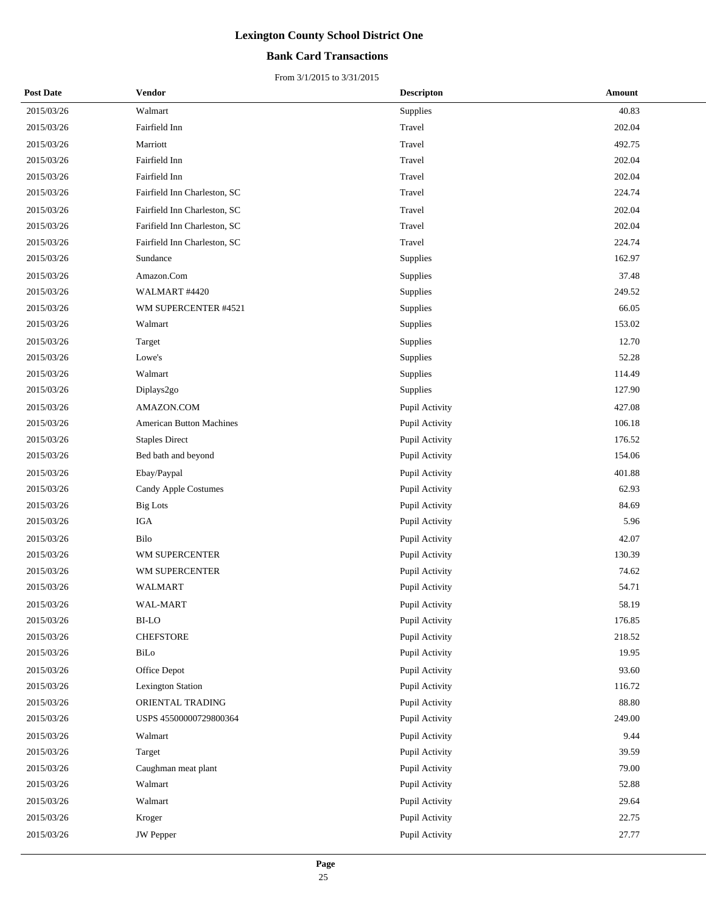# Lexington County School District One

## Bank Card Transactions

From 3/1/2015 to 3/31/2015

| Post Date | Vendor | Descripton | Amount |
|---|---|---|---|
| 2015/03/26 | Walmart | Supplies | 40.83 |
| 2015/03/26 | Fairfield Inn | Travel | 202.04 |
| 2015/03/26 | Marriott | Travel | 492.75 |
| 2015/03/26 | Fairfield Inn | Travel | 202.04 |
| 2015/03/26 | Fairfield Inn | Travel | 202.04 |
| 2015/03/26 | Fairfield Inn Charleston, SC | Travel | 224.74 |
| 2015/03/26 | Fairfield Inn Charleston, SC | Travel | 202.04 |
| 2015/03/26 | Farifield Inn Charleston, SC | Travel | 202.04 |
| 2015/03/26 | Fairfield Inn Charleston, SC | Travel | 224.74 |
| 2015/03/26 | Sundance | Supplies | 162.97 |
| 2015/03/26 | Amazon.Com | Supplies | 37.48 |
| 2015/03/26 | WALMART #4420 | Supplies | 249.52 |
| 2015/03/26 | WM SUPERCENTER #4521 | Supplies | 66.05 |
| 2015/03/26 | Walmart | Supplies | 153.02 |
| 2015/03/26 | Target | Supplies | 12.70 |
| 2015/03/26 | Lowe's | Supplies | 52.28 |
| 2015/03/26 | Walmart | Supplies | 114.49 |
| 2015/03/26 | Diplays2go | Supplies | 127.90 |
| 2015/03/26 | AMAZON.COM | Pupil Activity | 427.08 |
| 2015/03/26 | American Button Machines | Pupil Activity | 106.18 |
| 2015/03/26 | Staples Direct | Pupil Activity | 176.52 |
| 2015/03/26 | Bed bath and beyond | Pupil Activity | 154.06 |
| 2015/03/26 | Ebay/Paypal | Pupil Activity | 401.88 |
| 2015/03/26 | Candy Apple Costumes | Pupil Activity | 62.93 |
| 2015/03/26 | Big Lots | Pupil Activity | 84.69 |
| 2015/03/26 | IGA | Pupil Activity | 5.96 |
| 2015/03/26 | Bilo | Pupil Activity | 42.07 |
| 2015/03/26 | WM SUPERCENTER | Pupil Activity | 130.39 |
| 2015/03/26 | WM SUPERCENTER | Pupil Activity | 74.62 |
| 2015/03/26 | WALMART | Pupil Activity | 54.71 |
| 2015/03/26 | WAL-MART | Pupil Activity | 58.19 |
| 2015/03/26 | BI-LO | Pupil Activity | 176.85 |
| 2015/03/26 | CHEFSTORE | Pupil Activity | 218.52 |
| 2015/03/26 | BiLo | Pupil Activity | 19.95 |
| 2015/03/26 | Office Depot | Pupil Activity | 93.60 |
| 2015/03/26 | Lexington Station | Pupil Activity | 116.72 |
| 2015/03/26 | ORIENTAL TRADING | Pupil Activity | 88.80 |
| 2015/03/26 | USPS 45500000729800364 | Pupil Activity | 249.00 |
| 2015/03/26 | Walmart | Pupil Activity | 9.44 |
| 2015/03/26 | Target | Pupil Activity | 39.59 |
| 2015/03/26 | Caughman meat plant | Pupil Activity | 79.00 |
| 2015/03/26 | Walmart | Pupil Activity | 52.88 |
| 2015/03/26 | Walmart | Pupil Activity | 29.64 |
| 2015/03/26 | Kroger | Pupil Activity | 22.75 |
| 2015/03/26 | JW Pepper | Pupil Activity | 27.77 |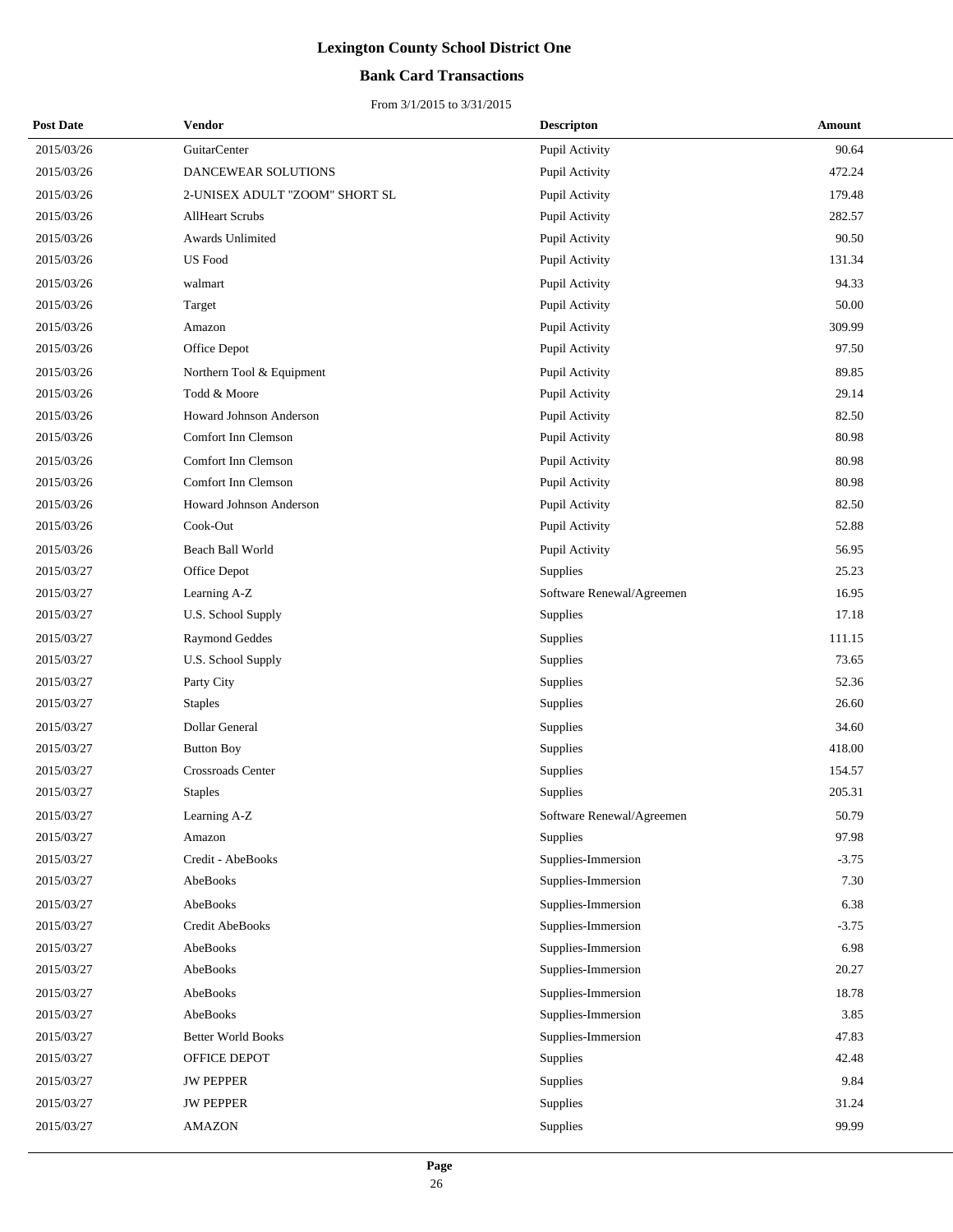# Lexington County School District One

## Bank Card Transactions

From 3/1/2015 to 3/31/2015

| Post Date | Vendor | Descripton | Amount |
|---|---|---|---|
| 2015/03/26 | GuitarCenter | Pupil Activity | 90.64 |
| 2015/03/26 | DANCEWEAR SOLUTIONS | Pupil Activity | 472.24 |
| 2015/03/26 | 2-UNISEX ADULT "ZOOM" SHORT SL | Pupil Activity | 179.48 |
| 2015/03/26 | AllHeart Scrubs | Pupil Activity | 282.57 |
| 2015/03/26 | Awards Unlimited | Pupil Activity | 90.50 |
| 2015/03/26 | US Food | Pupil Activity | 131.34 |
| 2015/03/26 | walmart | Pupil Activity | 94.33 |
| 2015/03/26 | Target | Pupil Activity | 50.00 |
| 2015/03/26 | Amazon | Pupil Activity | 309.99 |
| 2015/03/26 | Office Depot | Pupil Activity | 97.50 |
| 2015/03/26 | Northern Tool & Equipment | Pupil Activity | 89.85 |
| 2015/03/26 | Todd & Moore | Pupil Activity | 29.14 |
| 2015/03/26 | Howard Johnson Anderson | Pupil Activity | 82.50 |
| 2015/03/26 | Comfort Inn Clemson | Pupil Activity | 80.98 |
| 2015/03/26 | Comfort Inn Clemson | Pupil Activity | 80.98 |
| 2015/03/26 | Comfort Inn Clemson | Pupil Activity | 80.98 |
| 2015/03/26 | Howard Johnson Anderson | Pupil Activity | 82.50 |
| 2015/03/26 | Cook-Out | Pupil Activity | 52.88 |
| 2015/03/26 | Beach Ball World | Pupil Activity | 56.95 |
| 2015/03/27 | Office Depot | Supplies | 25.23 |
| 2015/03/27 | Learning A-Z | Software Renewal/Agreemen | 16.95 |
| 2015/03/27 | U.S. School Supply | Supplies | 17.18 |
| 2015/03/27 | Raymond Geddes | Supplies | 111.15 |
| 2015/03/27 | U.S. School Supply | Supplies | 73.65 |
| 2015/03/27 | Party City | Supplies | 52.36 |
| 2015/03/27 | Staples | Supplies | 26.60 |
| 2015/03/27 | Dollar General | Supplies | 34.60 |
| 2015/03/27 | Button Boy | Supplies | 418.00 |
| 2015/03/27 | Crossroads Center | Supplies | 154.57 |
| 2015/03/27 | Staples | Supplies | 205.31 |
| 2015/03/27 | Learning A-Z | Software Renewal/Agreemen | 50.79 |
| 2015/03/27 | Amazon | Supplies | 97.98 |
| 2015/03/27 | Credit - AbeBooks | Supplies-Immersion | -3.75 |
| 2015/03/27 | AbeBooks | Supplies-Immersion | 7.30 |
| 2015/03/27 | AbeBooks | Supplies-Immersion | 6.38 |
| 2015/03/27 | Credit AbeBooks | Supplies-Immersion | -3.75 |
| 2015/03/27 | AbeBooks | Supplies-Immersion | 6.98 |
| 2015/03/27 | AbeBooks | Supplies-Immersion | 20.27 |
| 2015/03/27 | AbeBooks | Supplies-Immersion | 18.78 |
| 2015/03/27 | AbeBooks | Supplies-Immersion | 3.85 |
| 2015/03/27 | Better World Books | Supplies-Immersion | 47.83 |
| 2015/03/27 | OFFICE DEPOT | Supplies | 42.48 |
| 2015/03/27 | JW PEPPER | Supplies | 9.84 |
| 2015/03/27 | JW PEPPER | Supplies | 31.24 |
| 2015/03/27 | AMAZON | Supplies | 99.99 |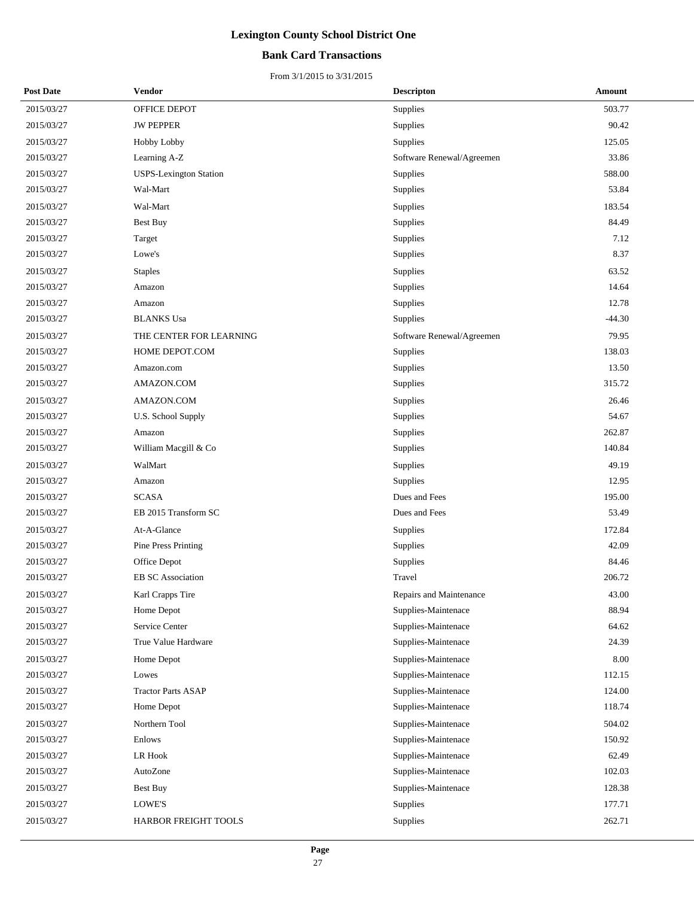# Lexington County School District One

## Bank Card Transactions

From 3/1/2015 to 3/31/2015

| Post Date | Vendor | Descripton | Amount |
|---|---|---|---|
| 2015/03/27 | OFFICE DEPOT | Supplies | 503.77 |
| 2015/03/27 | JW PEPPER | Supplies | 90.42 |
| 2015/03/27 | Hobby Lobby | Supplies | 125.05 |
| 2015/03/27 | Learning A-Z | Software Renewal/Agreemen | 33.86 |
| 2015/03/27 | USPS-Lexington Station | Supplies | 588.00 |
| 2015/03/27 | Wal-Mart | Supplies | 53.84 |
| 2015/03/27 | Wal-Mart | Supplies | 183.54 |
| 2015/03/27 | Best Buy | Supplies | 84.49 |
| 2015/03/27 | Target | Supplies | 7.12 |
| 2015/03/27 | Lowe's | Supplies | 8.37 |
| 2015/03/27 | Staples | Supplies | 63.52 |
| 2015/03/27 | Amazon | Supplies | 14.64 |
| 2015/03/27 | Amazon | Supplies | 12.78 |
| 2015/03/27 | BLANKS Usa | Supplies | -44.30 |
| 2015/03/27 | THE CENTER FOR LEARNING | Software Renewal/Agreemen | 79.95 |
| 2015/03/27 | HOME DEPOT.COM | Supplies | 138.03 |
| 2015/03/27 | Amazon.com | Supplies | 13.50 |
| 2015/03/27 | AMAZON.COM | Supplies | 315.72 |
| 2015/03/27 | AMAZON.COM | Supplies | 26.46 |
| 2015/03/27 | U.S. School Supply | Supplies | 54.67 |
| 2015/03/27 | Amazon | Supplies | 262.87 |
| 2015/03/27 | William Macgill & Co | Supplies | 140.84 |
| 2015/03/27 | WalMart | Supplies | 49.19 |
| 2015/03/27 | Amazon | Supplies | 12.95 |
| 2015/03/27 | SCASA | Dues and Fees | 195.00 |
| 2015/03/27 | EB 2015 Transform SC | Dues and Fees | 53.49 |
| 2015/03/27 | At-A-Glance | Supplies | 172.84 |
| 2015/03/27 | Pine Press Printing | Supplies | 42.09 |
| 2015/03/27 | Office Depot | Supplies | 84.46 |
| 2015/03/27 | EB SC Association | Travel | 206.72 |
| 2015/03/27 | Karl Crapps Tire | Repairs and Maintenance | 43.00 |
| 2015/03/27 | Home Depot | Supplies-Maintenace | 88.94 |
| 2015/03/27 | Service Center | Supplies-Maintenace | 64.62 |
| 2015/03/27 | True Value Hardware | Supplies-Maintenace | 24.39 |
| 2015/03/27 | Home Depot | Supplies-Maintenace | 8.00 |
| 2015/03/27 | Lowes | Supplies-Maintenace | 112.15 |
| 2015/03/27 | Tractor Parts ASAP | Supplies-Maintenace | 124.00 |
| 2015/03/27 | Home Depot | Supplies-Maintenace | 118.74 |
| 2015/03/27 | Northern Tool | Supplies-Maintenace | 504.02 |
| 2015/03/27 | Enlows | Supplies-Maintenace | 150.92 |
| 2015/03/27 | LR Hook | Supplies-Maintenace | 62.49 |
| 2015/03/27 | AutoZone | Supplies-Maintenace | 102.03 |
| 2015/03/27 | Best Buy | Supplies-Maintenace | 128.38 |
| 2015/03/27 | LOWE'S | Supplies | 177.71 |
| 2015/03/27 | HARBOR FREIGHT TOOLS | Supplies | 262.71 |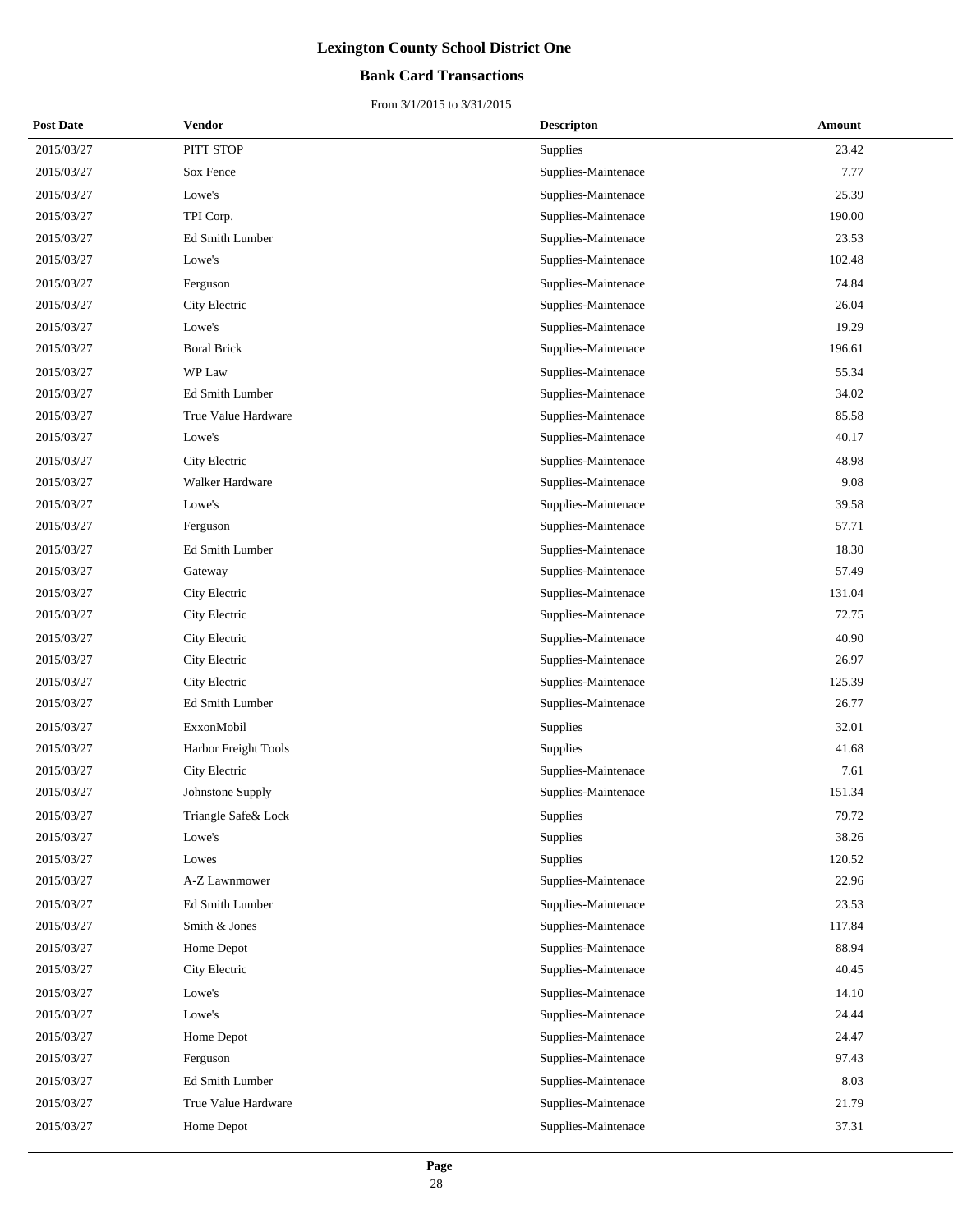# Lexington County School District One

## Bank Card Transactions

From 3/1/2015 to 3/31/2015

| Post Date | Vendor | Descripton | Amount |
|---|---|---|---|
| 2015/03/27 | PITT STOP | Supplies | 23.42 |
| 2015/03/27 | Sox Fence | Supplies-Maintenace | 7.77 |
| 2015/03/27 | Lowe's | Supplies-Maintenace | 25.39 |
| 2015/03/27 | TPI Corp. | Supplies-Maintenace | 190.00 |
| 2015/03/27 | Ed Smith Lumber | Supplies-Maintenace | 23.53 |
| 2015/03/27 | Lowe's | Supplies-Maintenace | 102.48 |
| 2015/03/27 | Ferguson | Supplies-Maintenace | 74.84 |
| 2015/03/27 | City Electric | Supplies-Maintenace | 26.04 |
| 2015/03/27 | Lowe's | Supplies-Maintenace | 19.29 |
| 2015/03/27 | Boral Brick | Supplies-Maintenace | 196.61 |
| 2015/03/27 | WP Law | Supplies-Maintenace | 55.34 |
| 2015/03/27 | Ed Smith Lumber | Supplies-Maintenace | 34.02 |
| 2015/03/27 | True Value Hardware | Supplies-Maintenace | 85.58 |
| 2015/03/27 | Lowe's | Supplies-Maintenace | 40.17 |
| 2015/03/27 | City Electric | Supplies-Maintenace | 48.98 |
| 2015/03/27 | Walker Hardware | Supplies-Maintenace | 9.08 |
| 2015/03/27 | Lowe's | Supplies-Maintenace | 39.58 |
| 2015/03/27 | Ferguson | Supplies-Maintenace | 57.71 |
| 2015/03/27 | Ed Smith Lumber | Supplies-Maintenace | 18.30 |
| 2015/03/27 | Gateway | Supplies-Maintenace | 57.49 |
| 2015/03/27 | City Electric | Supplies-Maintenace | 131.04 |
| 2015/03/27 | City Electric | Supplies-Maintenace | 72.75 |
| 2015/03/27 | City Electric | Supplies-Maintenace | 40.90 |
| 2015/03/27 | City Electric | Supplies-Maintenace | 26.97 |
| 2015/03/27 | City Electric | Supplies-Maintenace | 125.39 |
| 2015/03/27 | Ed Smith Lumber | Supplies-Maintenace | 26.77 |
| 2015/03/27 | ExxonMobil | Supplies | 32.01 |
| 2015/03/27 | Harbor Freight Tools | Supplies | 41.68 |
| 2015/03/27 | City Electric | Supplies-Maintenace | 7.61 |
| 2015/03/27 | Johnstone Supply | Supplies-Maintenace | 151.34 |
| 2015/03/27 | Triangle Safe& Lock | Supplies | 79.72 |
| 2015/03/27 | Lowe's | Supplies | 38.26 |
| 2015/03/27 | Lowes | Supplies | 120.52 |
| 2015/03/27 | A-Z Lawnmower | Supplies-Maintenace | 22.96 |
| 2015/03/27 | Ed Smith Lumber | Supplies-Maintenace | 23.53 |
| 2015/03/27 | Smith & Jones | Supplies-Maintenace | 117.84 |
| 2015/03/27 | Home Depot | Supplies-Maintenace | 88.94 |
| 2015/03/27 | City Electric | Supplies-Maintenace | 40.45 |
| 2015/03/27 | Lowe's | Supplies-Maintenace | 14.10 |
| 2015/03/27 | Lowe's | Supplies-Maintenace | 24.44 |
| 2015/03/27 | Home Depot | Supplies-Maintenace | 24.47 |
| 2015/03/27 | Ferguson | Supplies-Maintenace | 97.43 |
| 2015/03/27 | Ed Smith Lumber | Supplies-Maintenace | 8.03 |
| 2015/03/27 | True Value Hardware | Supplies-Maintenace | 21.79 |
| 2015/03/27 | Home Depot | Supplies-Maintenace | 37.31 |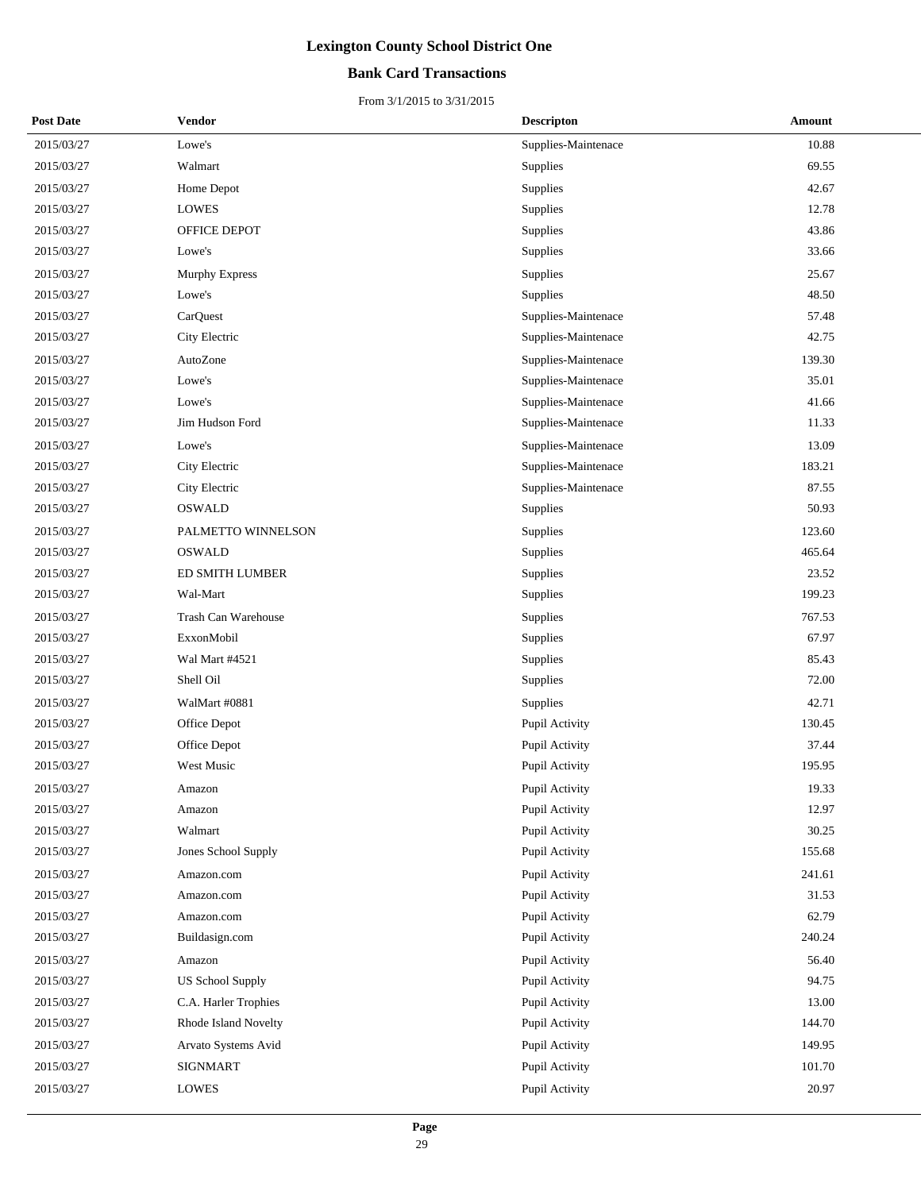# Lexington County School District One

## Bank Card Transactions

From 3/1/2015 to 3/31/2015

| Post Date | Vendor | Descripton | Amount |
|---|---|---|---|
| 2015/03/27 | Lowe's | Supplies-Maintenace | 10.88 |
| 2015/03/27 | Walmart | Supplies | 69.55 |
| 2015/03/27 | Home Depot | Supplies | 42.67 |
| 2015/03/27 | LOWES | Supplies | 12.78 |
| 2015/03/27 | OFFICE DEPOT | Supplies | 43.86 |
| 2015/03/27 | Lowe's | Supplies | 33.66 |
| 2015/03/27 | Murphy Express | Supplies | 25.67 |
| 2015/03/27 | Lowe's | Supplies | 48.50 |
| 2015/03/27 | CarQuest | Supplies-Maintenace | 57.48 |
| 2015/03/27 | City Electric | Supplies-Maintenace | 42.75 |
| 2015/03/27 | AutoZone | Supplies-Maintenace | 139.30 |
| 2015/03/27 | Lowe's | Supplies-Maintenace | 35.01 |
| 2015/03/27 | Lowe's | Supplies-Maintenace | 41.66 |
| 2015/03/27 | Jim Hudson Ford | Supplies-Maintenace | 11.33 |
| 2015/03/27 | Lowe's | Supplies-Maintenace | 13.09 |
| 2015/03/27 | City Electric | Supplies-Maintenace | 183.21 |
| 2015/03/27 | City Electric | Supplies-Maintenace | 87.55 |
| 2015/03/27 | OSWALD | Supplies | 50.93 |
| 2015/03/27 | PALMETTO WINNELSON | Supplies | 123.60 |
| 2015/03/27 | OSWALD | Supplies | 465.64 |
| 2015/03/27 | ED SMITH LUMBER | Supplies | 23.52 |
| 2015/03/27 | Wal-Mart | Supplies | 199.23 |
| 2015/03/27 | Trash Can Warehouse | Supplies | 767.53 |
| 2015/03/27 | ExxonMobil | Supplies | 67.97 |
| 2015/03/27 | Wal Mart #4521 | Supplies | 85.43 |
| 2015/03/27 | Shell Oil | Supplies | 72.00 |
| 2015/03/27 | WalMart #0881 | Supplies | 42.71 |
| 2015/03/27 | Office Depot | Pupil Activity | 130.45 |
| 2015/03/27 | Office Depot | Pupil Activity | 37.44 |
| 2015/03/27 | West Music | Pupil Activity | 195.95 |
| 2015/03/27 | Amazon | Pupil Activity | 19.33 |
| 2015/03/27 | Amazon | Pupil Activity | 12.97 |
| 2015/03/27 | Walmart | Pupil Activity | 30.25 |
| 2015/03/27 | Jones School Supply | Pupil Activity | 155.68 |
| 2015/03/27 | Amazon.com | Pupil Activity | 241.61 |
| 2015/03/27 | Amazon.com | Pupil Activity | 31.53 |
| 2015/03/27 | Amazon.com | Pupil Activity | 62.79 |
| 2015/03/27 | Buildasign.com | Pupil Activity | 240.24 |
| 2015/03/27 | Amazon | Pupil Activity | 56.40 |
| 2015/03/27 | US School Supply | Pupil Activity | 94.75 |
| 2015/03/27 | C.A. Harler Trophies | Pupil Activity | 13.00 |
| 2015/03/27 | Rhode Island Novelty | Pupil Activity | 144.70 |
| 2015/03/27 | Arvato Systems Avid | Pupil Activity | 149.95 |
| 2015/03/27 | SIGNMART | Pupil Activity | 101.70 |
| 2015/03/27 | LOWES | Pupil Activity | 20.97 |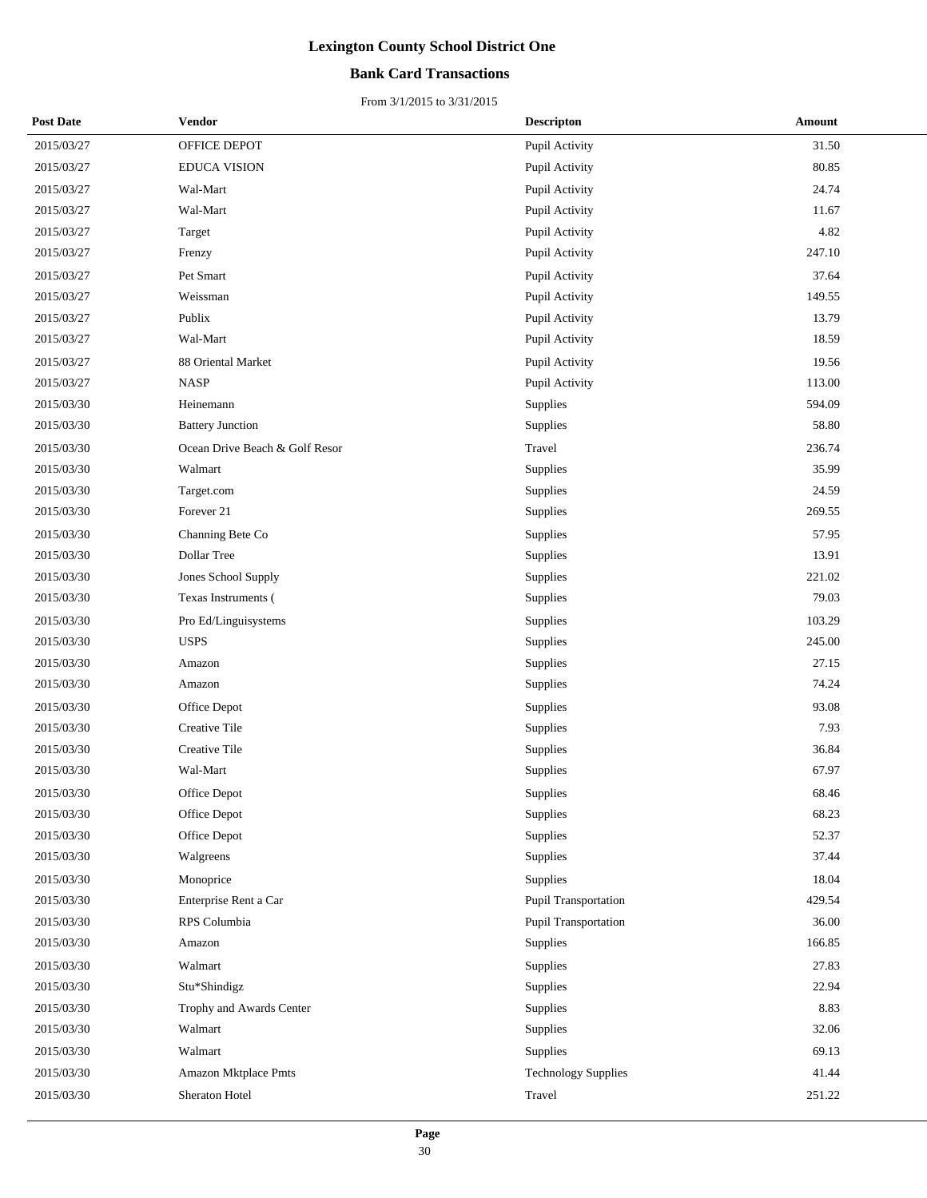# Lexington County School District One

## Bank Card Transactions

From 3/1/2015 to 3/31/2015

| Post Date | Vendor | Descripton | Amount |
|---|---|---|---|
| 2015/03/27 | OFFICE DEPOT | Pupil Activity | 31.50 |
| 2015/03/27 | EDUCA VISION | Pupil Activity | 80.85 |
| 2015/03/27 | Wal-Mart | Pupil Activity | 24.74 |
| 2015/03/27 | Wal-Mart | Pupil Activity | 11.67 |
| 2015/03/27 | Target | Pupil Activity | 4.82 |
| 2015/03/27 | Frenzy | Pupil Activity | 247.10 |
| 2015/03/27 | Pet Smart | Pupil Activity | 37.64 |
| 2015/03/27 | Weissman | Pupil Activity | 149.55 |
| 2015/03/27 | Publix | Pupil Activity | 13.79 |
| 2015/03/27 | Wal-Mart | Pupil Activity | 18.59 |
| 2015/03/27 | 88 Oriental Market | Pupil Activity | 19.56 |
| 2015/03/27 | NASP | Pupil Activity | 113.00 |
| 2015/03/30 | Heinemann | Supplies | 594.09 |
| 2015/03/30 | Battery Junction | Supplies | 58.80 |
| 2015/03/30 | Ocean Drive Beach & Golf Resor | Travel | 236.74 |
| 2015/03/30 | Walmart | Supplies | 35.99 |
| 2015/03/30 | Target.com | Supplies | 24.59 |
| 2015/03/30 | Forever 21 | Supplies | 269.55 |
| 2015/03/30 | Channing Bete Co | Supplies | 57.95 |
| 2015/03/30 | Dollar Tree | Supplies | 13.91 |
| 2015/03/30 | Jones School Supply | Supplies | 221.02 |
| 2015/03/30 | Texas Instruments ( | Supplies | 79.03 |
| 2015/03/30 | Pro Ed/Linguisystems | Supplies | 103.29 |
| 2015/03/30 | USPS | Supplies | 245.00 |
| 2015/03/30 | Amazon | Supplies | 27.15 |
| 2015/03/30 | Amazon | Supplies | 74.24 |
| 2015/03/30 | Office Depot | Supplies | 93.08 |
| 2015/03/30 | Creative Tile | Supplies | 7.93 |
| 2015/03/30 | Creative Tile | Supplies | 36.84 |
| 2015/03/30 | Wal-Mart | Supplies | 67.97 |
| 2015/03/30 | Office Depot | Supplies | 68.46 |
| 2015/03/30 | Office Depot | Supplies | 68.23 |
| 2015/03/30 | Office Depot | Supplies | 52.37 |
| 2015/03/30 | Walgreens | Supplies | 37.44 |
| 2015/03/30 | Monoprice | Supplies | 18.04 |
| 2015/03/30 | Enterprise Rent a Car | Pupil Transportation | 429.54 |
| 2015/03/30 | RPS Columbia | Pupil Transportation | 36.00 |
| 2015/03/30 | Amazon | Supplies | 166.85 |
| 2015/03/30 | Walmart | Supplies | 27.83 |
| 2015/03/30 | Stu*Shindigz | Supplies | 22.94 |
| 2015/03/30 | Trophy and Awards Center | Supplies | 8.83 |
| 2015/03/30 | Walmart | Supplies | 32.06 |
| 2015/03/30 | Walmart | Supplies | 69.13 |
| 2015/03/30 | Amazon Mktplace Pmts | Technology Supplies | 41.44 |
| 2015/03/30 | Sheraton Hotel | Travel | 251.22 |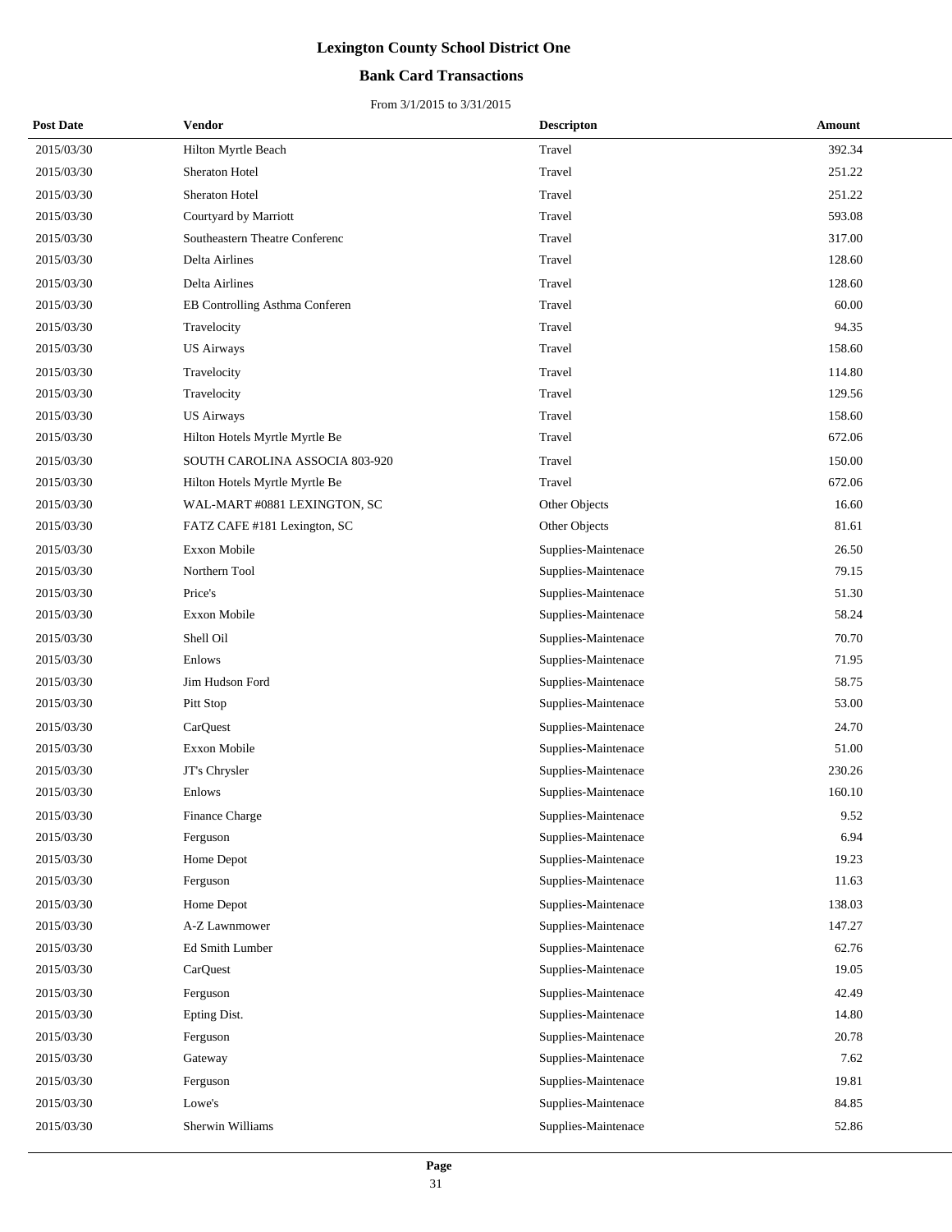# Lexington County School District One

## Bank Card Transactions

From 3/1/2015 to 3/31/2015

| Post Date | Vendor | Descripton | Amount |
|---|---|---|---|
| 2015/03/30 | Hilton Myrtle Beach | Travel | 392.34 |
| 2015/03/30 | Sheraton Hotel | Travel | 251.22 |
| 2015/03/30 | Sheraton Hotel | Travel | 251.22 |
| 2015/03/30 | Courtyard by Marriott | Travel | 593.08 |
| 2015/03/30 | Southeastern Theatre Conferenc | Travel | 317.00 |
| 2015/03/30 | Delta Airlines | Travel | 128.60 |
| 2015/03/30 | Delta Airlines | Travel | 128.60 |
| 2015/03/30 | EB Controlling Asthma Conferen | Travel | 60.00 |
| 2015/03/30 | Travelocity | Travel | 94.35 |
| 2015/03/30 | US Airways | Travel | 158.60 |
| 2015/03/30 | Travelocity | Travel | 114.80 |
| 2015/03/30 | Travelocity | Travel | 129.56 |
| 2015/03/30 | US Airways | Travel | 158.60 |
| 2015/03/30 | Hilton Hotels Myrtle Myrtle Be | Travel | 672.06 |
| 2015/03/30 | SOUTH CAROLINA ASSOCIA 803-920 | Travel | 150.00 |
| 2015/03/30 | Hilton Hotels Myrtle Myrtle Be | Travel | 672.06 |
| 2015/03/30 | WAL-MART #0881 LEXINGTON, SC | Other Objects | 16.60 |
| 2015/03/30 | FATZ CAFE #181 Lexington, SC | Other Objects | 81.61 |
| 2015/03/30 | Exxon Mobile | Supplies-Maintenace | 26.50 |
| 2015/03/30 | Northern Tool | Supplies-Maintenace | 79.15 |
| 2015/03/30 | Price's | Supplies-Maintenace | 51.30 |
| 2015/03/30 | Exxon Mobile | Supplies-Maintenace | 58.24 |
| 2015/03/30 | Shell Oil | Supplies-Maintenace | 70.70 |
| 2015/03/30 | Enlows | Supplies-Maintenace | 71.95 |
| 2015/03/30 | Jim Hudson Ford | Supplies-Maintenace | 58.75 |
| 2015/03/30 | Pitt Stop | Supplies-Maintenace | 53.00 |
| 2015/03/30 | CarQuest | Supplies-Maintenace | 24.70 |
| 2015/03/30 | Exxon Mobile | Supplies-Maintenace | 51.00 |
| 2015/03/30 | JT's Chrysler | Supplies-Maintenace | 230.26 |
| 2015/03/30 | Enlows | Supplies-Maintenace | 160.10 |
| 2015/03/30 | Finance Charge | Supplies-Maintenace | 9.52 |
| 2015/03/30 | Ferguson | Supplies-Maintenace | 6.94 |
| 2015/03/30 | Home Depot | Supplies-Maintenace | 19.23 |
| 2015/03/30 | Ferguson | Supplies-Maintenace | 11.63 |
| 2015/03/30 | Home Depot | Supplies-Maintenace | 138.03 |
| 2015/03/30 | A-Z Lawnmower | Supplies-Maintenace | 147.27 |
| 2015/03/30 | Ed Smith Lumber | Supplies-Maintenace | 62.76 |
| 2015/03/30 | CarQuest | Supplies-Maintenace | 19.05 |
| 2015/03/30 | Ferguson | Supplies-Maintenace | 42.49 |
| 2015/03/30 | Epting Dist. | Supplies-Maintenace | 14.80 |
| 2015/03/30 | Ferguson | Supplies-Maintenace | 20.78 |
| 2015/03/30 | Gateway | Supplies-Maintenace | 7.62 |
| 2015/03/30 | Ferguson | Supplies-Maintenace | 19.81 |
| 2015/03/30 | Lowe's | Supplies-Maintenace | 84.85 |
| 2015/03/30 | Sherwin Williams | Supplies-Maintenace | 52.86 |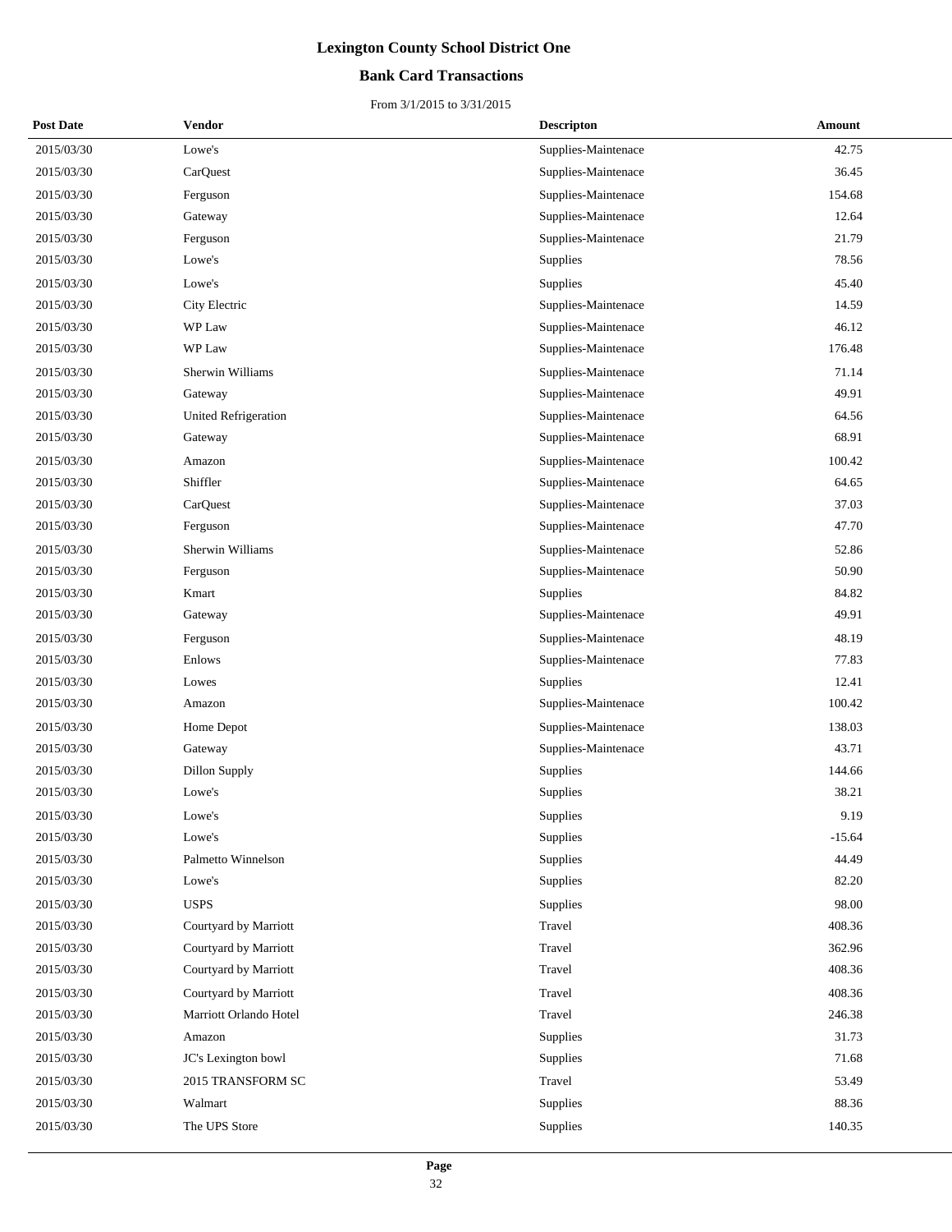# Lexington County School District One

## Bank Card Transactions

From 3/1/2015 to 3/31/2015

| Post Date | Vendor | Descripton | Amount |
|---|---|---|---|
| 2015/03/30 | Lowe's | Supplies-Maintenace | 42.75 |
| 2015/03/30 | CarQuest | Supplies-Maintenace | 36.45 |
| 2015/03/30 | Ferguson | Supplies-Maintenace | 154.68 |
| 2015/03/30 | Gateway | Supplies-Maintenace | 12.64 |
| 2015/03/30 | Ferguson | Supplies-Maintenace | 21.79 |
| 2015/03/30 | Lowe's | Supplies | 78.56 |
| 2015/03/30 | Lowe's | Supplies | 45.40 |
| 2015/03/30 | City Electric | Supplies-Maintenace | 14.59 |
| 2015/03/30 | WP Law | Supplies-Maintenace | 46.12 |
| 2015/03/30 | WP Law | Supplies-Maintenace | 176.48 |
| 2015/03/30 | Sherwin Williams | Supplies-Maintenace | 71.14 |
| 2015/03/30 | Gateway | Supplies-Maintenace | 49.91 |
| 2015/03/30 | United Refrigeration | Supplies-Maintenace | 64.56 |
| 2015/03/30 | Gateway | Supplies-Maintenace | 68.91 |
| 2015/03/30 | Amazon | Supplies-Maintenace | 100.42 |
| 2015/03/30 | Shiffler | Supplies-Maintenace | 64.65 |
| 2015/03/30 | CarQuest | Supplies-Maintenace | 37.03 |
| 2015/03/30 | Ferguson | Supplies-Maintenace | 47.70 |
| 2015/03/30 | Sherwin Williams | Supplies-Maintenace | 52.86 |
| 2015/03/30 | Ferguson | Supplies-Maintenace | 50.90 |
| 2015/03/30 | Kmart | Supplies | 84.82 |
| 2015/03/30 | Gateway | Supplies-Maintenace | 49.91 |
| 2015/03/30 | Ferguson | Supplies-Maintenace | 48.19 |
| 2015/03/30 | Enlows | Supplies-Maintenace | 77.83 |
| 2015/03/30 | Lowes | Supplies | 12.41 |
| 2015/03/30 | Amazon | Supplies-Maintenace | 100.42 |
| 2015/03/30 | Home Depot | Supplies-Maintenace | 138.03 |
| 2015/03/30 | Gateway | Supplies-Maintenace | 43.71 |
| 2015/03/30 | Dillon Supply | Supplies | 144.66 |
| 2015/03/30 | Lowe's | Supplies | 38.21 |
| 2015/03/30 | Lowe's | Supplies | 9.19 |
| 2015/03/30 | Lowe's | Supplies | -15.64 |
| 2015/03/30 | Palmetto Winnelson | Supplies | 44.49 |
| 2015/03/30 | Lowe's | Supplies | 82.20 |
| 2015/03/30 | USPS | Supplies | 98.00 |
| 2015/03/30 | Courtyard by Marriott | Travel | 408.36 |
| 2015/03/30 | Courtyard by Marriott | Travel | 362.96 |
| 2015/03/30 | Courtyard by Marriott | Travel | 408.36 |
| 2015/03/30 | Courtyard by Marriott | Travel | 408.36 |
| 2015/03/30 | Marriott Orlando Hotel | Travel | 246.38 |
| 2015/03/30 | Amazon | Supplies | 31.73 |
| 2015/03/30 | JC's Lexington bowl | Supplies | 71.68 |
| 2015/03/30 | 2015 TRANSFORM SC | Travel | 53.49 |
| 2015/03/30 | Walmart | Supplies | 88.36 |
| 2015/03/30 | The UPS Store | Supplies | 140.35 |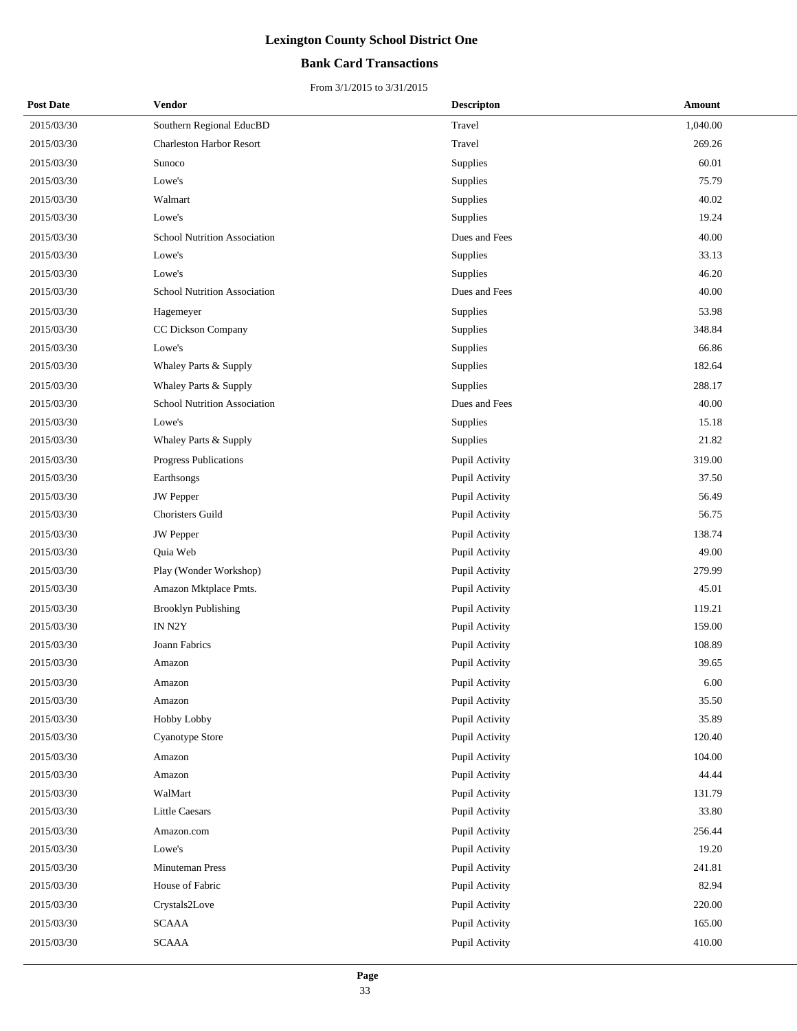# Lexington County School District One

## Bank Card Transactions

From 3/1/2015 to 3/31/2015

| Post Date | Vendor | Descripton | Amount |
|---|---|---|---|
| 2015/03/30 | Southern Regional EducBD | Travel | 1,040.00 |
| 2015/03/30 | Charleston Harbor Resort | Travel | 269.26 |
| 2015/03/30 | Sunoco | Supplies | 60.01 |
| 2015/03/30 | Lowe's | Supplies | 75.79 |
| 2015/03/30 | Walmart | Supplies | 40.02 |
| 2015/03/30 | Lowe's | Supplies | 19.24 |
| 2015/03/30 | School Nutrition Association | Dues and Fees | 40.00 |
| 2015/03/30 | Lowe's | Supplies | 33.13 |
| 2015/03/30 | Lowe's | Supplies | 46.20 |
| 2015/03/30 | School Nutrition Association | Dues and Fees | 40.00 |
| 2015/03/30 | Hagemeyer | Supplies | 53.98 |
| 2015/03/30 | CC Dickson Company | Supplies | 348.84 |
| 2015/03/30 | Lowe's | Supplies | 66.86 |
| 2015/03/30 | Whaley Parts & Supply | Supplies | 182.64 |
| 2015/03/30 | Whaley Parts & Supply | Supplies | 288.17 |
| 2015/03/30 | School Nutrition Association | Dues and Fees | 40.00 |
| 2015/03/30 | Lowe's | Supplies | 15.18 |
| 2015/03/30 | Whaley Parts & Supply | Supplies | 21.82 |
| 2015/03/30 | Progress Publications | Pupil Activity | 319.00 |
| 2015/03/30 | Earthsongs | Pupil Activity | 37.50 |
| 2015/03/30 | JW Pepper | Pupil Activity | 56.49 |
| 2015/03/30 | Choristers Guild | Pupil Activity | 56.75 |
| 2015/03/30 | JW Pepper | Pupil Activity | 138.74 |
| 2015/03/30 | Quia Web | Pupil Activity | 49.00 |
| 2015/03/30 | Play (Wonder Workshop) | Pupil Activity | 279.99 |
| 2015/03/30 | Amazon Mktplace Pmts. | Pupil Activity | 45.01 |
| 2015/03/30 | Brooklyn Publishing | Pupil Activity | 119.21 |
| 2015/03/30 | IN N2Y | Pupil Activity | 159.00 |
| 2015/03/30 | Joann Fabrics | Pupil Activity | 108.89 |
| 2015/03/30 | Amazon | Pupil Activity | 39.65 |
| 2015/03/30 | Amazon | Pupil Activity | 6.00 |
| 2015/03/30 | Amazon | Pupil Activity | 35.50 |
| 2015/03/30 | Hobby Lobby | Pupil Activity | 35.89 |
| 2015/03/30 | Cyanotype Store | Pupil Activity | 120.40 |
| 2015/03/30 | Amazon | Pupil Activity | 104.00 |
| 2015/03/30 | Amazon | Pupil Activity | 44.44 |
| 2015/03/30 | WalMart | Pupil Activity | 131.79 |
| 2015/03/30 | Little Caesars | Pupil Activity | 33.80 |
| 2015/03/30 | Amazon.com | Pupil Activity | 256.44 |
| 2015/03/30 | Lowe's | Pupil Activity | 19.20 |
| 2015/03/30 | Minuteman Press | Pupil Activity | 241.81 |
| 2015/03/30 | House of Fabric | Pupil Activity | 82.94 |
| 2015/03/30 | Crystals2Love | Pupil Activity | 220.00 |
| 2015/03/30 | SCAAA | Pupil Activity | 165.00 |
| 2015/03/30 | SCAAA | Pupil Activity | 410.00 |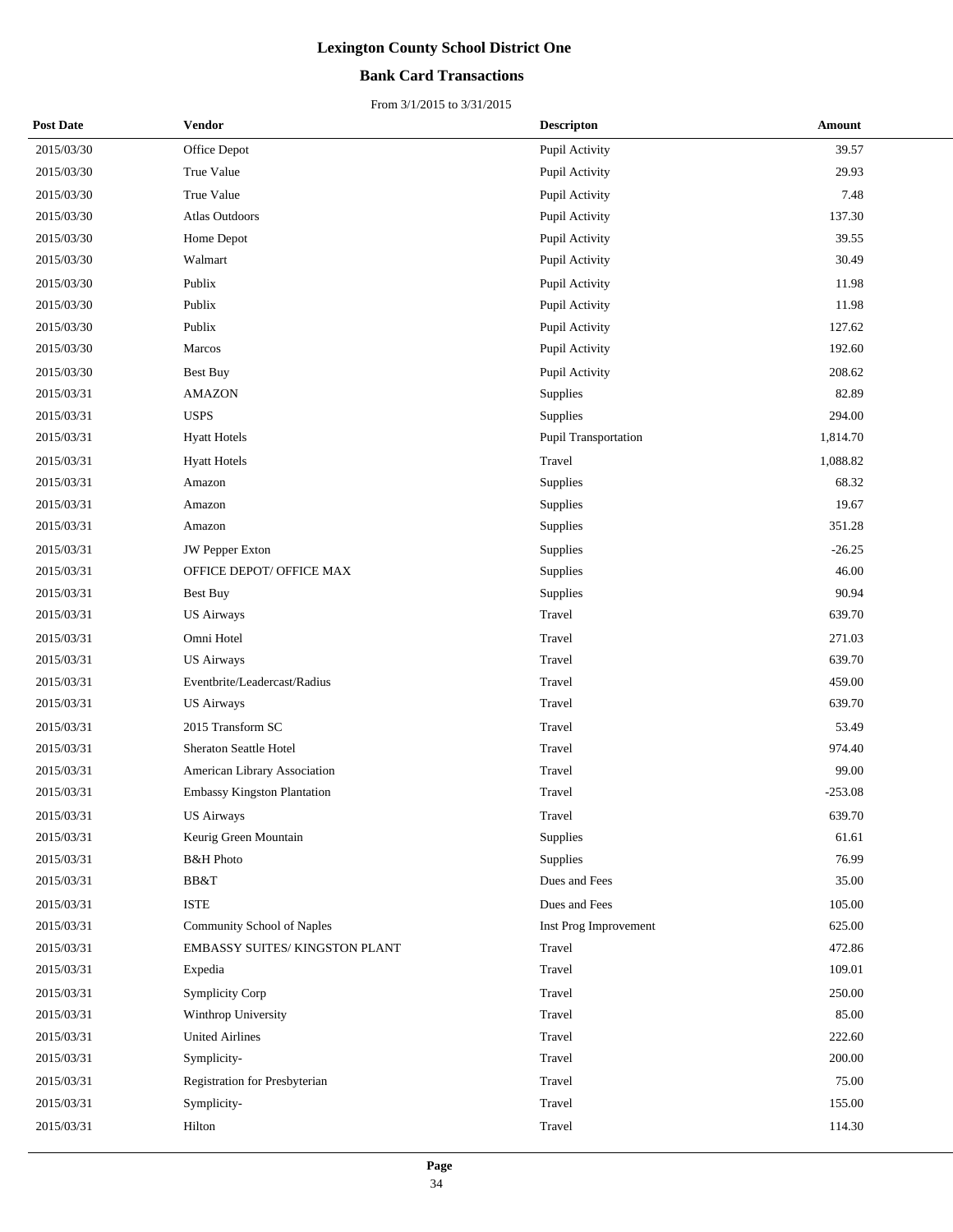# Lexington County School District One

## Bank Card Transactions

From 3/1/2015 to 3/31/2015

| Post Date | Vendor | Descripton | Amount |
|---|---|---|---|
| 2015/03/30 | Office Depot | Pupil Activity | 39.57 |
| 2015/03/30 | True Value | Pupil Activity | 29.93 |
| 2015/03/30 | True Value | Pupil Activity | 7.48 |
| 2015/03/30 | Atlas Outdoors | Pupil Activity | 137.30 |
| 2015/03/30 | Home Depot | Pupil Activity | 39.55 |
| 2015/03/30 | Walmart | Pupil Activity | 30.49 |
| 2015/03/30 | Publix | Pupil Activity | 11.98 |
| 2015/03/30 | Publix | Pupil Activity | 11.98 |
| 2015/03/30 | Publix | Pupil Activity | 127.62 |
| 2015/03/30 | Marcos | Pupil Activity | 192.60 |
| 2015/03/30 | Best Buy | Pupil Activity | 208.62 |
| 2015/03/31 | AMAZON | Supplies | 82.89 |
| 2015/03/31 | USPS | Supplies | 294.00 |
| 2015/03/31 | Hyatt Hotels | Pupil Transportation | 1,814.70 |
| 2015/03/31 | Hyatt Hotels | Travel | 1,088.82 |
| 2015/03/31 | Amazon | Supplies | 68.32 |
| 2015/03/31 | Amazon | Supplies | 19.67 |
| 2015/03/31 | Amazon | Supplies | 351.28 |
| 2015/03/31 | JW Pepper Exton | Supplies | -26.25 |
| 2015/03/31 | OFFICE DEPOT/ OFFICE MAX | Supplies | 46.00 |
| 2015/03/31 | Best Buy | Supplies | 90.94 |
| 2015/03/31 | US Airways | Travel | 639.70 |
| 2015/03/31 | Omni Hotel | Travel | 271.03 |
| 2015/03/31 | US Airways | Travel | 639.70 |
| 2015/03/31 | Eventbrite/Leadercast/Radius | Travel | 459.00 |
| 2015/03/31 | US Airways | Travel | 639.70 |
| 2015/03/31 | 2015 Transform SC | Travel | 53.49 |
| 2015/03/31 | Sheraton Seattle Hotel | Travel | 974.40 |
| 2015/03/31 | American Library Association | Travel | 99.00 |
| 2015/03/31 | Embassy Kingston Plantation | Travel | -253.08 |
| 2015/03/31 | US Airways | Travel | 639.70 |
| 2015/03/31 | Keurig Green Mountain | Supplies | 61.61 |
| 2015/03/31 | B&H Photo | Supplies | 76.99 |
| 2015/03/31 | BB&T | Dues and Fees | 35.00 |
| 2015/03/31 | ISTE | Dues and Fees | 105.00 |
| 2015/03/31 | Community School of Naples | Inst Prog Improvement | 625.00 |
| 2015/03/31 | EMBASSY SUITES/ KINGSTON PLANT | Travel | 472.86 |
| 2015/03/31 | Expedia | Travel | 109.01 |
| 2015/03/31 | Symplicity Corp | Travel | 250.00 |
| 2015/03/31 | Winthrop University | Travel | 85.00 |
| 2015/03/31 | United Airlines | Travel | 222.60 |
| 2015/03/31 | Symplicity- | Travel | 200.00 |
| 2015/03/31 | Registration for Presbyterian | Travel | 75.00 |
| 2015/03/31 | Symplicity- | Travel | 155.00 |
| 2015/03/31 | Hilton | Travel | 114.30 |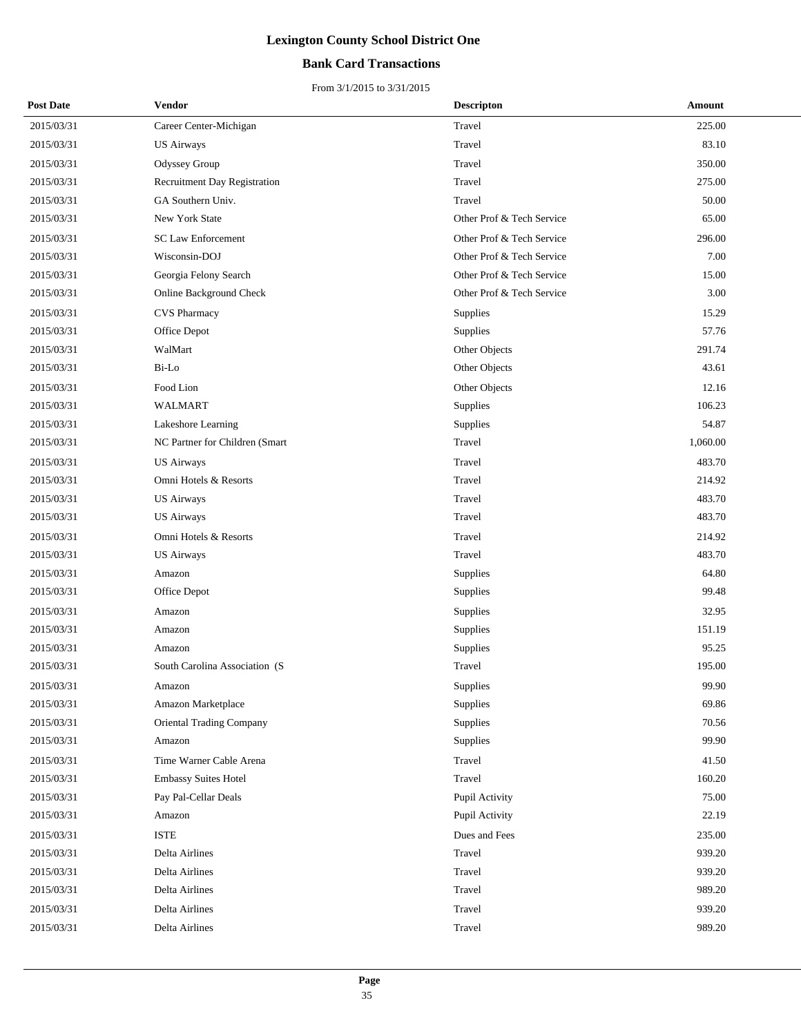# Lexington County School District One

## Bank Card Transactions

From 3/1/2015 to 3/31/2015

| Post Date | Vendor | Descripton | Amount |
|---|---|---|---|
| 2015/03/31 | Career Center-Michigan | Travel | 225.00 |
| 2015/03/31 | US Airways | Travel | 83.10 |
| 2015/03/31 | Odyssey Group | Travel | 350.00 |
| 2015/03/31 | Recruitment Day Registration | Travel | 275.00 |
| 2015/03/31 | GA Southern Univ. | Travel | 50.00 |
| 2015/03/31 | New York State | Other Prof & Tech Service | 65.00 |
| 2015/03/31 | SC Law Enforcement | Other Prof & Tech Service | 296.00 |
| 2015/03/31 | Wisconsin-DOJ | Other Prof & Tech Service | 7.00 |
| 2015/03/31 | Georgia Felony Search | Other Prof & Tech Service | 15.00 |
| 2015/03/31 | Online Background Check | Other Prof & Tech Service | 3.00 |
| 2015/03/31 | CVS Pharmacy | Supplies | 15.29 |
| 2015/03/31 | Office Depot | Supplies | 57.76 |
| 2015/03/31 | WalMart | Other Objects | 291.74 |
| 2015/03/31 | Bi-Lo | Other Objects | 43.61 |
| 2015/03/31 | Food Lion | Other Objects | 12.16 |
| 2015/03/31 | WALMART | Supplies | 106.23 |
| 2015/03/31 | Lakeshore Learning | Supplies | 54.87 |
| 2015/03/31 | NC Partner for Children (Smart | Travel | 1,060.00 |
| 2015/03/31 | US Airways | Travel | 483.70 |
| 2015/03/31 | Omni Hotels & Resorts | Travel | 214.92 |
| 2015/03/31 | US Airways | Travel | 483.70 |
| 2015/03/31 | US Airways | Travel | 483.70 |
| 2015/03/31 | Omni Hotels & Resorts | Travel | 214.92 |
| 2015/03/31 | US Airways | Travel | 483.70 |
| 2015/03/31 | Amazon | Supplies | 64.80 |
| 2015/03/31 | Office Depot | Supplies | 99.48 |
| 2015/03/31 | Amazon | Supplies | 32.95 |
| 2015/03/31 | Amazon | Supplies | 151.19 |
| 2015/03/31 | Amazon | Supplies | 95.25 |
| 2015/03/31 | South Carolina Association (S | Travel | 195.00 |
| 2015/03/31 | Amazon | Supplies | 99.90 |
| 2015/03/31 | Amazon Marketplace | Supplies | 69.86 |
| 2015/03/31 | Oriental Trading Company | Supplies | 70.56 |
| 2015/03/31 | Amazon | Supplies | 99.90 |
| 2015/03/31 | Time Warner Cable Arena | Travel | 41.50 |
| 2015/03/31 | Embassy Suites Hotel | Travel | 160.20 |
| 2015/03/31 | Pay Pal-Cellar Deals | Pupil Activity | 75.00 |
| 2015/03/31 | Amazon | Pupil Activity | 22.19 |
| 2015/03/31 | ISTE | Dues and Fees | 235.00 |
| 2015/03/31 | Delta Airlines | Travel | 939.20 |
| 2015/03/31 | Delta Airlines | Travel | 939.20 |
| 2015/03/31 | Delta Airlines | Travel | 989.20 |
| 2015/03/31 | Delta Airlines | Travel | 939.20 |
| 2015/03/31 | Delta Airlines | Travel | 989.20 |